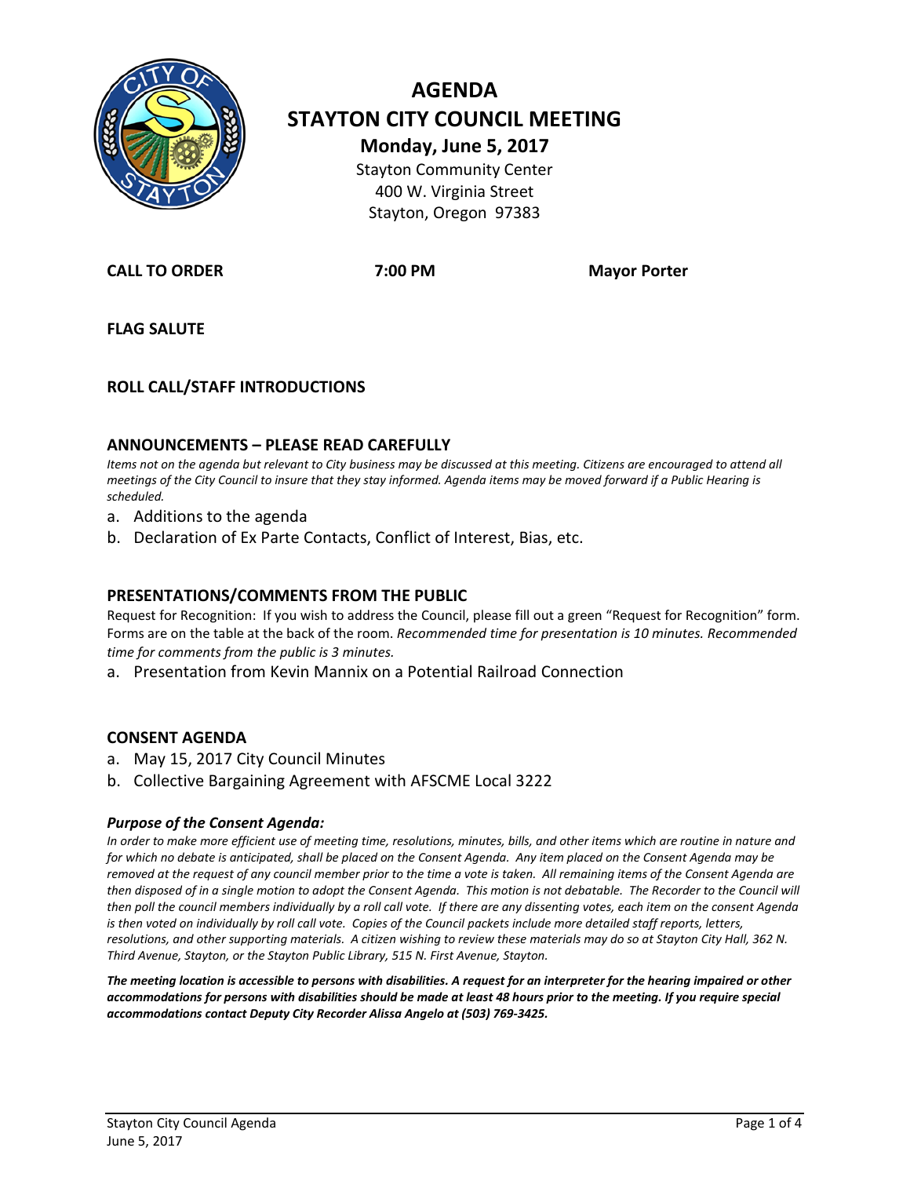# AGENDA
# STAYTON CITY COUNCIL MEETING

**Monday, June 5, 2017**

Stayton Community Center
400 W. Virginia Street
Stayton, Oregon 97383

**CALL TO ORDER** **7:00 PM** **Mayor Porter**

## FLAG SALUTE

## ROLL CALL/STAFF INTRODUCTIONS

## ANNOUNCEMENTS – PLEASE READ CAREFULLY

*Items not on the agenda but relevant to City business may be discussed at this meeting. Citizens are encouraged to attend all meetings of the City Council to insure that they stay informed. Agenda items may be moved forward if a Public Hearing is scheduled.*

a. Additions to the agenda
b. Declaration of Ex Parte Contacts, Conflict of Interest, Bias, etc.

## PRESENTATIONS/COMMENTS FROM THE PUBLIC

Request for Recognition: If you wish to address the Council, please fill out a green "Request for Recognition" form. Forms are on the table at the back of the room. *Recommended time for presentation is 10 minutes. Recommended time for comments from the public is 3 minutes.*

a. Presentation from Kevin Mannix on a Potential Railroad Connection

## CONSENT AGENDA

a. May 15, 2017 City Council Minutes
b. Collective Bargaining Agreement with AFSCME Local 3222

### *Purpose of the Consent Agenda:*

*In order to make more efficient use of meeting time, resolutions, minutes, bills, and other items which are routine in nature and for which no debate is anticipated, shall be placed on the Consent Agenda. Any item placed on the Consent Agenda may be removed at the request of any council member prior to the time a vote is taken. All remaining items of the Consent Agenda are then disposed of in a single motion to adopt the Consent Agenda. This motion is not debatable. The Recorder to the Council will then poll the council members individually by a roll call vote. If there are any dissenting votes, each item on the consent Agenda is then voted on individually by roll call vote. Copies of the Council packets include more detailed staff reports, letters, resolutions, and other supporting materials. A citizen wishing to review these materials may do so at Stayton City Hall, 362 N. Third Avenue, Stayton, or the Stayton Public Library, 515 N. First Avenue, Stayton.*

***The meeting location is accessible to persons with disabilities. A request for an interpreter for the hearing impaired or other accommodations for persons with disabilities should be made at least 48 hours prior to the meeting. If you require special accommodations contact Deputy City Recorder Alissa Angelo at (503) 769-3425.***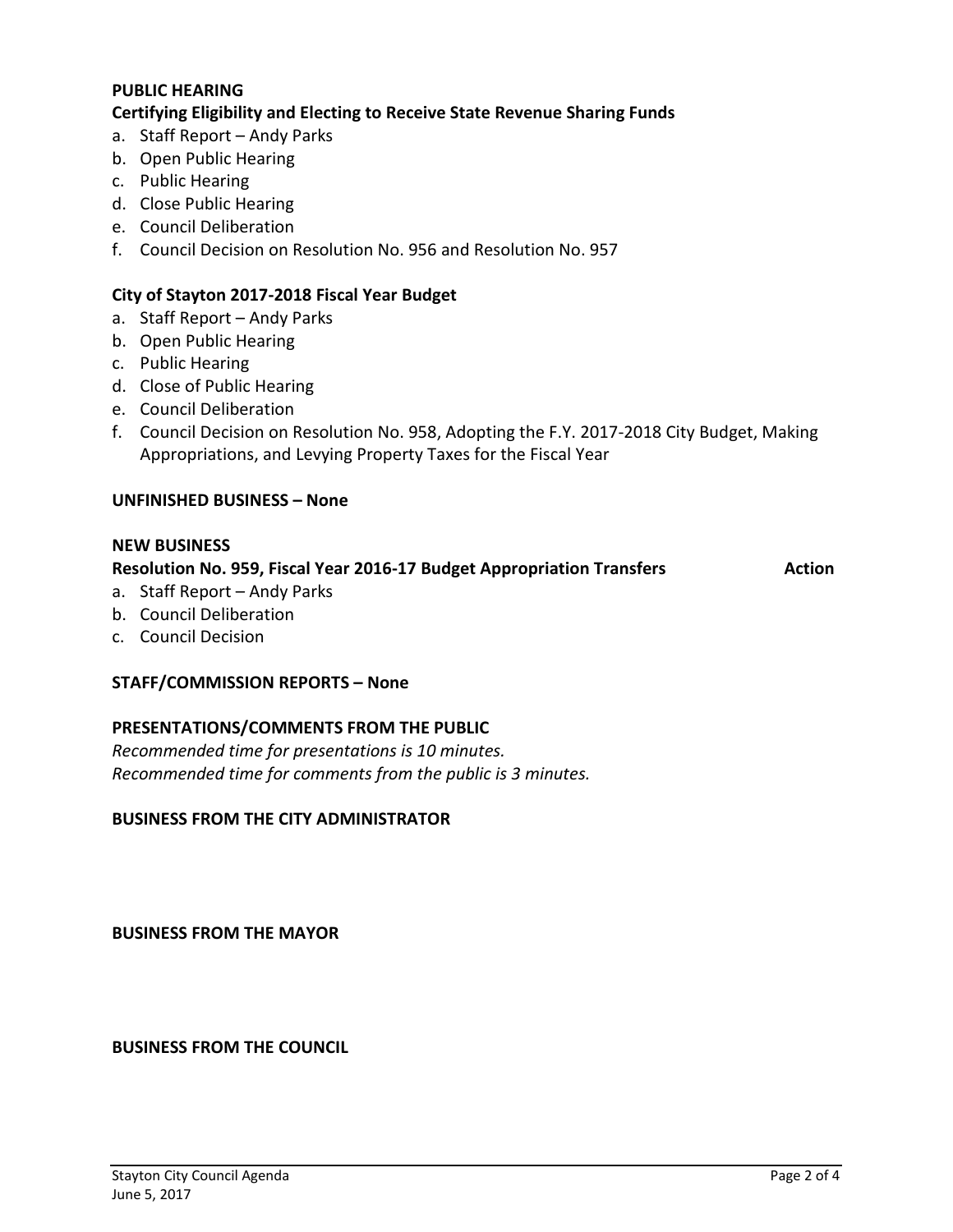## PUBLIC HEARING

### Certifying Eligibility and Electing to Receive State Revenue Sharing Funds

a. Staff Report – Andy Parks
b. Open Public Hearing
c. Public Hearing
d. Close Public Hearing
e. Council Deliberation
f. Council Decision on Resolution No. 956 and Resolution No. 957

### City of Stayton 2017-2018 Fiscal Year Budget

a. Staff Report – Andy Parks
b. Open Public Hearing
c. Public Hearing
d. Close of Public Hearing
e. Council Deliberation
f. Council Decision on Resolution No. 958, Adopting the F.Y. 2017-2018 City Budget, Making Appropriations, and Levying Property Taxes for the Fiscal Year

## UNFINISHED BUSINESS – None

## NEW BUSINESS

### Resolution No. 959, Fiscal Year 2016-17 Budget Appropriation Transfers — Action

a. Staff Report – Andy Parks
b. Council Deliberation
c. Council Decision

## STAFF/COMMISSION REPORTS – None

## PRESENTATIONS/COMMENTS FROM THE PUBLIC

*Recommended time for presentations is 10 minutes.*
*Recommended time for comments from the public is 3 minutes.*

## BUSINESS FROM THE CITY ADMINISTRATOR

## BUSINESS FROM THE MAYOR

## BUSINESS FROM THE COUNCIL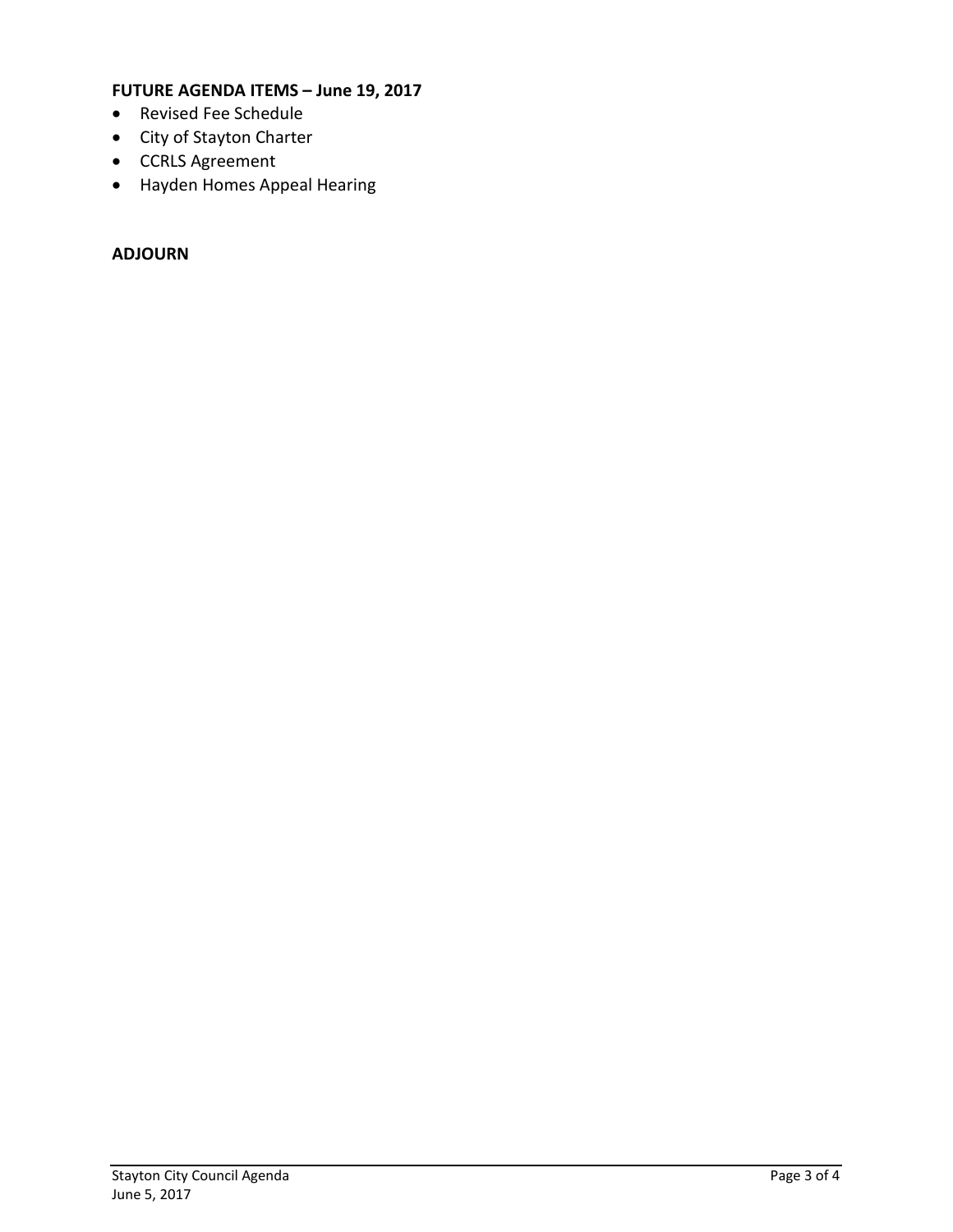**FUTURE AGENDA ITEMS – June 19, 2017**

- Revised Fee Schedule
- City of Stayton Charter
- CCRLS Agreement
- Hayden Homes Appeal Hearing

**ADJOURN**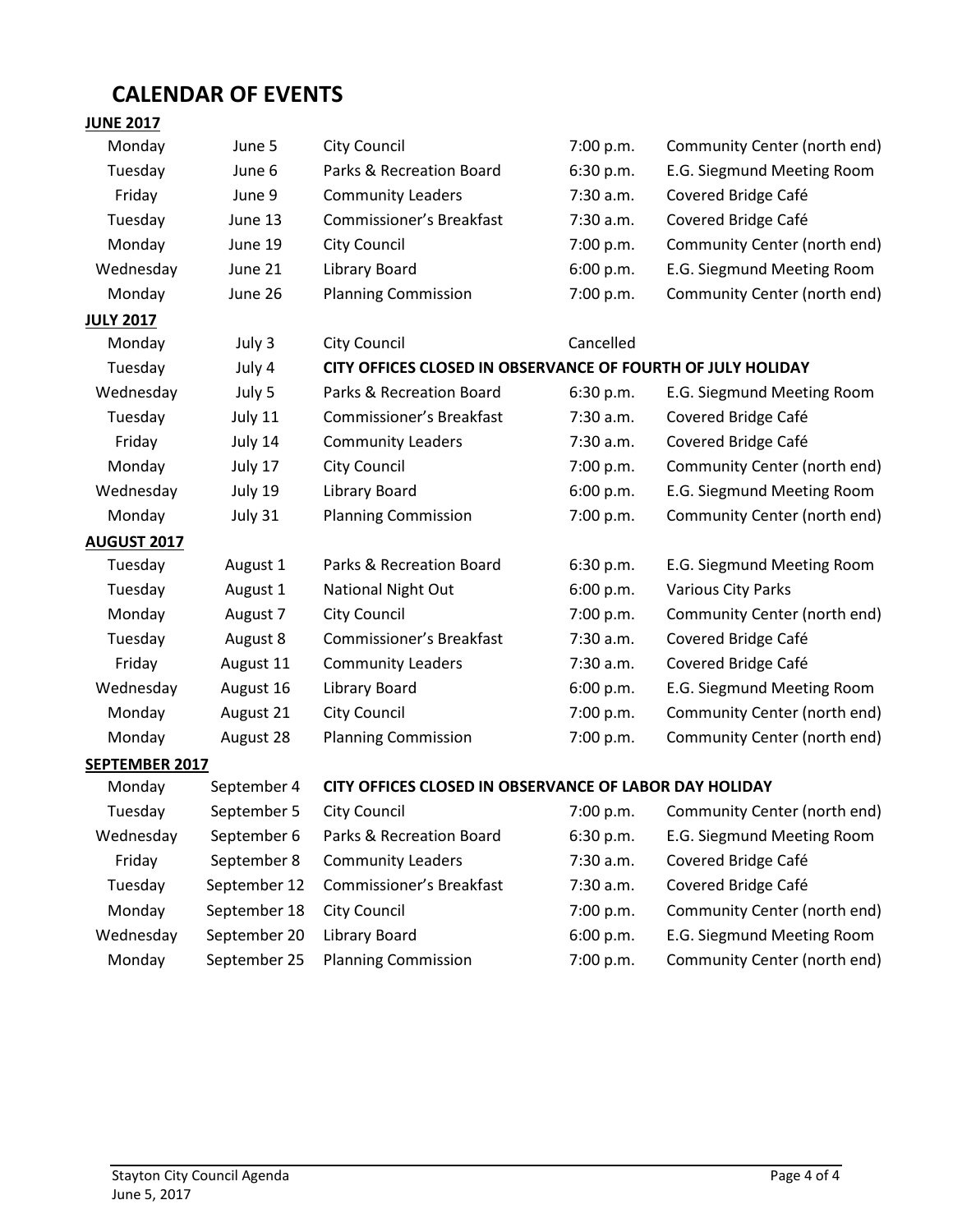# CALENDAR OF EVENTS

**JUNE 2017**

| | | | | |
|---|---|---|---|---|
| Monday | June 5 | City Council | 7:00 p.m. | Community Center (north end) |
| Tuesday | June 6 | Parks & Recreation Board | 6:30 p.m. | E.G. Siegmund Meeting Room |
| Friday | June 9 | Community Leaders | 7:30 a.m. | Covered Bridge Café |
| Tuesday | June 13 | Commissioner's Breakfast | 7:30 a.m. | Covered Bridge Café |
| Monday | June 19 | City Council | 7:00 p.m. | Community Center (north end) |
| Wednesday | June 21 | Library Board | 6:00 p.m. | E.G. Siegmund Meeting Room |
| Monday | June 26 | Planning Commission | 7:00 p.m. | Community Center (north end) |

**JULY 2017**

| | | | | |
|---|---|---|---|---|
| Monday | July 3 | City Council | Cancelled | |
| Tuesday | July 4 | **CITY OFFICES CLOSED IN OBSERVANCE OF FOURTH OF JULY HOLIDAY** | | |
| Wednesday | July 5 | Parks & Recreation Board | 6:30 p.m. | E.G. Siegmund Meeting Room |
| Tuesday | July 11 | Commissioner's Breakfast | 7:30 a.m. | Covered Bridge Café |
| Friday | July 14 | Community Leaders | 7:30 a.m. | Covered Bridge Café |
| Monday | July 17 | City Council | 7:00 p.m. | Community Center (north end) |
| Wednesday | July 19 | Library Board | 6:00 p.m. | E.G. Siegmund Meeting Room |
| Monday | July 31 | Planning Commission | 7:00 p.m. | Community Center (north end) |

**AUGUST 2017**

| | | | | |
|---|---|---|---|---|
| Tuesday | August 1 | Parks & Recreation Board | 6:30 p.m. | E.G. Siegmund Meeting Room |
| Tuesday | August 1 | National Night Out | 6:00 p.m. | Various City Parks |
| Monday | August 7 | City Council | 7:00 p.m. | Community Center (north end) |
| Tuesday | August 8 | Commissioner's Breakfast | 7:30 a.m. | Covered Bridge Café |
| Friday | August 11 | Community Leaders | 7:30 a.m. | Covered Bridge Café |
| Wednesday | August 16 | Library Board | 6:00 p.m. | E.G. Siegmund Meeting Room |
| Monday | August 21 | City Council | 7:00 p.m. | Community Center (north end) |
| Monday | August 28 | Planning Commission | 7:00 p.m. | Community Center (north end) |

**SEPTEMBER 2017**

| | | | | |
|---|---|---|---|---|
| Monday | September 4 | **CITY OFFICES CLOSED IN OBSERVANCE OF LABOR DAY HOLIDAY** | | |
| Tuesday | September 5 | City Council | 7:00 p.m. | Community Center (north end) |
| Wednesday | September 6 | Parks & Recreation Board | 6:30 p.m. | E.G. Siegmund Meeting Room |
| Friday | September 8 | Community Leaders | 7:30 a.m. | Covered Bridge Café |
| Tuesday | September 12 | Commissioner's Breakfast | 7:30 a.m. | Covered Bridge Café |
| Monday | September 18 | City Council | 7:00 p.m. | Community Center (north end) |
| Wednesday | September 20 | Library Board | 6:00 p.m. | E.G. Siegmund Meeting Room |
| Monday | September 25 | Planning Commission | 7:00 p.m. | Community Center (north end) |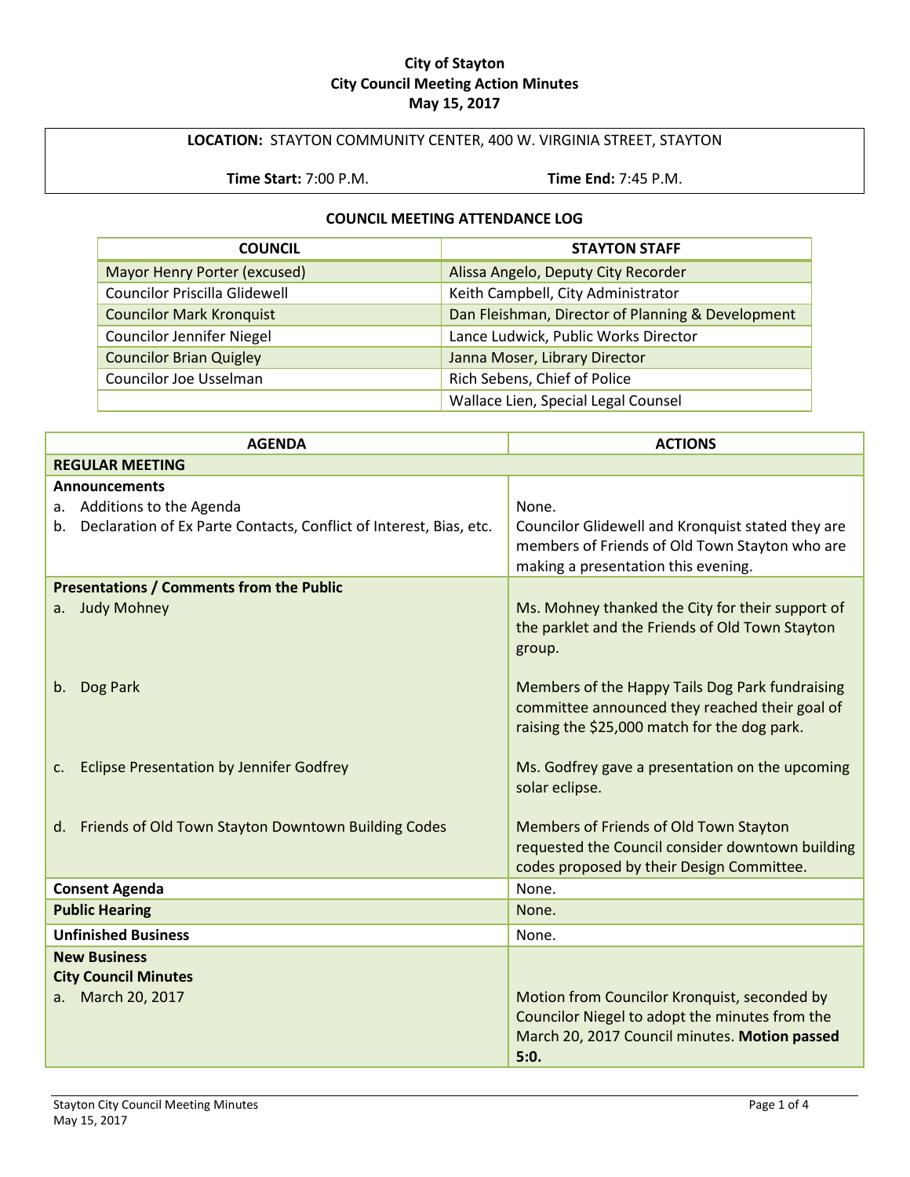**City of Stayton**
**City Council Meeting Action Minutes**
**May 15, 2017**

**LOCATION:** STAYTON COMMUNITY CENTER, 400 W. VIRGINIA STREET, STAYTON

**Time Start:** 7:00 P.M. **Time End:** 7:45 P.M.

**COUNCIL MEETING ATTENDANCE LOG**

| COUNCIL | STAYTON STAFF |
|---|---|
| Mayor Henry Porter (excused) | Alissa Angelo, Deputy City Recorder |
| Councilor Priscilla Glidewell | Keith Campbell, City Administrator |
| Councilor Mark Kronquist | Dan Fleishman, Director of Planning & Development |
| Councilor Jennifer Niegel | Lance Ludwick, Public Works Director |
| Councilor Brian Quigley | Janna Moser, Library Director |
| Councilor Joe Usselman | Rich Sebens, Chief of Police |
| | Wallace Lien, Special Legal Counsel |

| AGENDA | ACTIONS |
|---|---|
| **REGULAR MEETING** | |
| **Announcements** | |
| a. Additions to the Agenda | None. |
| b. Declaration of Ex Parte Contacts, Conflict of Interest, Bias, etc. | Councilor Glidewell and Kronquist stated they are members of Friends of Old Town Stayton who are making a presentation this evening. |
| **Presentations / Comments from the Public** | |
| a. Judy Mohney | Ms. Mohney thanked the City for their support of the parklet and the Friends of Old Town Stayton group. |
| b. Dog Park | Members of the Happy Tails Dog Park fundraising committee announced they reached their goal of raising the $25,000 match for the dog park. |
| c. Eclipse Presentation by Jennifer Godfrey | Ms. Godfrey gave a presentation on the upcoming solar eclipse. |
| d. Friends of Old Town Stayton Downtown Building Codes | Members of Friends of Old Town Stayton requested the Council consider downtown building codes proposed by their Design Committee. |
| **Consent Agenda** | None. |
| **Public Hearing** | None. |
| **Unfinished Business** | None. |
| **New Business** | |
| **City Council Minutes** | |
| a. March 20, 2017 | Motion from Councilor Kronquist, seconded by Councilor Niegel to adopt the minutes from the March 20, 2017 Council minutes. **Motion passed 5:0.** |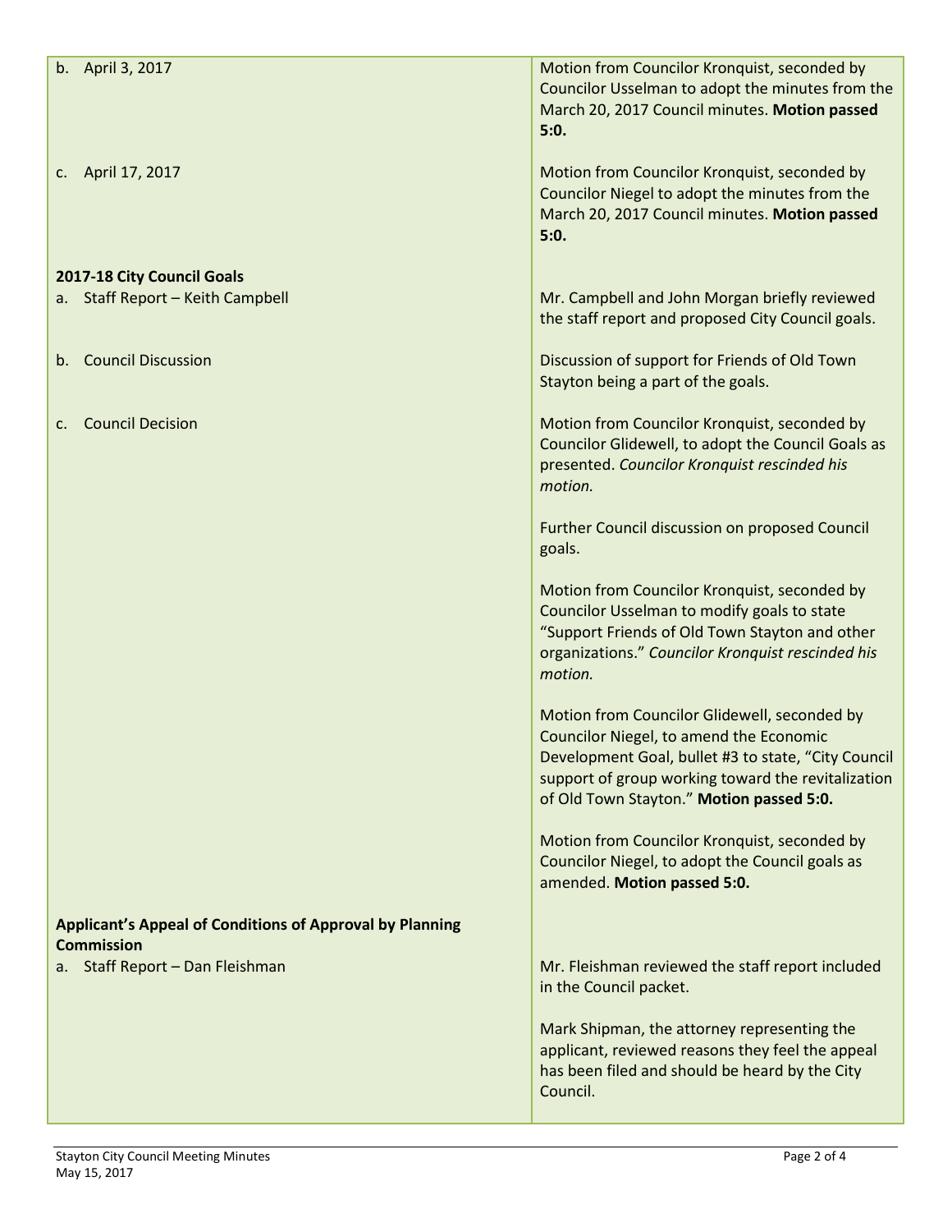| | |
|---|---|
| b. April 3, 2017 | Motion from Councilor Kronquist, seconded by Councilor Usselman to adopt the minutes from the March 20, 2017 Council minutes. **Motion passed 5:0.** |
| c. April 17, 2017 | Motion from Councilor Kronquist, seconded by Councilor Niegel to adopt the minutes from the March 20, 2017 Council minutes. **Motion passed 5:0.** |
| **2017-18 City Council Goals** | |
| a. Staff Report – Keith Campbell | Mr. Campbell and John Morgan briefly reviewed the staff report and proposed City Council goals. |
| b. Council Discussion | Discussion of support for Friends of Old Town Stayton being a part of the goals. |
| c. Council Decision | Motion from Councilor Kronquist, seconded by Councilor Glidewell, to adopt the Council Goals as presented. *Councilor Kronquist rescinded his motion.*<br><br>Further Council discussion on proposed Council goals.<br><br>Motion from Councilor Kronquist, seconded by Councilor Usselman to modify goals to state "Support Friends of Old Town Stayton and other organizations." *Councilor Kronquist rescinded his motion.*<br><br>Motion from Councilor Glidewell, seconded by Councilor Niegel, to amend the Economic Development Goal, bullet #3 to state, "City Council support of group working toward the revitalization of Old Town Stayton." **Motion passed 5:0.**<br><br>Motion from Councilor Kronquist, seconded by Councilor Niegel, to adopt the Council goals as amended. **Motion passed 5:0.** |
| **Applicant's Appeal of Conditions of Approval by Planning Commission** | |
| a. Staff Report – Dan Fleishman | Mr. Fleishman reviewed the staff report included in the Council packet.<br><br>Mark Shipman, the attorney representing the applicant, reviewed reasons they feel the appeal has been filed and should be heard by the City Council. |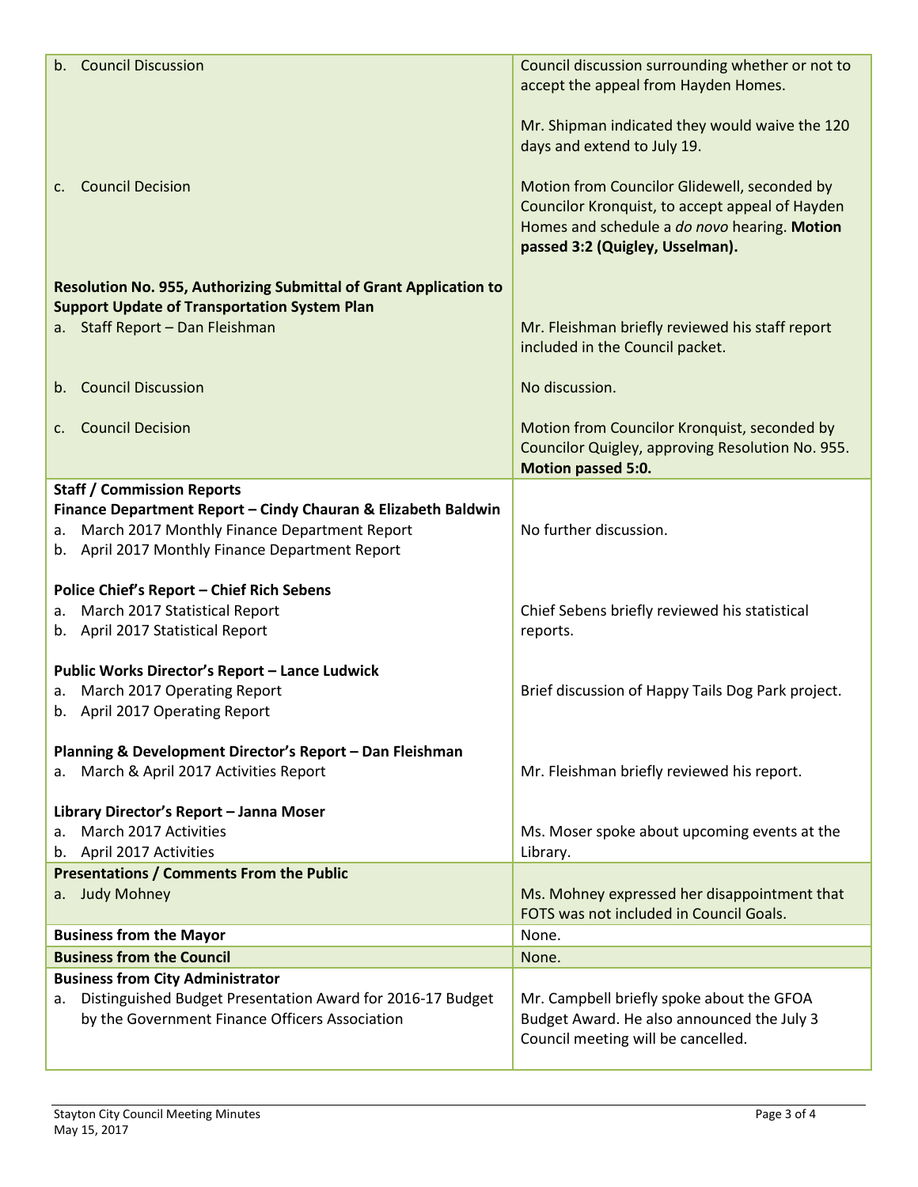| | |
|---|---|
| b. Council Discussion | Council discussion surrounding whether or not to accept the appeal from Hayden Homes.<br><br>Mr. Shipman indicated they would waive the 120 days and extend to July 19. |
| c. Council Decision | Motion from Councilor Glidewell, seconded by Councilor Kronquist, to accept appeal of Hayden Homes and schedule a *do novo* hearing. **Motion passed 3:2 (Quigley, Usselman).** |
| **Resolution No. 955, Authorizing Submittal of Grant Application to Support Update of Transportation System Plan** | |
| a. Staff Report – Dan Fleishman | Mr. Fleishman briefly reviewed his staff report included in the Council packet. |
| b. Council Discussion | No discussion. |
| c. Council Decision | Motion from Councilor Kronquist, seconded by Councilor Quigley, approving Resolution No. 955. **Motion passed 5:0.** |
| **Staff / Commission Reports** | |
| **Finance Department Report – Cindy Chauran & Elizabeth Baldwin**<br>a. March 2017 Monthly Finance Department Report<br>b. April 2017 Monthly Finance Department Report | No further discussion. |
| **Police Chief's Report – Chief Rich Sebens**<br>a. March 2017 Statistical Report<br>b. April 2017 Statistical Report | Chief Sebens briefly reviewed his statistical reports. |
| **Public Works Director's Report – Lance Ludwick**<br>a. March 2017 Operating Report<br>b. April 2017 Operating Report | Brief discussion of Happy Tails Dog Park project. |
| **Planning & Development Director's Report – Dan Fleishman**<br>a. March & April 2017 Activities Report | Mr. Fleishman briefly reviewed his report. |
| **Library Director's Report – Janna Moser**<br>a. March 2017 Activities<br>b. April 2017 Activities | Ms. Moser spoke about upcoming events at the Library. |
| **Presentations / Comments From the Public** | |
| a. Judy Mohney | Ms. Mohney expressed her disappointment that FOTS was not included in Council Goals. |
| **Business from the Mayor** | None. |
| **Business from the Council** | None. |
| **Business from City Administrator** | |
| a. Distinguished Budget Presentation Award for 2016-17 Budget by the Government Finance Officers Association | Mr. Campbell briefly spoke about the GFOA Budget Award. He also announced the July 3 Council meeting will be cancelled. |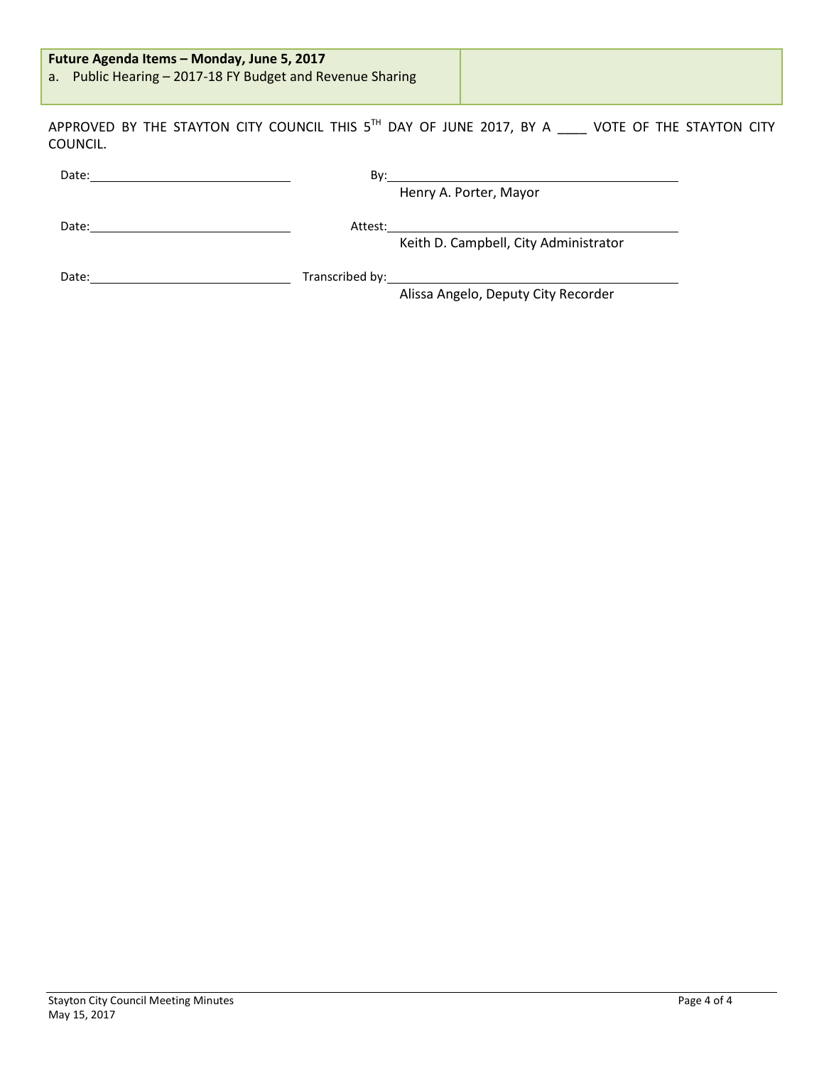| Future Agenda Items – Monday, June 5, 2017 | |
|---|---|
| a. Public Hearing – 2017-18 FY Budget and Revenue Sharing | |

APPROVED BY THE STAYTON CITY COUNCIL THIS 5TH DAY OF JUNE 2017, BY A ____ VOTE OF THE STAYTON CITY COUNCIL.

Date:______________________ By:______________________
Henry A. Porter, Mayor

Date:______________________ Attest:______________________
Keith D. Campbell, City Administrator

Date:______________________ Transcribed by:______________________
Alissa Angelo, Deputy City Recorder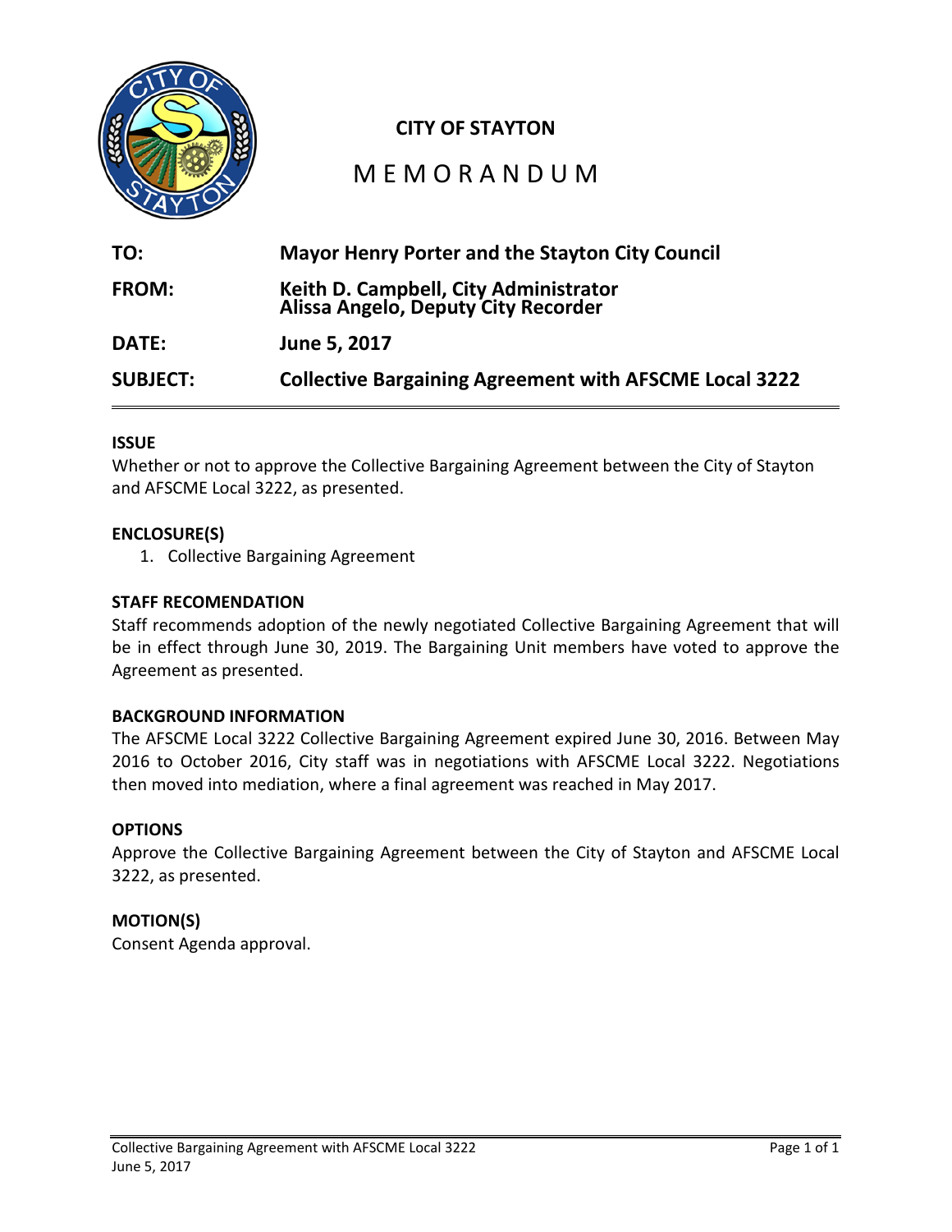**CITY OF STAYTON**

# MEMORANDUM

| | |
|---|---|
| **TO:** | **Mayor Henry Porter and the Stayton City Council** |
| **FROM:** | **Keith D. Campbell, City Administrator**<br>**Alissa Angelo, Deputy City Recorder** |
| **DATE:** | **June 5, 2017** |
| **SUBJECT:** | **Collective Bargaining Agreement with AFSCME Local 3222** |

---

**ISSUE**

Whether or not to approve the Collective Bargaining Agreement between the City of Stayton and AFSCME Local 3222, as presented.

**ENCLOSURE(S)**

1. Collective Bargaining Agreement

**STAFF RECOMENDATION**

Staff recommends adoption of the newly negotiated Collective Bargaining Agreement that will be in effect through June 30, 2019. The Bargaining Unit members have voted to approve the Agreement as presented.

**BACKGROUND INFORMATION**

The AFSCME Local 3222 Collective Bargaining Agreement expired June 30, 2016. Between May 2016 to October 2016, City staff was in negotiations with AFSCME Local 3222. Negotiations then moved into mediation, where a final agreement was reached in May 2017.

**OPTIONS**

Approve the Collective Bargaining Agreement between the City of Stayton and AFSCME Local 3222, as presented.

**MOTION(S)**

Consent Agenda approval.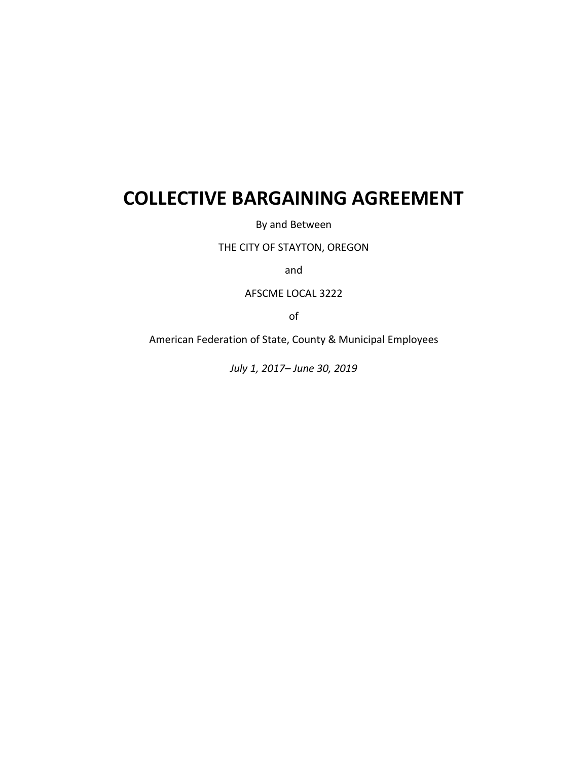# COLLECTIVE BARGAINING AGREEMENT

By and Between

THE CITY OF STAYTON, OREGON

and

AFSCME LOCAL 3222

of

American Federation of State, County & Municipal Employees

*July 1, 2017– June 30, 2019*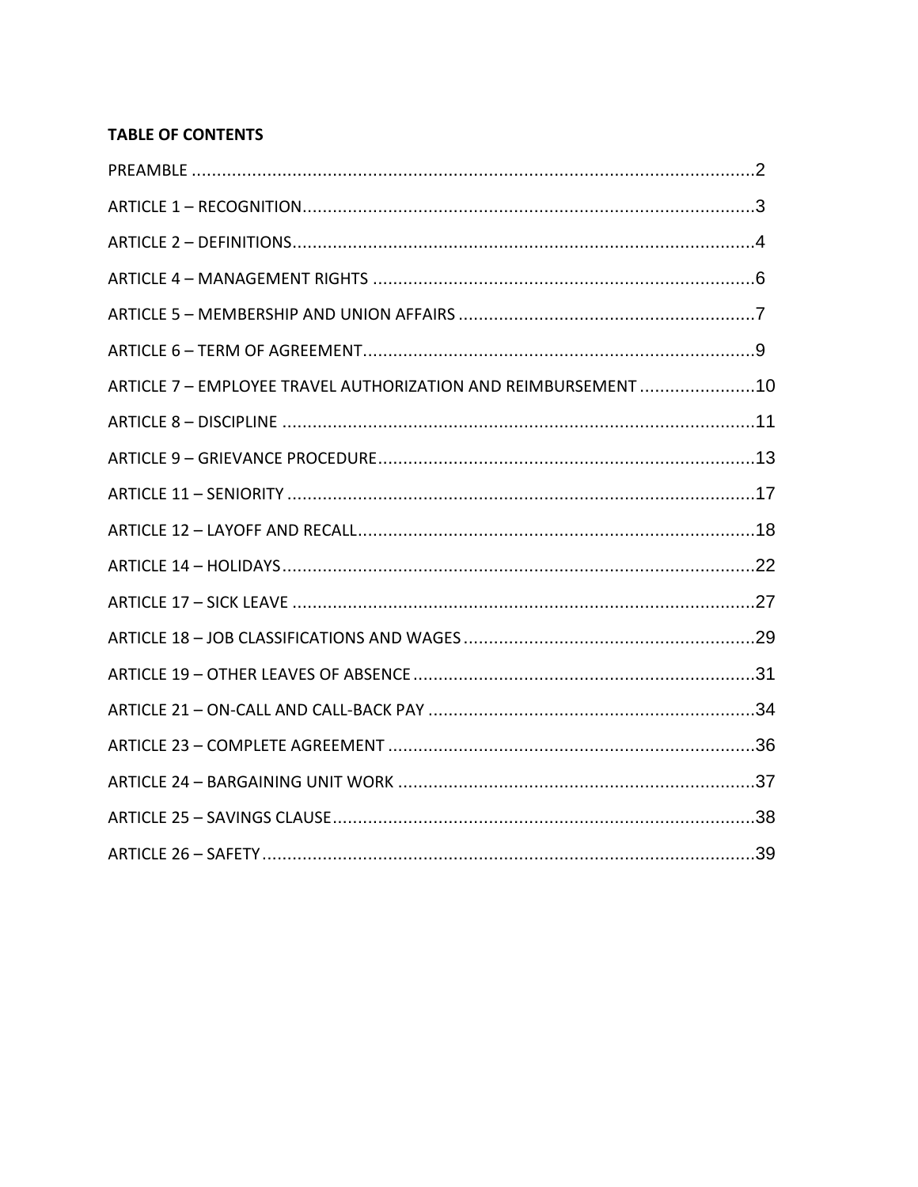**TABLE OF CONTENTS**

PREAMBLE ....................................................................................................2

ARTICLE 1 – RECOGNITION..........................................................................3

ARTICLE 2 – DEFINITIONS............................................................................4

ARTICLE 4 – MANAGEMENT RIGHTS ............................................................6

ARTICLE 5 – MEMBERSHIP AND UNION AFFAIRS ...........................................7

ARTICLE 6 – TERM OF AGREEMENT..............................................................9

ARTICLE 7 – EMPLOYEE TRAVEL AUTHORIZATION AND REIMBURSEMENT .......................10

ARTICLE 8 – DISCIPLINE ..............................................................................11

ARTICLE 9 – GRIEVANCE PROCEDURE...........................................................13

ARTICLE 11 – SENIORITY .............................................................................17

ARTICLE 12 – LAYOFF AND RECALL...............................................................18

ARTICLE 14 – HOLIDAYS..............................................................................22

ARTICLE 17 – SICK LEAVE ............................................................................27

ARTICLE 18 – JOB CLASSIFICATIONS AND WAGES ..........................................29

ARTICLE 19 – OTHER LEAVES OF ABSENCE ....................................................31

ARTICLE 21 – ON-CALL AND CALL-BACK PAY .................................................34

ARTICLE 23 – COMPLETE AGREEMENT .........................................................36

ARTICLE 24 – BARGAINING UNIT WORK .......................................................37

ARTICLE 25 – SAVINGS CLAUSE....................................................................38

ARTICLE 26 – SAFETY..................................................................................39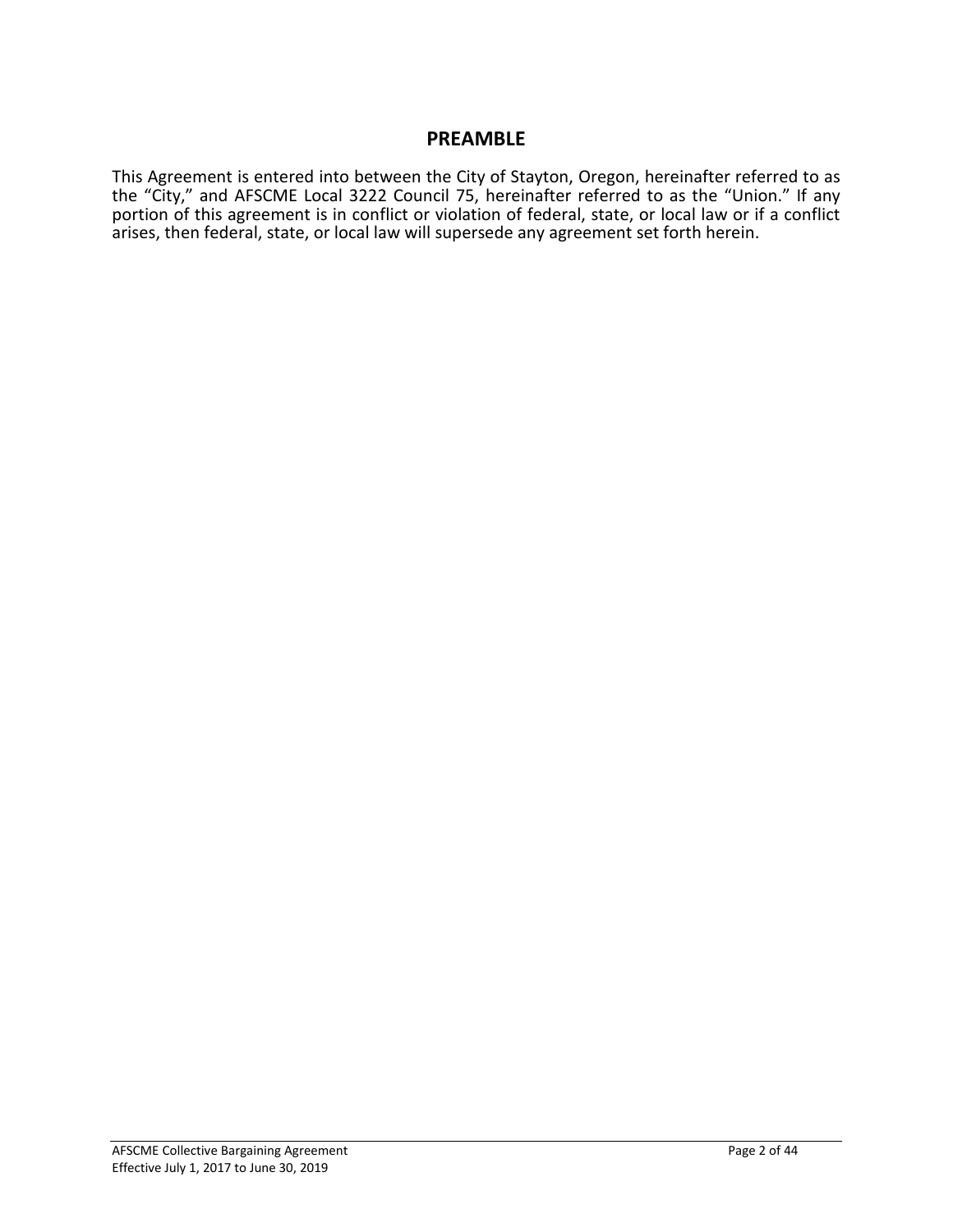## PREAMBLE

This Agreement is entered into between the City of Stayton, Oregon, hereinafter referred to as the "City," and AFSCME Local 3222 Council 75, hereinafter referred to as the "Union." If any portion of this agreement is in conflict or violation of federal, state, or local law or if a conflict arises, then federal, state, or local law will supersede any agreement set forth herein.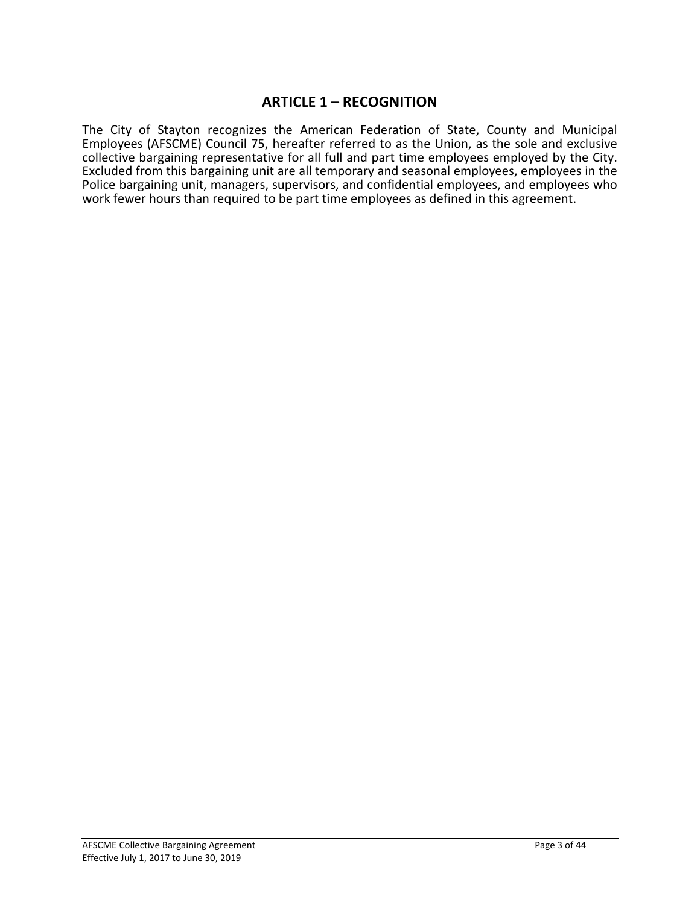# ARTICLE 1 – RECOGNITION

The City of Stayton recognizes the American Federation of State, County and Municipal Employees (AFSCME) Council 75, hereafter referred to as the Union, as the sole and exclusive collective bargaining representative for all full and part time employees employed by the City. Excluded from this bargaining unit are all temporary and seasonal employees, employees in the Police bargaining unit, managers, supervisors, and confidential employees, and employees who work fewer hours than required to be part time employees as defined in this agreement.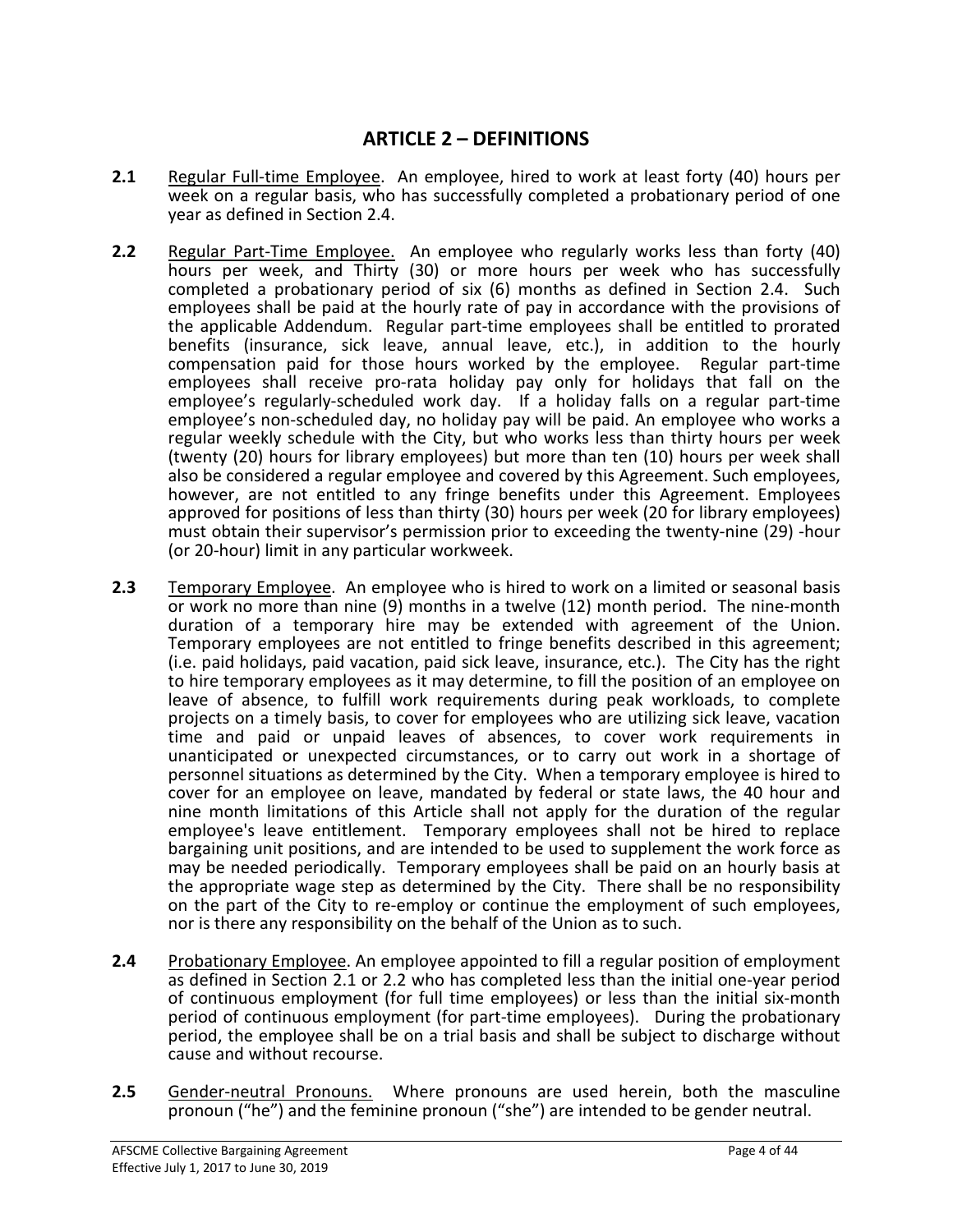## ARTICLE 2 – DEFINITIONS

**2.1** Regular Full-time Employee. An employee, hired to work at least forty (40) hours per week on a regular basis, who has successfully completed a probationary period of one year as defined in Section 2.4.

**2.2** Regular Part-Time Employee. An employee who regularly works less than forty (40) hours per week, and Thirty (30) or more hours per week who has successfully completed a probationary period of six (6) months as defined in Section 2.4. Such employees shall be paid at the hourly rate of pay in accordance with the provisions of the applicable Addendum. Regular part-time employees shall be entitled to prorated benefits (insurance, sick leave, annual leave, etc.), in addition to the hourly compensation paid for those hours worked by the employee. Regular part-time employees shall receive pro-rata holiday pay only for holidays that fall on the employee's regularly-scheduled work day. If a holiday falls on a regular part-time employee's non-scheduled day, no holiday pay will be paid. An employee who works a regular weekly schedule with the City, but who works less than thirty hours per week (twenty (20) hours for library employees) but more than ten (10) hours per week shall also be considered a regular employee and covered by this Agreement. Such employees, however, are not entitled to any fringe benefits under this Agreement. Employees approved for positions of less than thirty (30) hours per week (20 for library employees) must obtain their supervisor's permission prior to exceeding the twenty-nine (29) -hour (or 20-hour) limit in any particular workweek.

**2.3** Temporary Employee. An employee who is hired to work on a limited or seasonal basis or work no more than nine (9) months in a twelve (12) month period. The nine-month duration of a temporary hire may be extended with agreement of the Union. Temporary employees are not entitled to fringe benefits described in this agreement; (i.e. paid holidays, paid vacation, paid sick leave, insurance, etc.). The City has the right to hire temporary employees as it may determine, to fill the position of an employee on leave of absence, to fulfill work requirements during peak workloads, to complete projects on a timely basis, to cover for employees who are utilizing sick leave, vacation time and paid or unpaid leaves of absences, to cover work requirements in unanticipated or unexpected circumstances, or to carry out work in a shortage of personnel situations as determined by the City. When a temporary employee is hired to cover for an employee on leave, mandated by federal or state laws, the 40 hour and nine month limitations of this Article shall not apply for the duration of the regular employee's leave entitlement. Temporary employees shall not be hired to replace bargaining unit positions, and are intended to be used to supplement the work force as may be needed periodically. Temporary employees shall be paid on an hourly basis at the appropriate wage step as determined by the City. There shall be no responsibility on the part of the City to re-employ or continue the employment of such employees, nor is there any responsibility on the behalf of the Union as to such.

**2.4** Probationary Employee. An employee appointed to fill a regular position of employment as defined in Section 2.1 or 2.2 who has completed less than the initial one-year period of continuous employment (for full time employees) or less than the initial six-month period of continuous employment (for part-time employees). During the probationary period, the employee shall be on a trial basis and shall be subject to discharge without cause and without recourse.

**2.5** Gender-neutral Pronouns. Where pronouns are used herein, both the masculine pronoun ("he") and the feminine pronoun ("she") are intended to be gender neutral.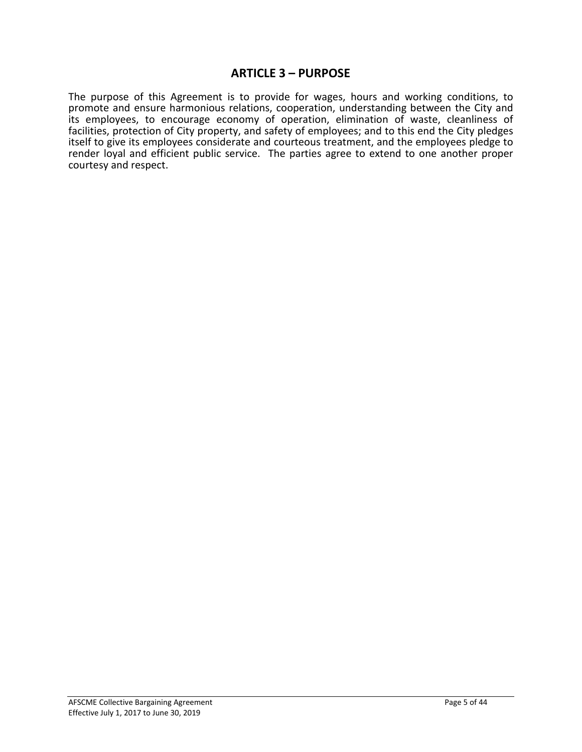# ARTICLE 3 – PURPOSE

The purpose of this Agreement is to provide for wages, hours and working conditions, to promote and ensure harmonious relations, cooperation, understanding between the City and its employees, to encourage economy of operation, elimination of waste, cleanliness of facilities, protection of City property, and safety of employees; and to this end the City pledges itself to give its employees considerate and courteous treatment, and the employees pledge to render loyal and efficient public service. The parties agree to extend to one another proper courtesy and respect.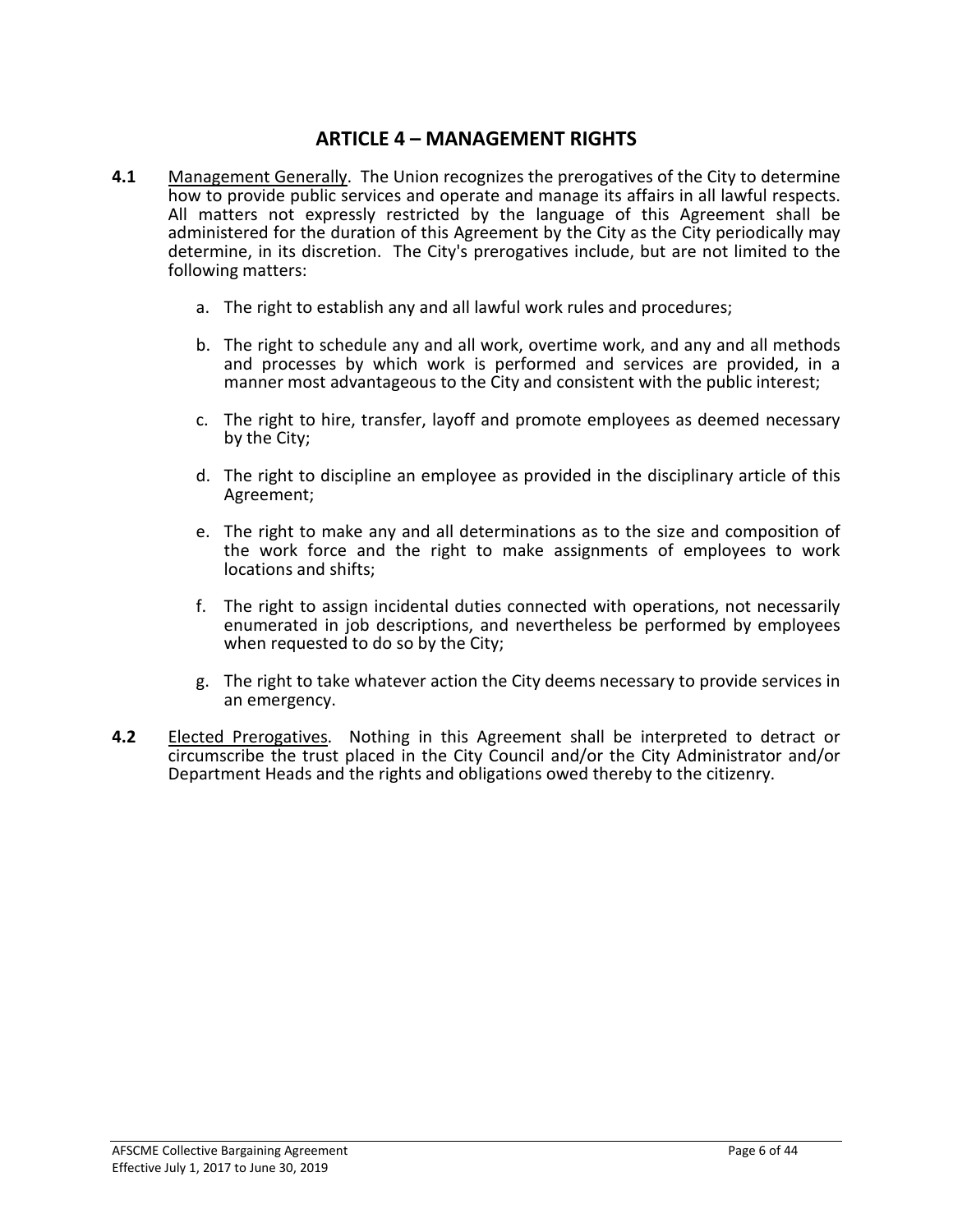## ARTICLE 4 – MANAGEMENT RIGHTS

**4.1** Management Generally. The Union recognizes the prerogatives of the City to determine how to provide public services and operate and manage its affairs in all lawful respects. All matters not expressly restricted by the language of this Agreement shall be administered for the duration of this Agreement by the City as the City periodically may determine, in its discretion. The City's prerogatives include, but are not limited to the following matters:

a. The right to establish any and all lawful work rules and procedures;

b. The right to schedule any and all work, overtime work, and any and all methods and processes by which work is performed and services are provided, in a manner most advantageous to the City and consistent with the public interest;

c. The right to hire, transfer, layoff and promote employees as deemed necessary by the City;

d. The right to discipline an employee as provided in the disciplinary article of this Agreement;

e. The right to make any and all determinations as to the size and composition of the work force and the right to make assignments of employees to work locations and shifts;

f. The right to assign incidental duties connected with operations, not necessarily enumerated in job descriptions, and nevertheless be performed by employees when requested to do so by the City;

g. The right to take whatever action the City deems necessary to provide services in an emergency.

**4.2** Elected Prerogatives. Nothing in this Agreement shall be interpreted to detract or circumscribe the trust placed in the City Council and/or the City Administrator and/or Department Heads and the rights and obligations owed thereby to the citizenry.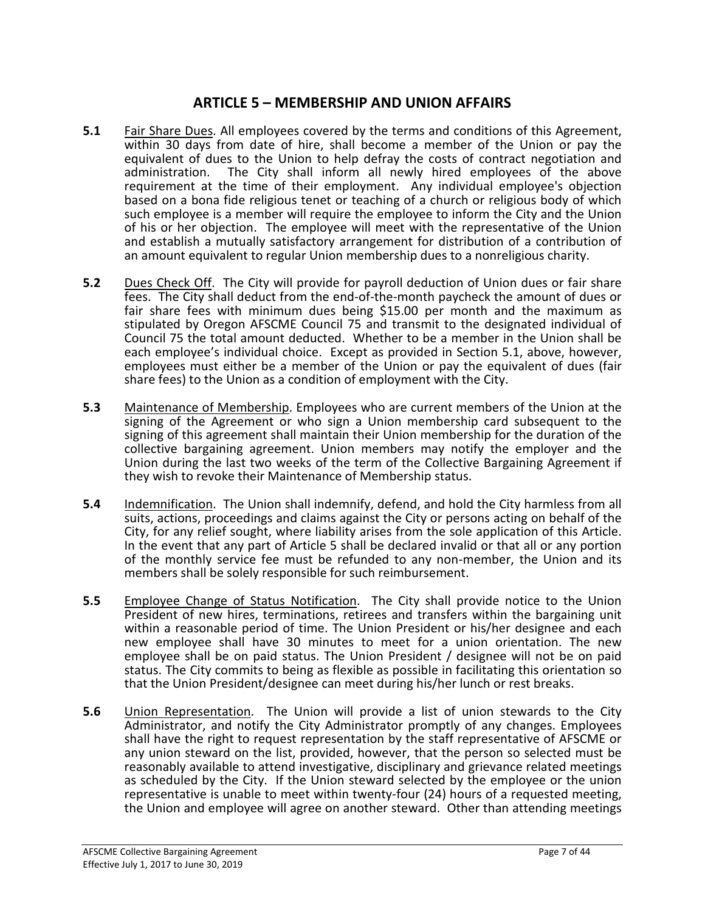# ARTICLE 5 – MEMBERSHIP AND UNION AFFAIRS

**5.1** Fair Share Dues. All employees covered by the terms and conditions of this Agreement, within 30 days from date of hire, shall become a member of the Union or pay the equivalent of dues to the Union to help defray the costs of contract negotiation and administration. The City shall inform all newly hired employees of the above requirement at the time of their employment. Any individual employee's objection based on a bona fide religious tenet or teaching of a church or religious body of which such employee is a member will require the employee to inform the City and the Union of his or her objection. The employee will meet with the representative of the Union and establish a mutually satisfactory arrangement for distribution of a contribution of an amount equivalent to regular Union membership dues to a nonreligious charity.

**5.2** Dues Check Off. The City will provide for payroll deduction of Union dues or fair share fees. The City shall deduct from the end-of-the-month paycheck the amount of dues or fair share fees with minimum dues being $15.00 per month and the maximum as stipulated by Oregon AFSCME Council 75 and transmit to the designated individual of Council 75 the total amount deducted. Whether to be a member in the Union shall be each employee's individual choice. Except as provided in Section 5.1, above, however, employees must either be a member of the Union or pay the equivalent of dues (fair share fees) to the Union as a condition of employment with the City.

**5.3** Maintenance of Membership. Employees who are current members of the Union at the signing of the Agreement or who sign a Union membership card subsequent to the signing of this agreement shall maintain their Union membership for the duration of the collective bargaining agreement. Union members may notify the employer and the Union during the last two weeks of the term of the Collective Bargaining Agreement if they wish to revoke their Maintenance of Membership status.

**5.4** Indemnification. The Union shall indemnify, defend, and hold the City harmless from all suits, actions, proceedings and claims against the City or persons acting on behalf of the City, for any relief sought, where liability arises from the sole application of this Article. In the event that any part of Article 5 shall be declared invalid or that all or any portion of the monthly service fee must be refunded to any non-member, the Union and its members shall be solely responsible for such reimbursement.

**5.5** Employee Change of Status Notification. The City shall provide notice to the Union President of new hires, terminations, retirees and transfers within the bargaining unit within a reasonable period of time. The Union President or his/her designee and each new employee shall have 30 minutes to meet for a union orientation. The new employee shall be on paid status. The Union President / designee will not be on paid status. The City commits to being as flexible as possible in facilitating this orientation so that the Union President/designee can meet during his/her lunch or rest breaks.

**5.6** Union Representation. The Union will provide a list of union stewards to the City Administrator, and notify the City Administrator promptly of any changes. Employees shall have the right to request representation by the staff representative of AFSCME or any union steward on the list, provided, however, that the person so selected must be reasonably available to attend investigative, disciplinary and grievance related meetings as scheduled by the City. If the Union steward selected by the employee or the union representative is unable to meet within twenty-four (24) hours of a requested meeting, the Union and employee will agree on another steward. Other than attending meetings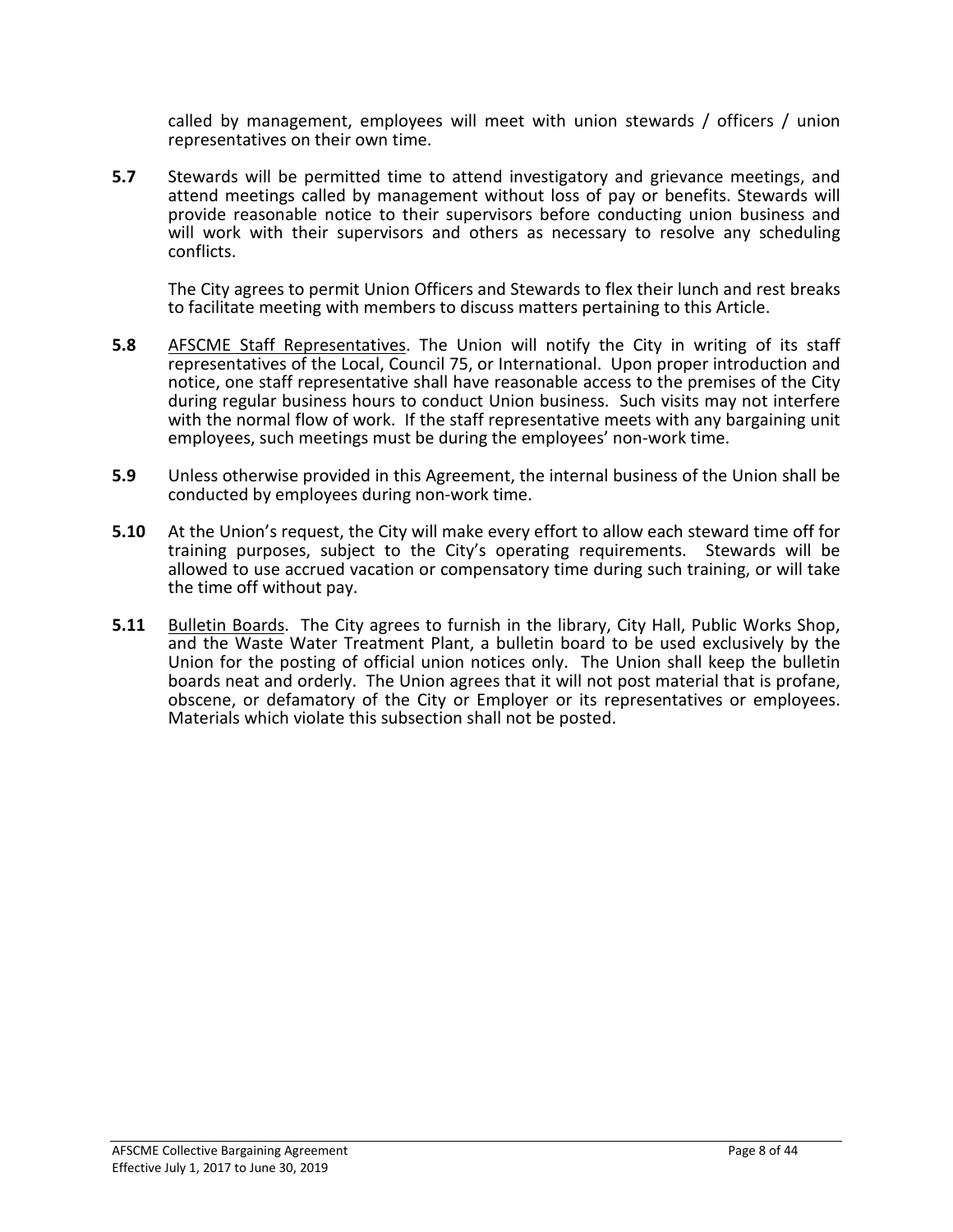called by management, employees will meet with union stewards / officers / union representatives on their own time.

**5.7** Stewards will be permitted time to attend investigatory and grievance meetings, and attend meetings called by management without loss of pay or benefits. Stewards will provide reasonable notice to their supervisors before conducting union business and will work with their supervisors and others as necessary to resolve any scheduling conflicts.

The City agrees to permit Union Officers and Stewards to flex their lunch and rest breaks to facilitate meeting with members to discuss matters pertaining to this Article.

**5.8** <u>AFSCME Staff Representatives</u>. The Union will notify the City in writing of its staff representatives of the Local, Council 75, or International. Upon proper introduction and notice, one staff representative shall have reasonable access to the premises of the City during regular business hours to conduct Union business. Such visits may not interfere with the normal flow of work. If the staff representative meets with any bargaining unit employees, such meetings must be during the employees' non-work time.

**5.9** Unless otherwise provided in this Agreement, the internal business of the Union shall be conducted by employees during non-work time.

**5.10** At the Union's request, the City will make every effort to allow each steward time off for training purposes, subject to the City's operating requirements. Stewards will be allowed to use accrued vacation or compensatory time during such training, or will take the time off without pay.

**5.11** <u>Bulletin Boards</u>. The City agrees to furnish in the library, City Hall, Public Works Shop, and the Waste Water Treatment Plant, a bulletin board to be used exclusively by the Union for the posting of official union notices only. The Union shall keep the bulletin boards neat and orderly. The Union agrees that it will not post material that is profane, obscene, or defamatory of the City or Employer or its representatives or employees. Materials which violate this subsection shall not be posted.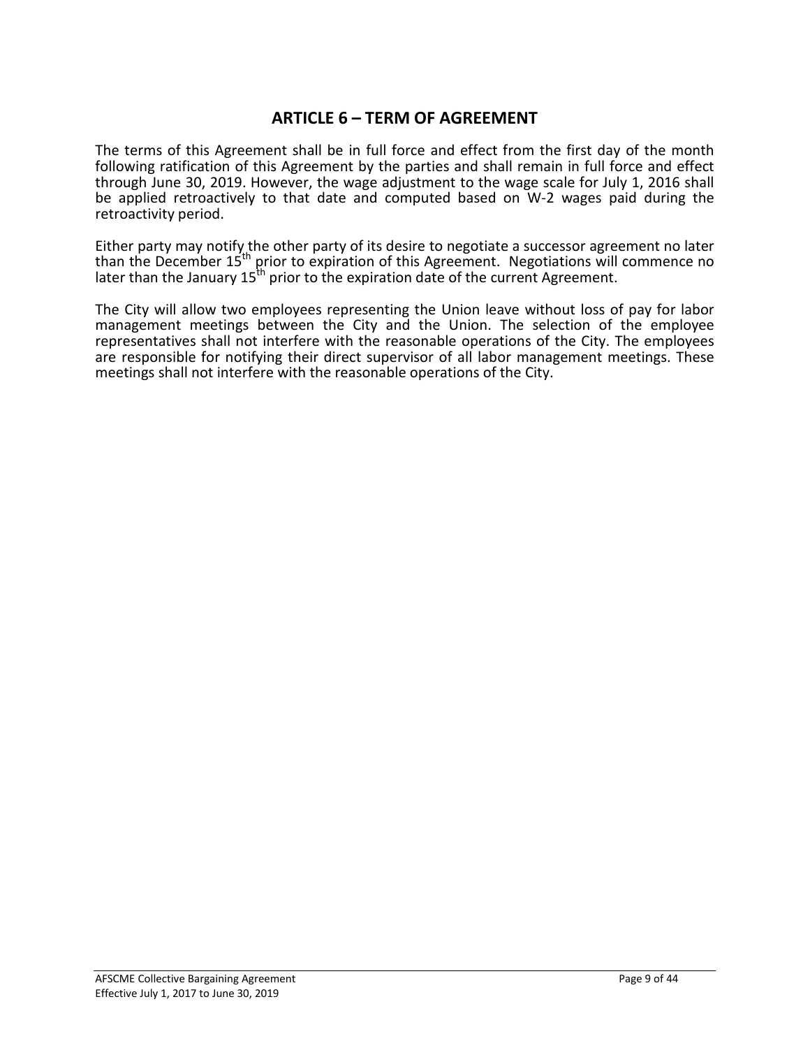## ARTICLE 6 – TERM OF AGREEMENT

The terms of this Agreement shall be in full force and effect from the first day of the month following ratification of this Agreement by the parties and shall remain in full force and effect through June 30, 2019. However, the wage adjustment to the wage scale for July 1, 2016 shall be applied retroactively to that date and computed based on W-2 wages paid during the retroactivity period.

Either party may notify the other party of its desire to negotiate a successor agreement no later than the December 15th prior to expiration of this Agreement. Negotiations will commence no later than the January 15th prior to the expiration date of the current Agreement.

The City will allow two employees representing the Union leave without loss of pay for labor management meetings between the City and the Union. The selection of the employee representatives shall not interfere with the reasonable operations of the City. The employees are responsible for notifying their direct supervisor of all labor management meetings. These meetings shall not interfere with the reasonable operations of the City.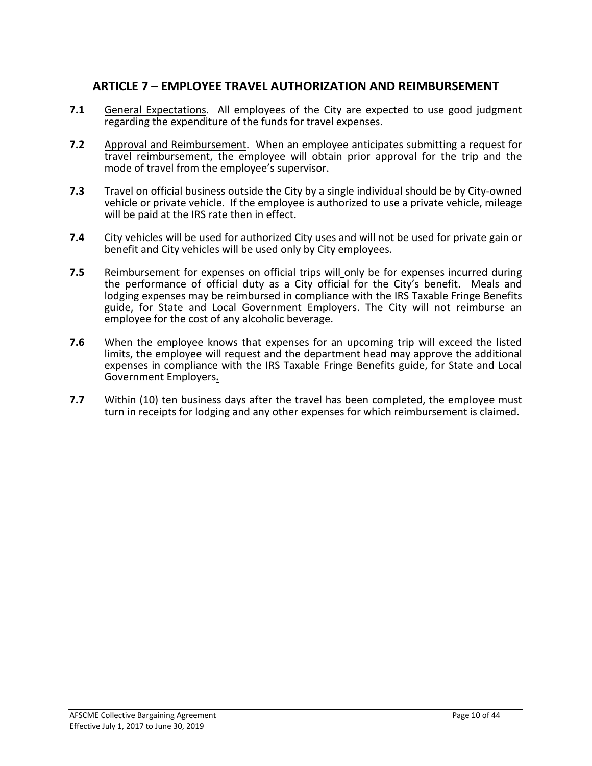## ARTICLE 7 – EMPLOYEE TRAVEL AUTHORIZATION AND REIMBURSEMENT

**7.1** General Expectations. All employees of the City are expected to use good judgment regarding the expenditure of the funds for travel expenses.

**7.2** Approval and Reimbursement. When an employee anticipates submitting a request for travel reimbursement, the employee will obtain prior approval for the trip and the mode of travel from the employee's supervisor.

**7.3** Travel on official business outside the City by a single individual should be by City-owned vehicle or private vehicle. If the employee is authorized to use a private vehicle, mileage will be paid at the IRS rate then in effect.

**7.4** City vehicles will be used for authorized City uses and will not be used for private gain or benefit and City vehicles will be used only by City employees.

**7.5** Reimbursement for expenses on official trips will only be for expenses incurred during the performance of official duty as a City official for the City's benefit. Meals and lodging expenses may be reimbursed in compliance with the IRS Taxable Fringe Benefits guide, for State and Local Government Employers. The City will not reimburse an employee for the cost of any alcoholic beverage.

**7.6** When the employee knows that expenses for an upcoming trip will exceed the listed limits, the employee will request and the department head may approve the additional expenses in compliance with the IRS Taxable Fringe Benefits guide, for State and Local Government Employers.

**7.7** Within (10) ten business days after the travel has been completed, the employee must turn in receipts for lodging and any other expenses for which reimbursement is claimed.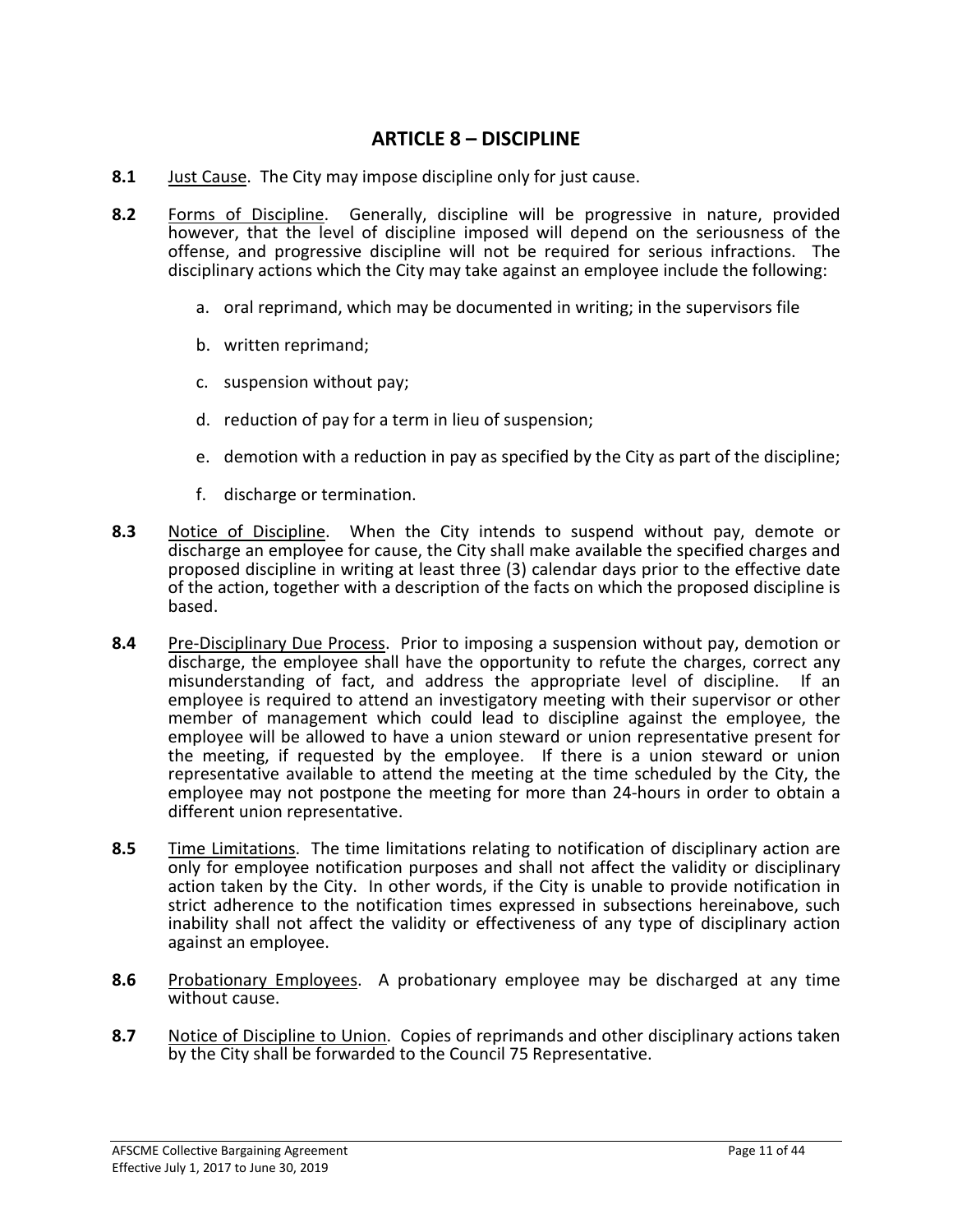# ARTICLE 8 – DISCIPLINE

**8.1** Just Cause. The City may impose discipline only for just cause.

**8.2** Forms of Discipline. Generally, discipline will be progressive in nature, provided however, that the level of discipline imposed will depend on the seriousness of the offense, and progressive discipline will not be required for serious infractions. The disciplinary actions which the City may take against an employee include the following:

a. oral reprimand, which may be documented in writing; in the supervisors file

b. written reprimand;

c. suspension without pay;

d. reduction of pay for a term in lieu of suspension;

e. demotion with a reduction in pay as specified by the City as part of the discipline;

f. discharge or termination.

**8.3** Notice of Discipline. When the City intends to suspend without pay, demote or discharge an employee for cause, the City shall make available the specified charges and proposed discipline in writing at least three (3) calendar days prior to the effective date of the action, together with a description of the facts on which the proposed discipline is based.

**8.4** Pre-Disciplinary Due Process. Prior to imposing a suspension without pay, demotion or discharge, the employee shall have the opportunity to refute the charges, correct any misunderstanding of fact, and address the appropriate level of discipline. If an employee is required to attend an investigatory meeting with their supervisor or other member of management which could lead to discipline against the employee, the employee will be allowed to have a union steward or union representative present for the meeting, if requested by the employee. If there is a union steward or union representative available to attend the meeting at the time scheduled by the City, the employee may not postpone the meeting for more than 24-hours in order to obtain a different union representative.

**8.5** Time Limitations. The time limitations relating to notification of disciplinary action are only for employee notification purposes and shall not affect the validity or disciplinary action taken by the City. In other words, if the City is unable to provide notification in strict adherence to the notification times expressed in subsections hereinabove, such inability shall not affect the validity or effectiveness of any type of disciplinary action against an employee.

**8.6** Probationary Employees. A probationary employee may be discharged at any time without cause.

**8.7** Notice of Discipline to Union. Copies of reprimands and other disciplinary actions taken by the City shall be forwarded to the Council 75 Representative.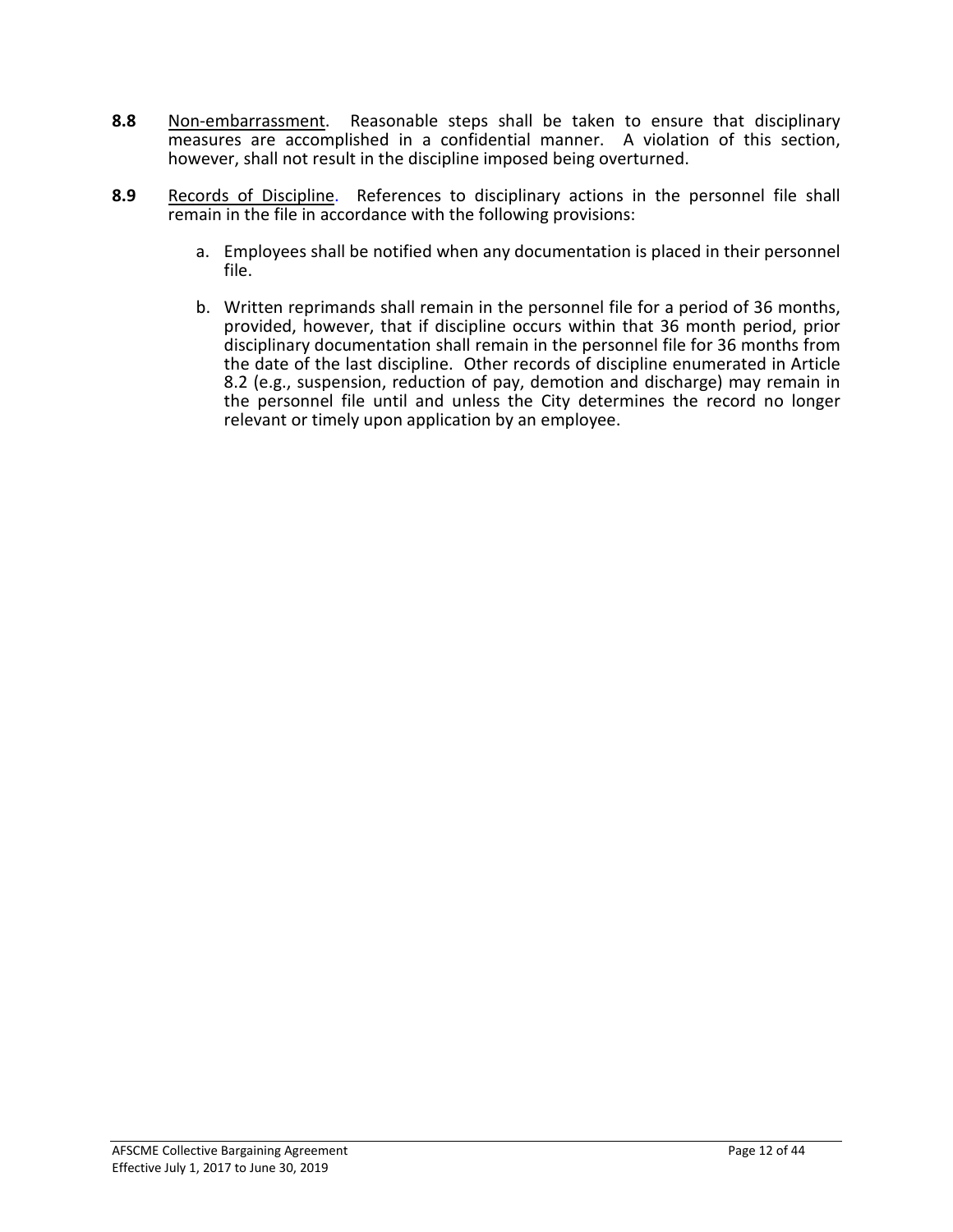**8.8** Non-embarrassment. Reasonable steps shall be taken to ensure that disciplinary measures are accomplished in a confidential manner. A violation of this section, however, shall not result in the discipline imposed being overturned.

**8.9** Records of Discipline. References to disciplinary actions in the personnel file shall remain in the file in accordance with the following provisions:

a. Employees shall be notified when any documentation is placed in their personnel file.

b. Written reprimands shall remain in the personnel file for a period of 36 months, provided, however, that if discipline occurs within that 36 month period, prior disciplinary documentation shall remain in the personnel file for 36 months from the date of the last discipline. Other records of discipline enumerated in Article 8.2 (e.g., suspension, reduction of pay, demotion and discharge) may remain in the personnel file until and unless the City determines the record no longer relevant or timely upon application by an employee.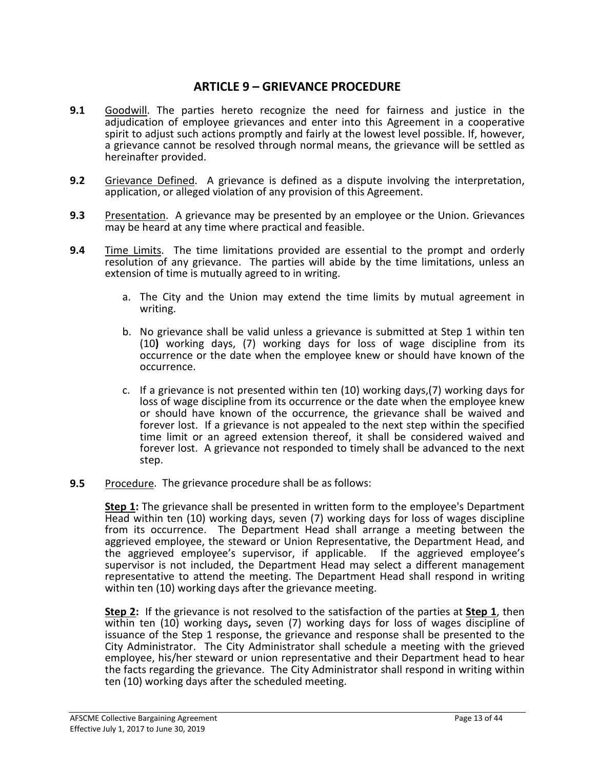# ARTICLE 9 – GRIEVANCE PROCEDURE

**9.1** Goodwill. The parties hereto recognize the need for fairness and justice in the adjudication of employee grievances and enter into this Agreement in a cooperative spirit to adjust such actions promptly and fairly at the lowest level possible. If, however, a grievance cannot be resolved through normal means, the grievance will be settled as hereinafter provided.

**9.2** Grievance Defined. A grievance is defined as a dispute involving the interpretation, application, or alleged violation of any provision of this Agreement.

**9.3** Presentation. A grievance may be presented by an employee or the Union. Grievances may be heard at any time where practical and feasible.

**9.4** Time Limits. The time limitations provided are essential to the prompt and orderly resolution of any grievance. The parties will abide by the time limitations, unless an extension of time is mutually agreed to in writing.

a. The City and the Union may extend the time limits by mutual agreement in writing.

b. No grievance shall be valid unless a grievance is submitted at Step 1 within ten (10**)** working days, (7) working days for loss of wage discipline from its occurrence or the date when the employee knew or should have known of the occurrence.

c. If a grievance is not presented within ten (10) working days,(7) working days for loss of wage discipline from its occurrence or the date when the employee knew or should have known of the occurrence, the grievance shall be waived and forever lost. If a grievance is not appealed to the next step within the specified time limit or an agreed extension thereof, it shall be considered waived and forever lost. A grievance not responded to timely shall be advanced to the next step.

**9.5** Procedure. The grievance procedure shall be as follows:

**Step 1:** The grievance shall be presented in written form to the employee's Department Head within ten (10) working days, seven (7) working days for loss of wages discipline from its occurrence. The Department Head shall arrange a meeting between the aggrieved employee, the steward or Union Representative, the Department Head, and the aggrieved employee's supervisor, if applicable. If the aggrieved employee's supervisor is not included, the Department Head may select a different management representative to attend the meeting. The Department Head shall respond in writing within ten (10) working days after the grievance meeting.

**Step 2:** If the grievance is not resolved to the satisfaction of the parties at **Step 1**, then within ten (10) working days**,** seven (7) working days for loss of wages discipline of issuance of the Step 1 response, the grievance and response shall be presented to the City Administrator. The City Administrator shall schedule a meeting with the grieved employee, his/her steward or union representative and their Department head to hear the facts regarding the grievance. The City Administrator shall respond in writing within ten (10) working days after the scheduled meeting.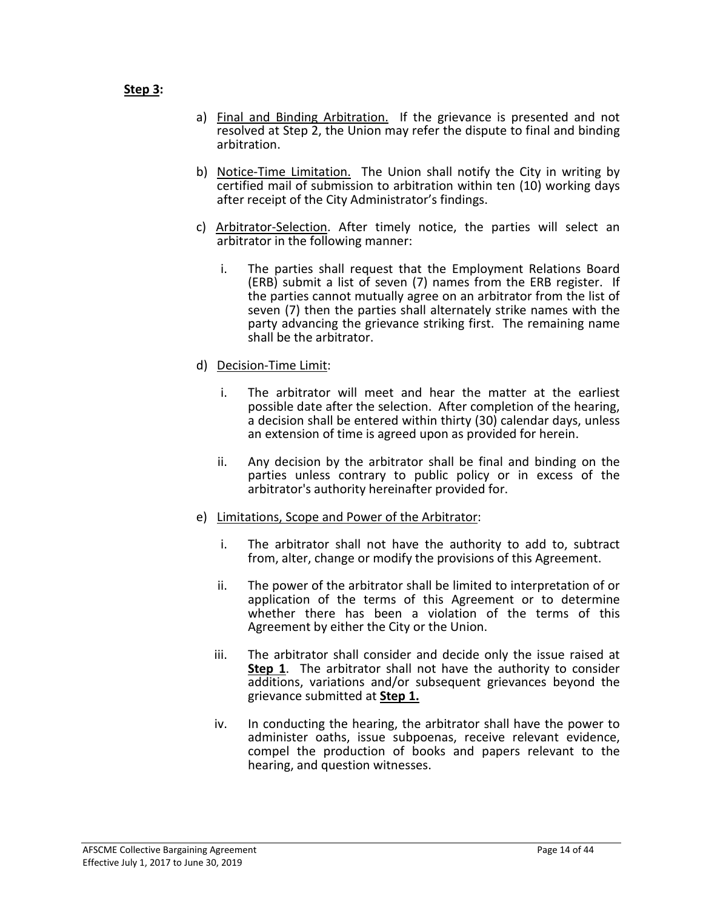**Step 3:**

a) Final and Binding Arbitration. If the grievance is presented and not resolved at Step 2, the Union may refer the dispute to final and binding arbitration.

b) Notice-Time Limitation. The Union shall notify the City in writing by certified mail of submission to arbitration within ten (10) working days after receipt of the City Administrator's findings.

c) Arbitrator-Selection. After timely notice, the parties will select an arbitrator in the following manner:

   i. The parties shall request that the Employment Relations Board (ERB) submit a list of seven (7) names from the ERB register. If the parties cannot mutually agree on an arbitrator from the list of seven (7) then the parties shall alternately strike names with the party advancing the grievance striking first. The remaining name shall be the arbitrator.

d) Decision-Time Limit:

   i. The arbitrator will meet and hear the matter at the earliest possible date after the selection. After completion of the hearing, a decision shall be entered within thirty (30) calendar days, unless an extension of time is agreed upon as provided for herein.

   ii. Any decision by the arbitrator shall be final and binding on the parties unless contrary to public policy or in excess of the arbitrator's authority hereinafter provided for.

e) Limitations, Scope and Power of the Arbitrator:

   i. The arbitrator shall not have the authority to add to, subtract from, alter, change or modify the provisions of this Agreement.

   ii. The power of the arbitrator shall be limited to interpretation of or application of the terms of this Agreement or to determine whether there has been a violation of the terms of this Agreement by either the City or the Union.

   iii. The arbitrator shall consider and decide only the issue raised at **Step 1**. The arbitrator shall not have the authority to consider additions, variations and/or subsequent grievances beyond the grievance submitted at **Step 1.**

   iv. In conducting the hearing, the arbitrator shall have the power to administer oaths, issue subpoenas, receive relevant evidence, compel the production of books and papers relevant to the hearing, and question witnesses.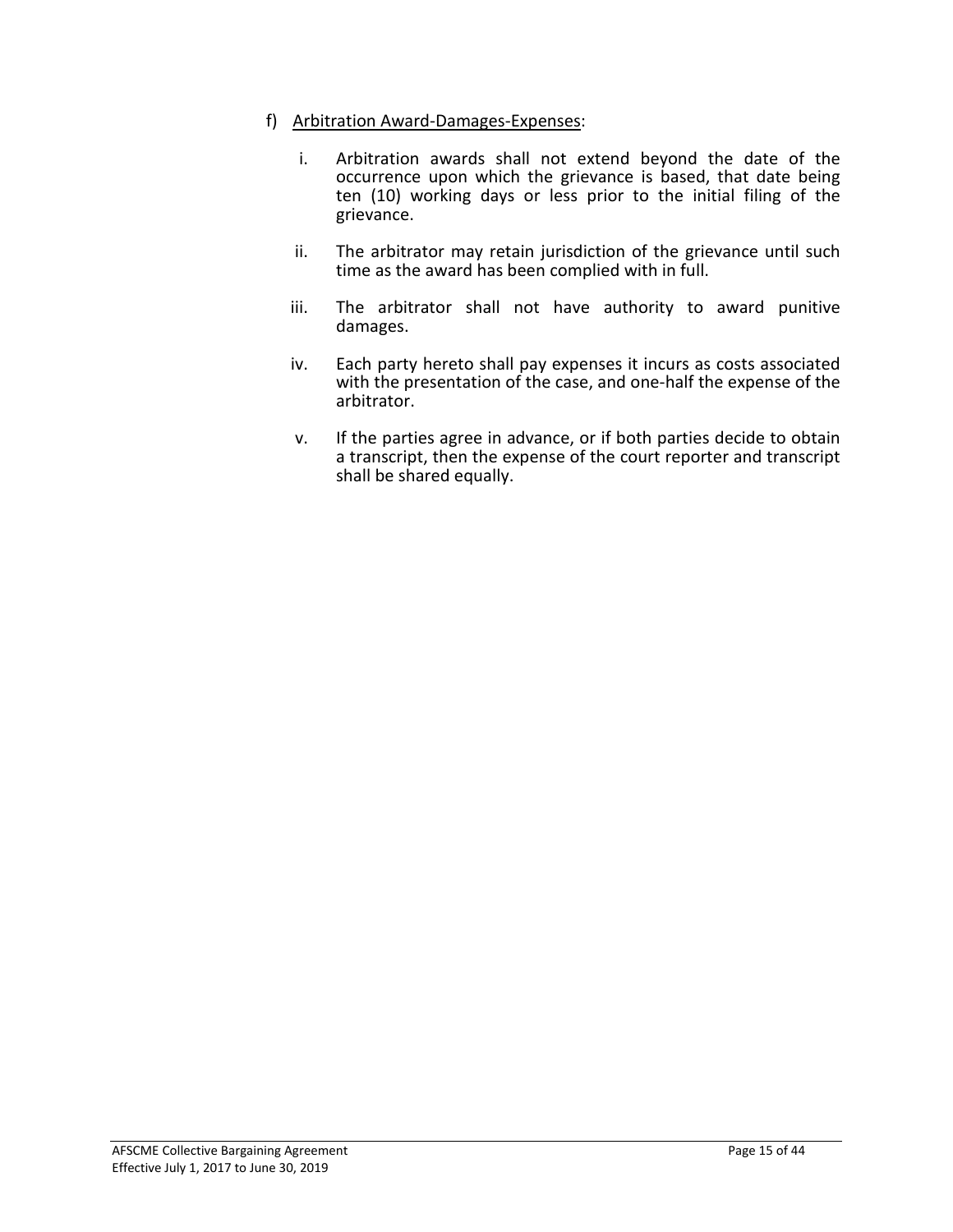f) <u>Arbitration Award-Damages-Expenses</u>:

   i. Arbitration awards shall not extend beyond the date of the occurrence upon which the grievance is based, that date being ten (10) working days or less prior to the initial filing of the grievance.

   ii. The arbitrator may retain jurisdiction of the grievance until such time as the award has been complied with in full.

   iii. The arbitrator shall not have authority to award punitive damages.

   iv. Each party hereto shall pay expenses it incurs as costs associated with the presentation of the case, and one-half the expense of the arbitrator.

   v. If the parties agree in advance, or if both parties decide to obtain a transcript, then the expense of the court reporter and transcript shall be shared equally.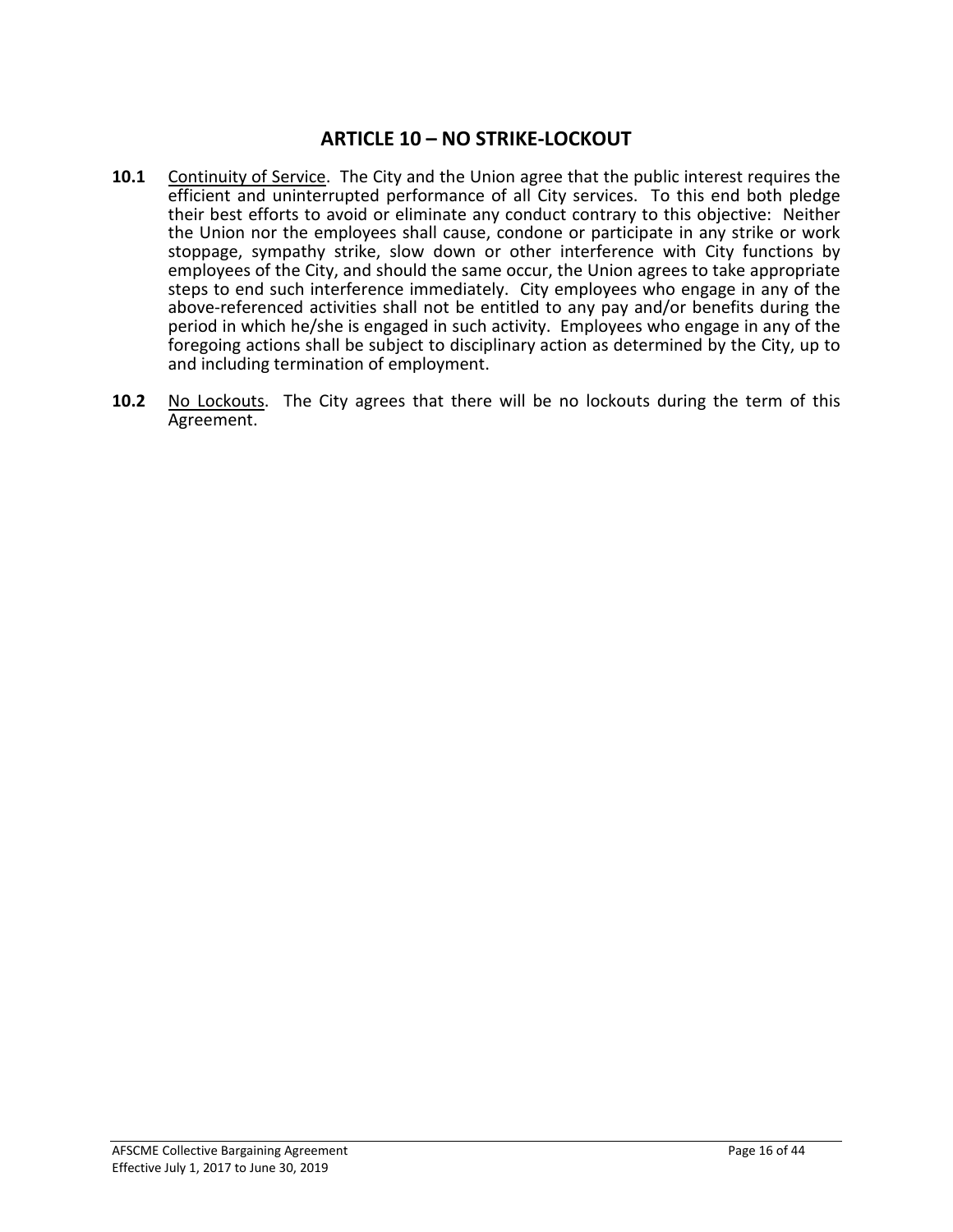## ARTICLE 10 – NO STRIKE-LOCKOUT

**10.1** Continuity of Service. The City and the Union agree that the public interest requires the efficient and uninterrupted performance of all City services. To this end both pledge their best efforts to avoid or eliminate any conduct contrary to this objective: Neither the Union nor the employees shall cause, condone or participate in any strike or work stoppage, sympathy strike, slow down or other interference with City functions by employees of the City, and should the same occur, the Union agrees to take appropriate steps to end such interference immediately. City employees who engage in any of the above-referenced activities shall not be entitled to any pay and/or benefits during the period in which he/she is engaged in such activity. Employees who engage in any of the foregoing actions shall be subject to disciplinary action as determined by the City, up to and including termination of employment.

**10.2** No Lockouts. The City agrees that there will be no lockouts during the term of this Agreement.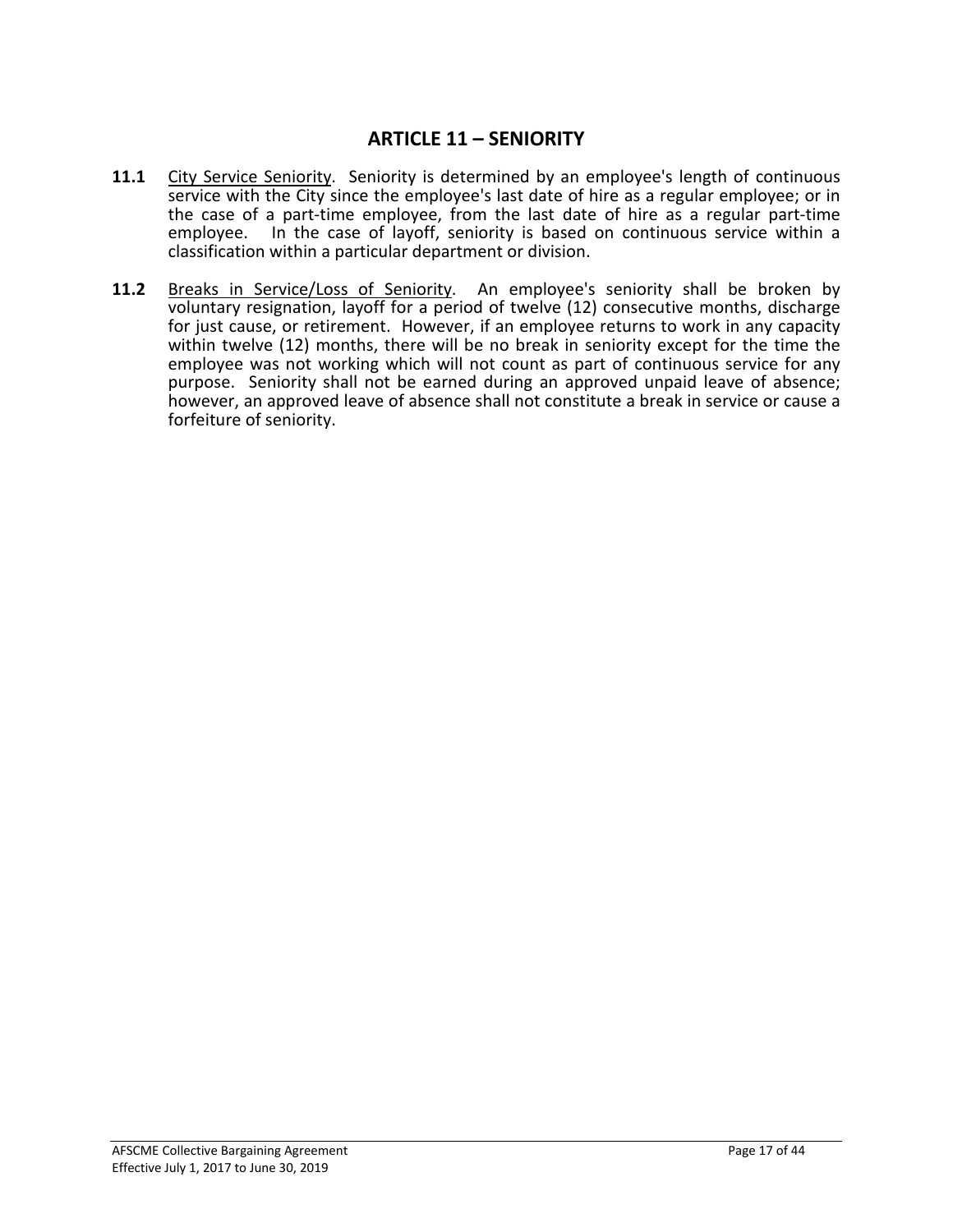# ARTICLE 11 – SENIORITY

**11.1** City Service Seniority. Seniority is determined by an employee's length of continuous service with the City since the employee's last date of hire as a regular employee; or in the case of a part-time employee, from the last date of hire as a regular part-time employee. In the case of layoff, seniority is based on continuous service within a classification within a particular department or division.

**11.2** Breaks in Service/Loss of Seniority. An employee's seniority shall be broken by voluntary resignation, layoff for a period of twelve (12) consecutive months, discharge for just cause, or retirement. However, if an employee returns to work in any capacity within twelve (12) months, there will be no break in seniority except for the time the employee was not working which will not count as part of continuous service for any purpose. Seniority shall not be earned during an approved unpaid leave of absence; however, an approved leave of absence shall not constitute a break in service or cause a forfeiture of seniority.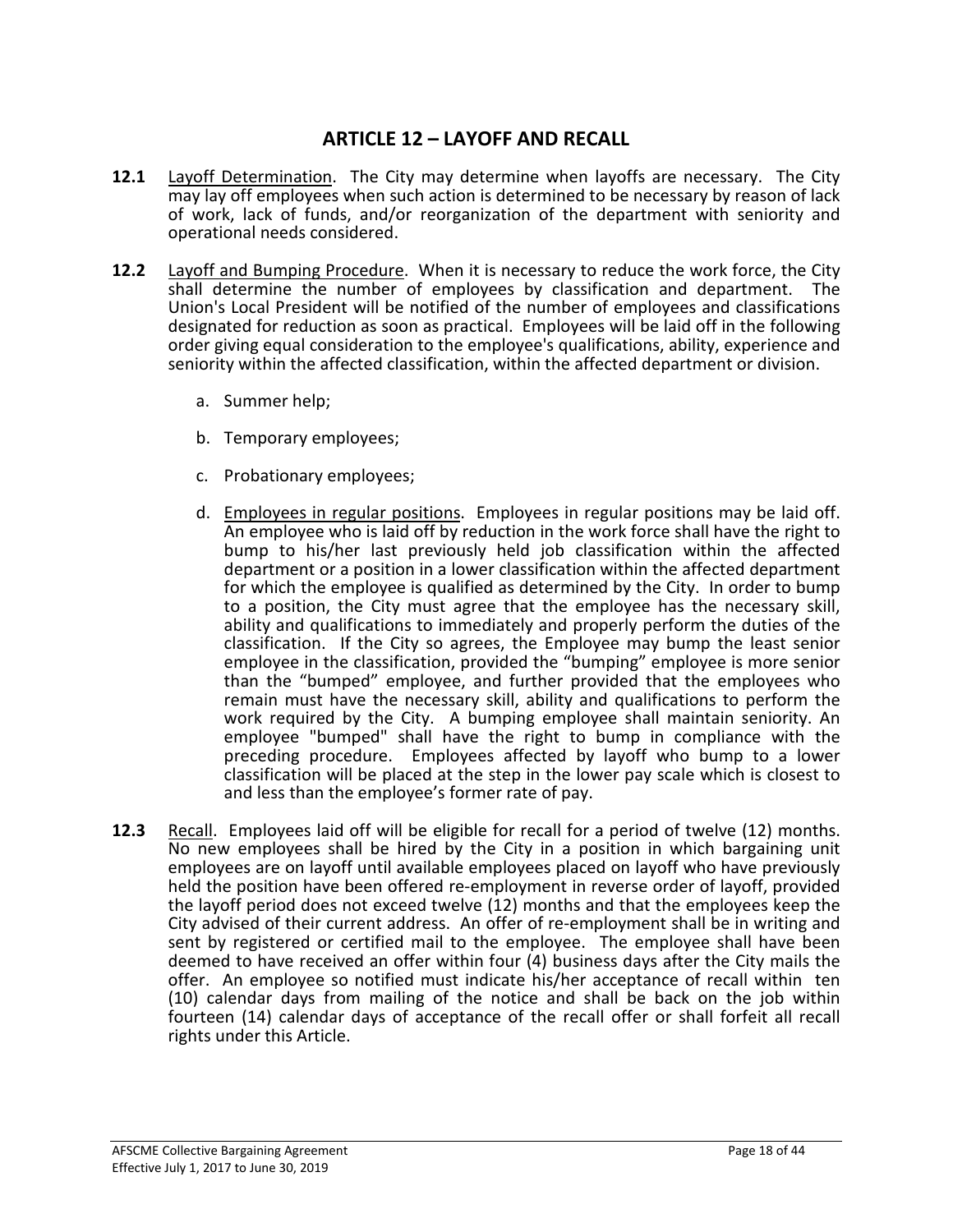## ARTICLE 12 – LAYOFF AND RECALL

**12.1** Layoff Determination. The City may determine when layoffs are necessary. The City may lay off employees when such action is determined to be necessary by reason of lack of work, lack of funds, and/or reorganization of the department with seniority and operational needs considered.

**12.2** Layoff and Bumping Procedure. When it is necessary to reduce the work force, the City shall determine the number of employees by classification and department. The Union's Local President will be notified of the number of employees and classifications designated for reduction as soon as practical. Employees will be laid off in the following order giving equal consideration to the employee's qualifications, ability, experience and seniority within the affected classification, within the affected department or division.

a. Summer help;

b. Temporary employees;

c. Probationary employees;

d. Employees in regular positions. Employees in regular positions may be laid off. An employee who is laid off by reduction in the work force shall have the right to bump to his/her last previously held job classification within the affected department or a position in a lower classification within the affected department for which the employee is qualified as determined by the City. In order to bump to a position, the City must agree that the employee has the necessary skill, ability and qualifications to immediately and properly perform the duties of the classification. If the City so agrees, the Employee may bump the least senior employee in the classification, provided the "bumping" employee is more senior than the "bumped" employee, and further provided that the employees who remain must have the necessary skill, ability and qualifications to perform the work required by the City. A bumping employee shall maintain seniority. An employee "bumped" shall have the right to bump in compliance with the preceding procedure. Employees affected by layoff who bump to a lower classification will be placed at the step in the lower pay scale which is closest to and less than the employee's former rate of pay.

**12.3** Recall. Employees laid off will be eligible for recall for a period of twelve (12) months. No new employees shall be hired by the City in a position in which bargaining unit employees are on layoff until available employees placed on layoff who have previously held the position have been offered re-employment in reverse order of layoff, provided the layoff period does not exceed twelve (12) months and that the employees keep the City advised of their current address. An offer of re-employment shall be in writing and sent by registered or certified mail to the employee. The employee shall have been deemed to have received an offer within four (4) business days after the City mails the offer. An employee so notified must indicate his/her acceptance of recall within ten (10) calendar days from mailing of the notice and shall be back on the job within fourteen (14) calendar days of acceptance of the recall offer or shall forfeit all recall rights under this Article.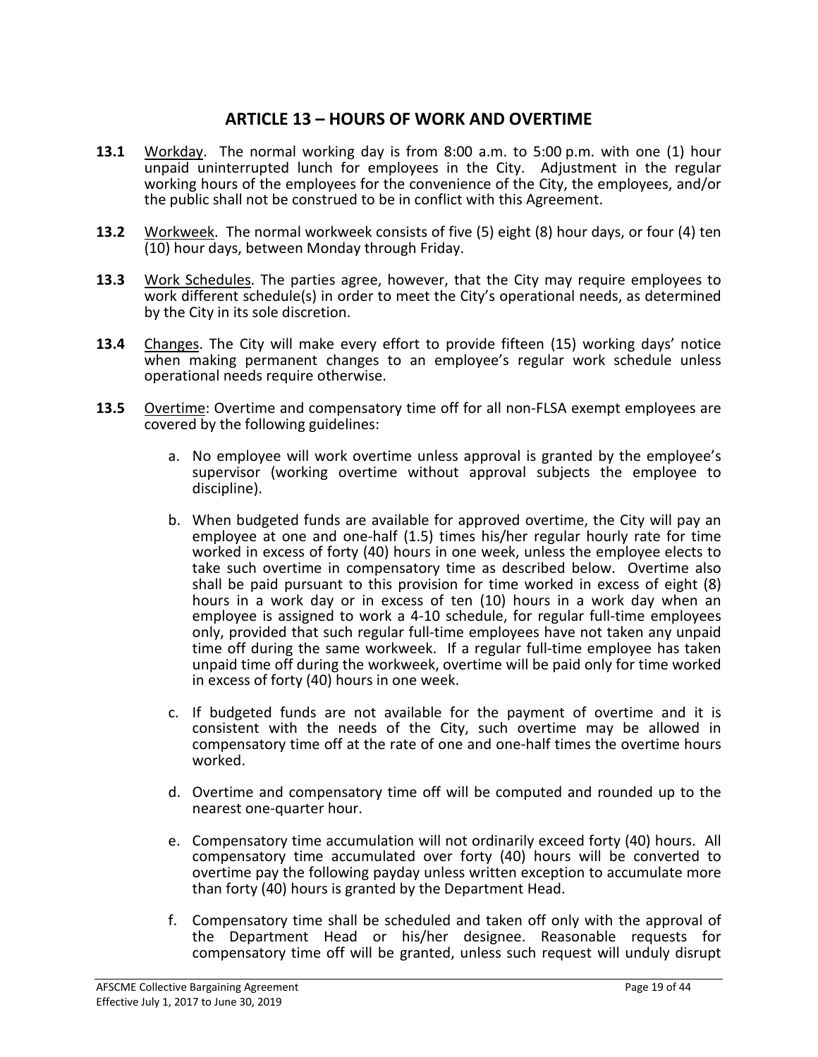## ARTICLE 13 – HOURS OF WORK AND OVERTIME

**13.1** Workday. The normal working day is from 8:00 a.m. to 5:00 p.m. with one (1) hour unpaid uninterrupted lunch for employees in the City. Adjustment in the regular working hours of the employees for the convenience of the City, the employees, and/or the public shall not be construed to be in conflict with this Agreement.

**13.2** Workweek. The normal workweek consists of five (5) eight (8) hour days, or four (4) ten (10) hour days, between Monday through Friday.

**13.3** Work Schedules. The parties agree, however, that the City may require employees to work different schedule(s) in order to meet the City's operational needs, as determined by the City in its sole discretion.

**13.4** Changes. The City will make every effort to provide fifteen (15) working days' notice when making permanent changes to an employee's regular work schedule unless operational needs require otherwise.

**13.5** Overtime: Overtime and compensatory time off for all non-FLSA exempt employees are covered by the following guidelines:

a. No employee will work overtime unless approval is granted by the employee's supervisor (working overtime without approval subjects the employee to discipline).

b. When budgeted funds are available for approved overtime, the City will pay an employee at one and one-half (1.5) times his/her regular hourly rate for time worked in excess of forty (40) hours in one week, unless the employee elects to take such overtime in compensatory time as described below. Overtime also shall be paid pursuant to this provision for time worked in excess of eight (8) hours in a work day or in excess of ten (10) hours in a work day when an employee is assigned to work a 4-10 schedule, for regular full-time employees only, provided that such regular full-time employees have not taken any unpaid time off during the same workweek. If a regular full-time employee has taken unpaid time off during the workweek, overtime will be paid only for time worked in excess of forty (40) hours in one week.

c. If budgeted funds are not available for the payment of overtime and it is consistent with the needs of the City, such overtime may be allowed in compensatory time off at the rate of one and one-half times the overtime hours worked.

d. Overtime and compensatory time off will be computed and rounded up to the nearest one-quarter hour.

e. Compensatory time accumulation will not ordinarily exceed forty (40) hours. All compensatory time accumulated over forty (40) hours will be converted to overtime pay the following payday unless written exception to accumulate more than forty (40) hours is granted by the Department Head.

f. Compensatory time shall be scheduled and taken off only with the approval of the Department Head or his/her designee. Reasonable requests for compensatory time off will be granted, unless such request will unduly disrupt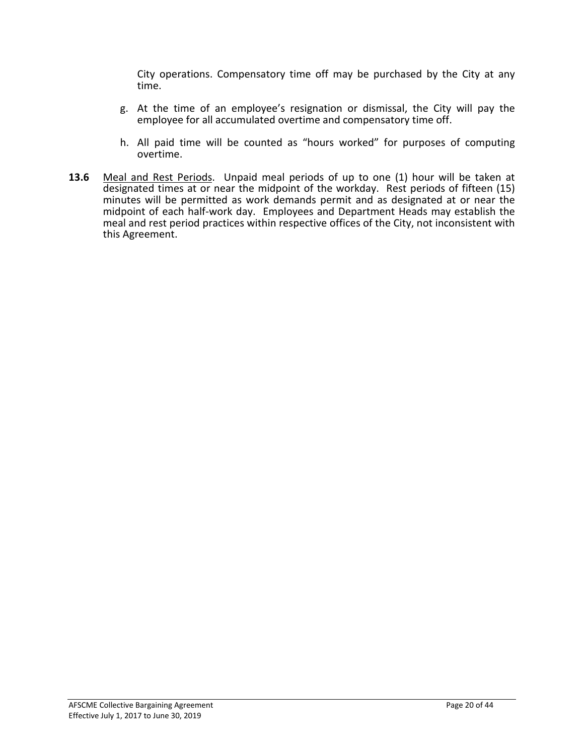City operations. Compensatory time off may be purchased by the City at any time.

g. At the time of an employee's resignation or dismissal, the City will pay the employee for all accumulated overtime and compensatory time off.

h. All paid time will be counted as "hours worked" for purposes of computing overtime.

**13.6** Meal and Rest Periods. Unpaid meal periods of up to one (1) hour will be taken at designated times at or near the midpoint of the workday. Rest periods of fifteen (15) minutes will be permitted as work demands permit and as designated at or near the midpoint of each half-work day. Employees and Department Heads may establish the meal and rest period practices within respective offices of the City, not inconsistent with this Agreement.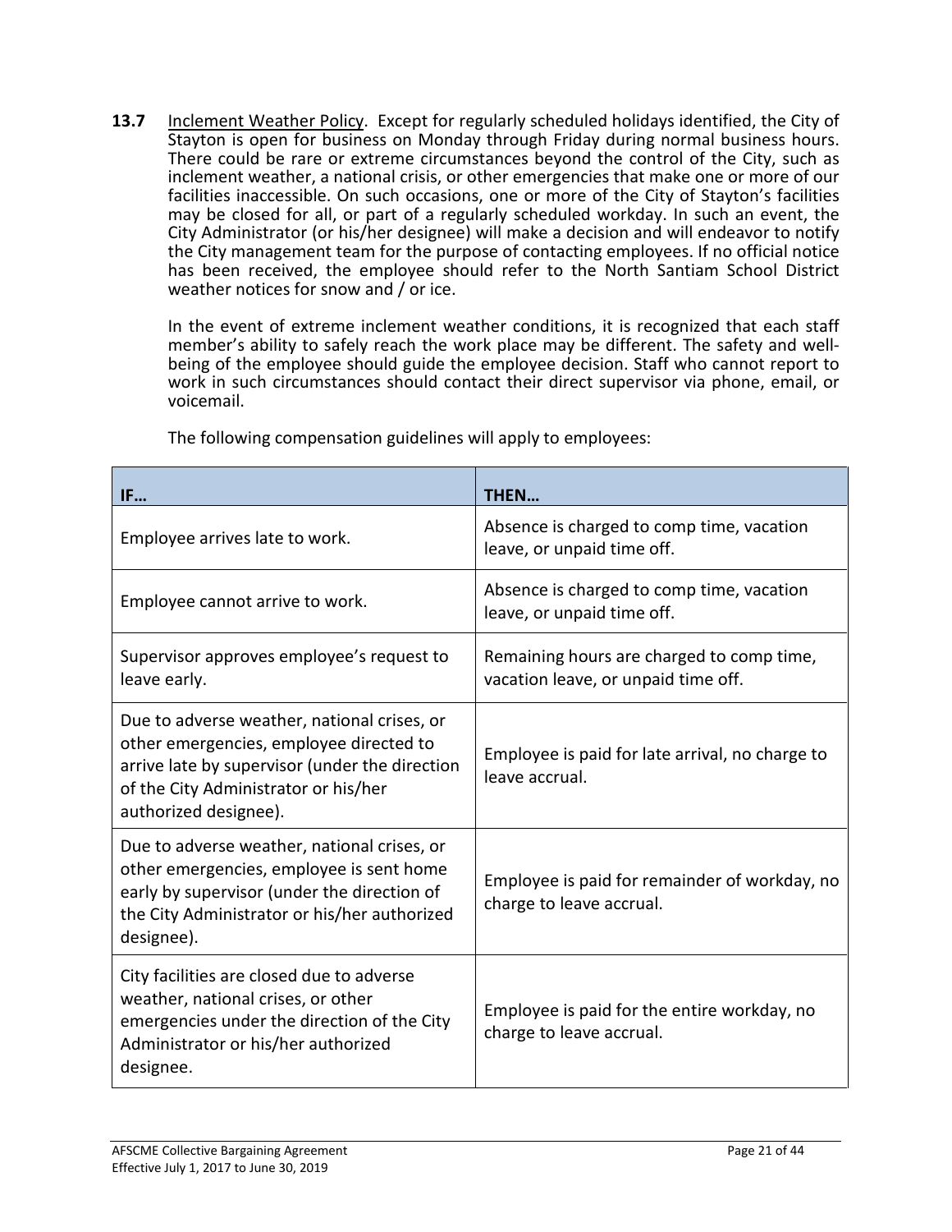**13.7** Inclement Weather Policy. Except for regularly scheduled holidays identified, the City of Stayton is open for business on Monday through Friday during normal business hours. There could be rare or extreme circumstances beyond the control of the City, such as inclement weather, a national crisis, or other emergencies that make one or more of our facilities inaccessible. On such occasions, one or more of the City of Stayton's facilities may be closed for all, or part of a regularly scheduled workday. In such an event, the City Administrator (or his/her designee) will make a decision and will endeavor to notify the City management team for the purpose of contacting employees. If no official notice has been received, the employee should refer to the North Santiam School District weather notices for snow and / or ice.

In the event of extreme inclement weather conditions, it is recognized that each staff member's ability to safely reach the work place may be different. The safety and well-being of the employee should guide the employee decision. Staff who cannot report to work in such circumstances should contact their direct supervisor via phone, email, or voicemail.

The following compensation guidelines will apply to employees:

| IF… | THEN… |
|---|---|
| Employee arrives late to work. | Absence is charged to comp time, vacation leave, or unpaid time off. |
| Employee cannot arrive to work. | Absence is charged to comp time, vacation leave, or unpaid time off. |
| Supervisor approves employee's request to leave early. | Remaining hours are charged to comp time, vacation leave, or unpaid time off. |
| Due to adverse weather, national crises, or other emergencies, employee directed to arrive late by supervisor (under the direction of the City Administrator or his/her authorized designee). | Employee is paid for late arrival, no charge to leave accrual. |
| Due to adverse weather, national crises, or other emergencies, employee is sent home early by supervisor (under the direction of the City Administrator or his/her authorized designee). | Employee is paid for remainder of workday, no charge to leave accrual. |
| City facilities are closed due to adverse weather, national crises, or other emergencies under the direction of the City Administrator or his/her authorized designee. | Employee is paid for the entire workday, no charge to leave accrual. |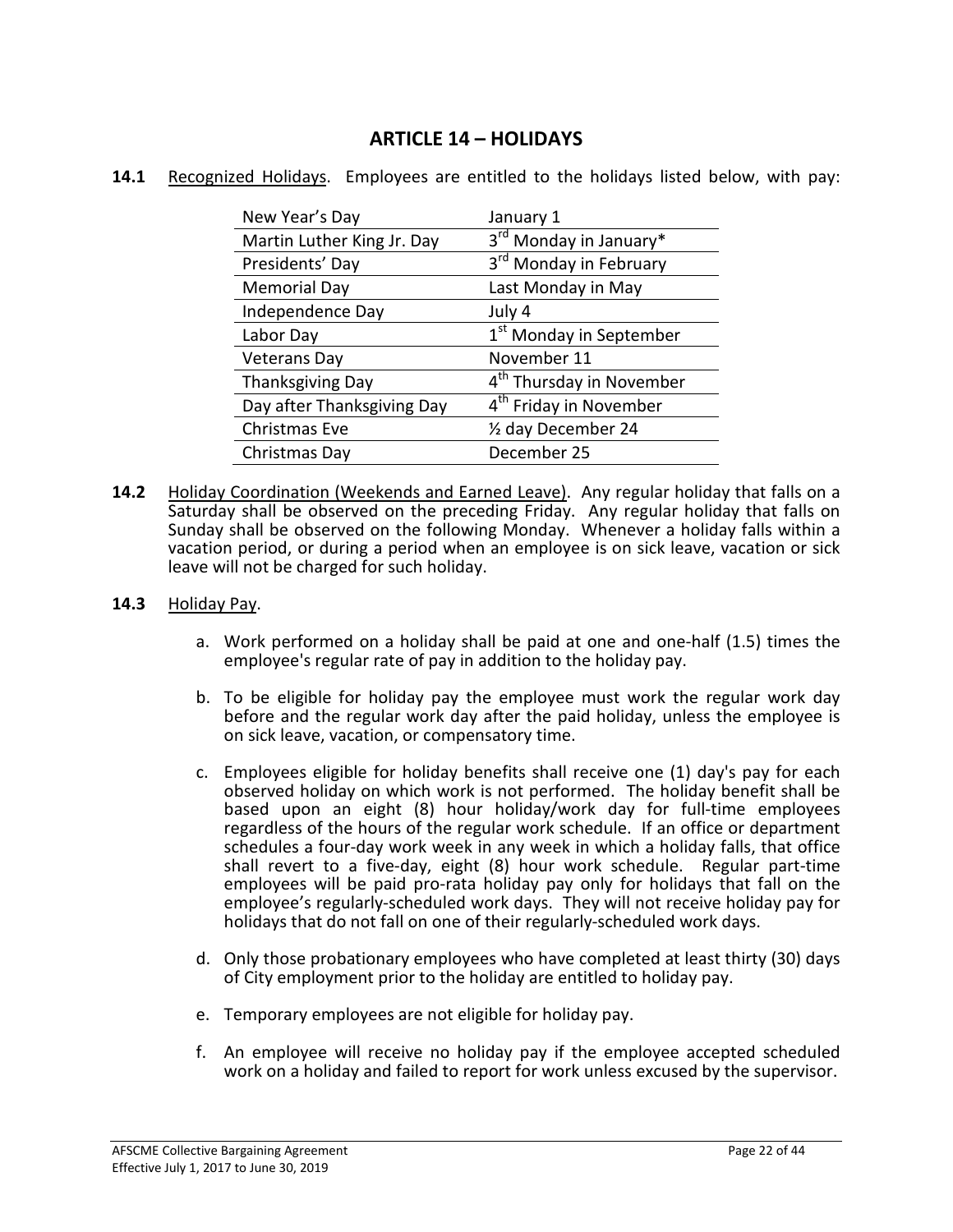# ARTICLE 14 – HOLIDAYS

**14.1** Recognized Holidays. Employees are entitled to the holidays listed below, with pay:

| Holiday | Date |
|---|---|
| New Year's Day | January 1 |
| Martin Luther King Jr. Day | 3rd Monday in January* |
| Presidents' Day | 3rd Monday in February |
| Memorial Day | Last Monday in May |
| Independence Day | July 4 |
| Labor Day | 1st Monday in September |
| Veterans Day | November 11 |
| Thanksgiving Day | 4th Thursday in November |
| Day after Thanksgiving Day | 4th Friday in November |
| Christmas Eve | ½ day December 24 |
| Christmas Day | December 25 |

**14.2** Holiday Coordination (Weekends and Earned Leave). Any regular holiday that falls on a Saturday shall be observed on the preceding Friday. Any regular holiday that falls on Sunday shall be observed on the following Monday. Whenever a holiday falls within a vacation period, or during a period when an employee is on sick leave, vacation or sick leave will not be charged for such holiday.

**14.3** Holiday Pay.

a. Work performed on a holiday shall be paid at one and one-half (1.5) times the employee's regular rate of pay in addition to the holiday pay.

b. To be eligible for holiday pay the employee must work the regular work day before and the regular work day after the paid holiday, unless the employee is on sick leave, vacation, or compensatory time.

c. Employees eligible for holiday benefits shall receive one (1) day's pay for each observed holiday on which work is not performed. The holiday benefit shall be based upon an eight (8) hour holiday/work day for full-time employees regardless of the hours of the regular work schedule. If an office or department schedules a four-day work week in any week in which a holiday falls, that office shall revert to a five-day, eight (8) hour work schedule. Regular part-time employees will be paid pro-rata holiday pay only for holidays that fall on the employee's regularly-scheduled work days. They will not receive holiday pay for holidays that do not fall on one of their regularly-scheduled work days.

d. Only those probationary employees who have completed at least thirty (30) days of City employment prior to the holiday are entitled to holiday pay.

e. Temporary employees are not eligible for holiday pay.

f. An employee will receive no holiday pay if the employee accepted scheduled work on a holiday and failed to report for work unless excused by the supervisor.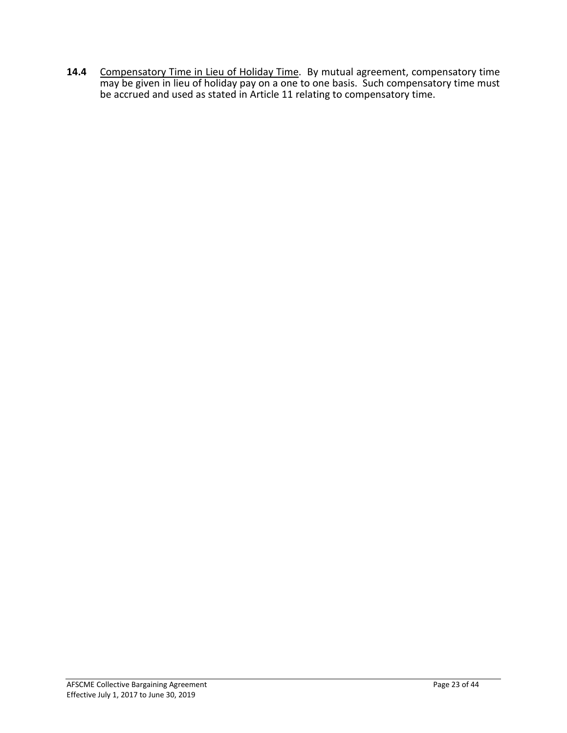**14.4** Compensatory Time in Lieu of Holiday Time. By mutual agreement, compensatory time may be given in lieu of holiday pay on a one to one basis. Such compensatory time must be accrued and used as stated in Article 11 relating to compensatory time.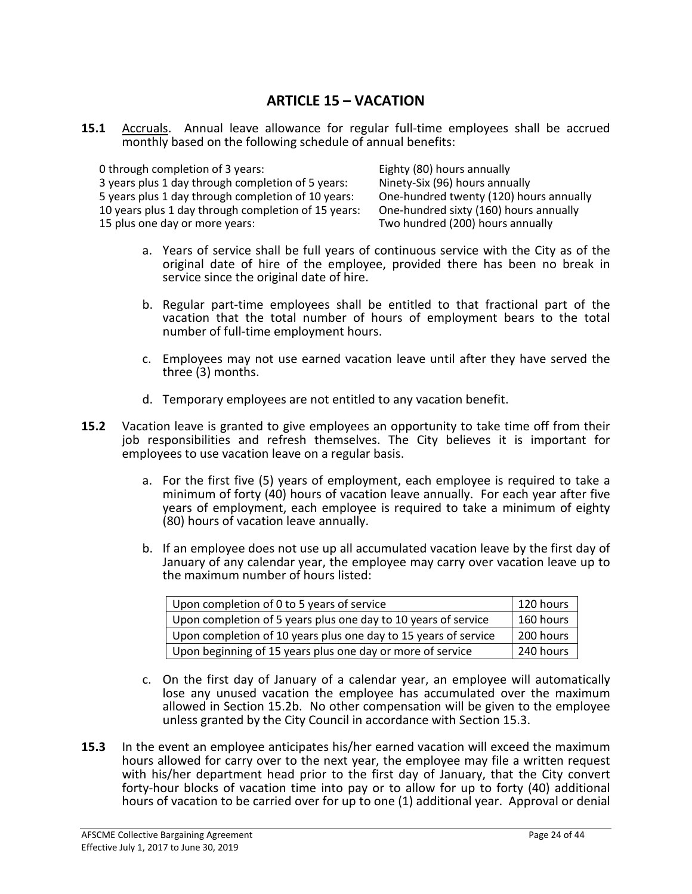# ARTICLE 15 – VACATION

**15.1** Accruals. Annual leave allowance for regular full-time employees shall be accrued monthly based on the following schedule of annual benefits:

| | |
|---|---|
| 0 through completion of 3 years: | Eighty (80) hours annually |
| 3 years plus 1 day through completion of 5 years: | Ninety-Six (96) hours annually |
| 5 years plus 1 day through completion of 10 years: | One-hundred twenty (120) hours annually |
| 10 years plus 1 day through completion of 15 years: | One-hundred sixty (160) hours annually |
| 15 plus one day or more years: | Two hundred (200) hours annually |

a. Years of service shall be full years of continuous service with the City as of the original date of hire of the employee, provided there has been no break in service since the original date of hire.

b. Regular part-time employees shall be entitled to that fractional part of the vacation that the total number of hours of employment bears to the total number of full-time employment hours.

c. Employees may not use earned vacation leave until after they have served the three (3) months.

d. Temporary employees are not entitled to any vacation benefit.

**15.2** Vacation leave is granted to give employees an opportunity to take time off from their job responsibilities and refresh themselves. The City believes it is important for employees to use vacation leave on a regular basis.

a. For the first five (5) years of employment, each employee is required to take a minimum of forty (40) hours of vacation leave annually. For each year after five years of employment, each employee is required to take a minimum of eighty (80) hours of vacation leave annually.

b. If an employee does not use up all accumulated vacation leave by the first day of January of any calendar year, the employee may carry over vacation leave up to the maximum number of hours listed:

| | |
|---|---|
| Upon completion of 0 to 5 years of service | 120 hours |
| Upon completion of 5 years plus one day to 10 years of service | 160 hours |
| Upon completion of 10 years plus one day to 15 years of service | 200 hours |
| Upon beginning of 15 years plus one day or more of service | 240 hours |

c. On the first day of January of a calendar year, an employee will automatically lose any unused vacation the employee has accumulated over the maximum allowed in Section 15.2b. No other compensation will be given to the employee unless granted by the City Council in accordance with Section 15.3.

**15.3** In the event an employee anticipates his/her earned vacation will exceed the maximum hours allowed for carry over to the next year, the employee may file a written request with his/her department head prior to the first day of January, that the City convert forty-hour blocks of vacation time into pay or to allow for up to forty (40) additional hours of vacation to be carried over for up to one (1) additional year. Approval or denial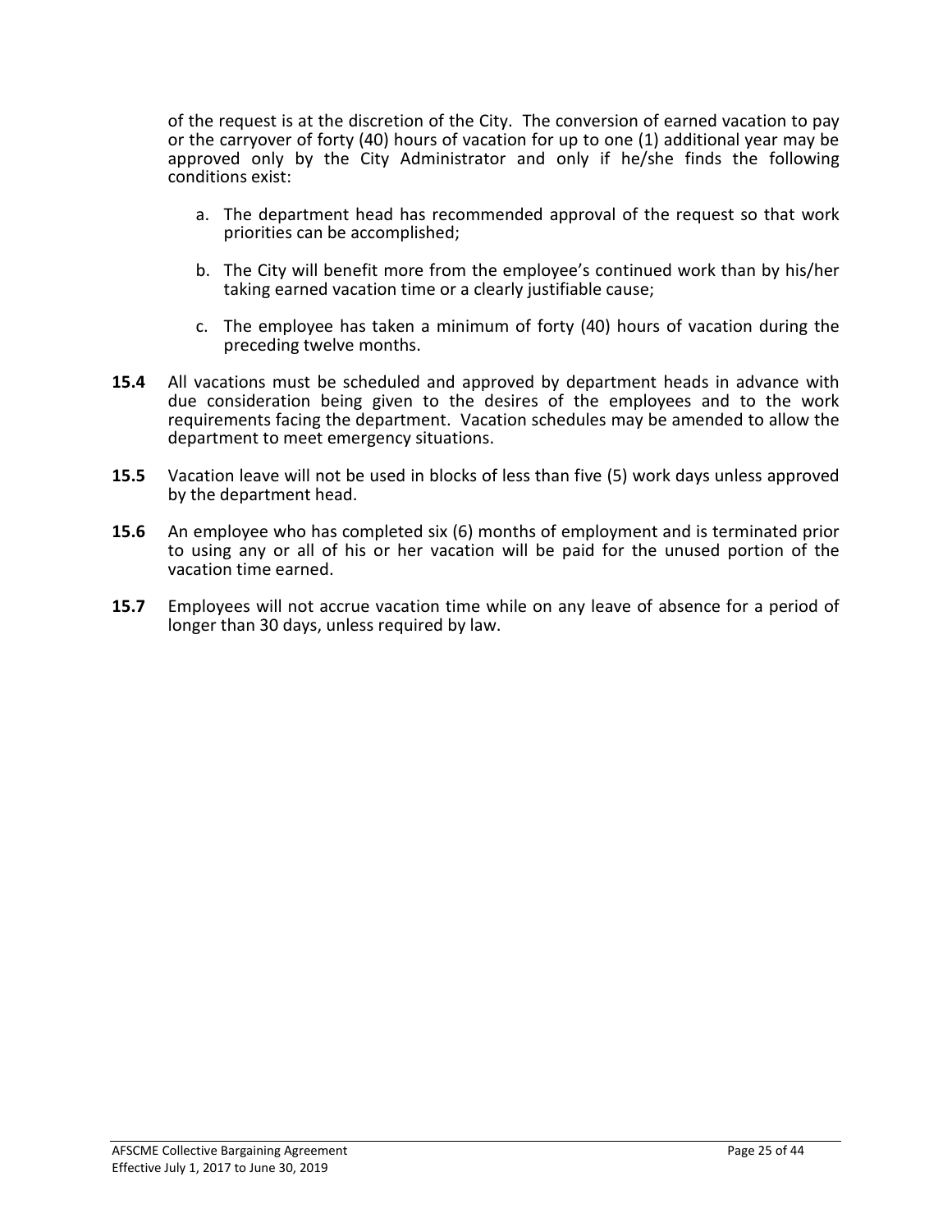of the request is at the discretion of the City. The conversion of earned vacation to pay or the carryover of forty (40) hours of vacation for up to one (1) additional year may be approved only by the City Administrator and only if he/she finds the following conditions exist:

a. The department head has recommended approval of the request so that work priorities can be accomplished;

b. The City will benefit more from the employee's continued work than by his/her taking earned vacation time or a clearly justifiable cause;

c. The employee has taken a minimum of forty (40) hours of vacation during the preceding twelve months.

**15.4** All vacations must be scheduled and approved by department heads in advance with due consideration being given to the desires of the employees and to the work requirements facing the department. Vacation schedules may be amended to allow the department to meet emergency situations.

**15.5** Vacation leave will not be used in blocks of less than five (5) work days unless approved by the department head.

**15.6** An employee who has completed six (6) months of employment and is terminated prior to using any or all of his or her vacation will be paid for the unused portion of the vacation time earned.

**15.7** Employees will not accrue vacation time while on any leave of absence for a period of longer than 30 days, unless required by law.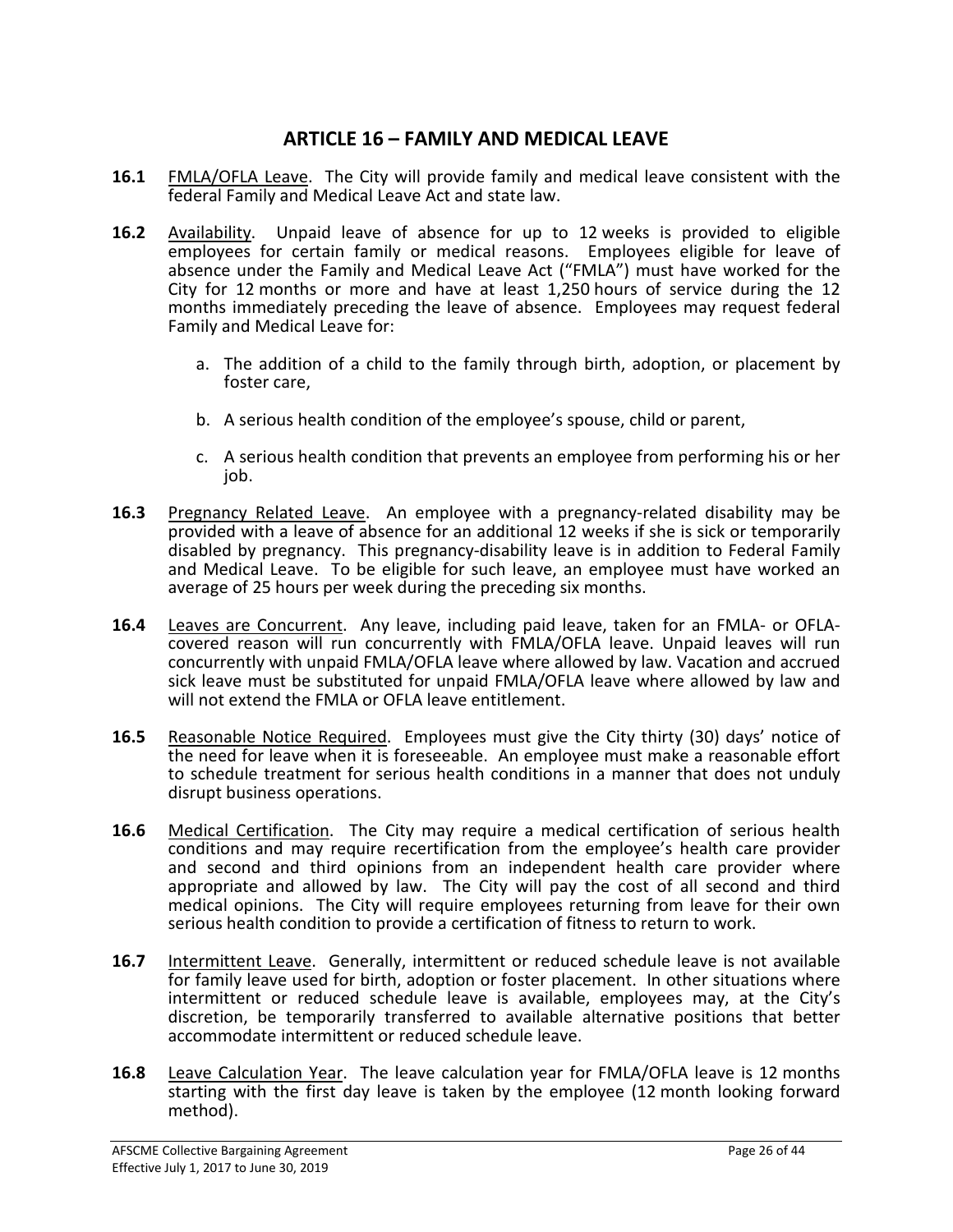## ARTICLE 16 – FAMILY AND MEDICAL LEAVE

**16.1** FMLA/OFLA Leave. The City will provide family and medical leave consistent with the federal Family and Medical Leave Act and state law.

**16.2** Availability. Unpaid leave of absence for up to 12 weeks is provided to eligible employees for certain family or medical reasons. Employees eligible for leave of absence under the Family and Medical Leave Act ("FMLA") must have worked for the City for 12 months or more and have at least 1,250 hours of service during the 12 months immediately preceding the leave of absence. Employees may request federal Family and Medical Leave for:

a. The addition of a child to the family through birth, adoption, or placement by foster care,

b. A serious health condition of the employee's spouse, child or parent,

c. A serious health condition that prevents an employee from performing his or her job.

**16.3** Pregnancy Related Leave. An employee with a pregnancy-related disability may be provided with a leave of absence for an additional 12 weeks if she is sick or temporarily disabled by pregnancy. This pregnancy-disability leave is in addition to Federal Family and Medical Leave. To be eligible for such leave, an employee must have worked an average of 25 hours per week during the preceding six months.

**16.4** Leaves are Concurrent. Any leave, including paid leave, taken for an FMLA- or OFLA-covered reason will run concurrently with FMLA/OFLA leave. Unpaid leaves will run concurrently with unpaid FMLA/OFLA leave where allowed by law. Vacation and accrued sick leave must be substituted for unpaid FMLA/OFLA leave where allowed by law and will not extend the FMLA or OFLA leave entitlement.

**16.5** Reasonable Notice Required. Employees must give the City thirty (30) days' notice of the need for leave when it is foreseeable. An employee must make a reasonable effort to schedule treatment for serious health conditions in a manner that does not unduly disrupt business operations.

**16.6** Medical Certification. The City may require a medical certification of serious health conditions and may require recertification from the employee's health care provider and second and third opinions from an independent health care provider where appropriate and allowed by law. The City will pay the cost of all second and third medical opinions. The City will require employees returning from leave for their own serious health condition to provide a certification of fitness to return to work.

**16.7** Intermittent Leave. Generally, intermittent or reduced schedule leave is not available for family leave used for birth, adoption or foster placement. In other situations where intermittent or reduced schedule leave is available, employees may, at the City's discretion, be temporarily transferred to available alternative positions that better accommodate intermittent or reduced schedule leave.

**16.8** Leave Calculation Year. The leave calculation year for FMLA/OFLA leave is 12 months starting with the first day leave is taken by the employee (12 month looking forward method).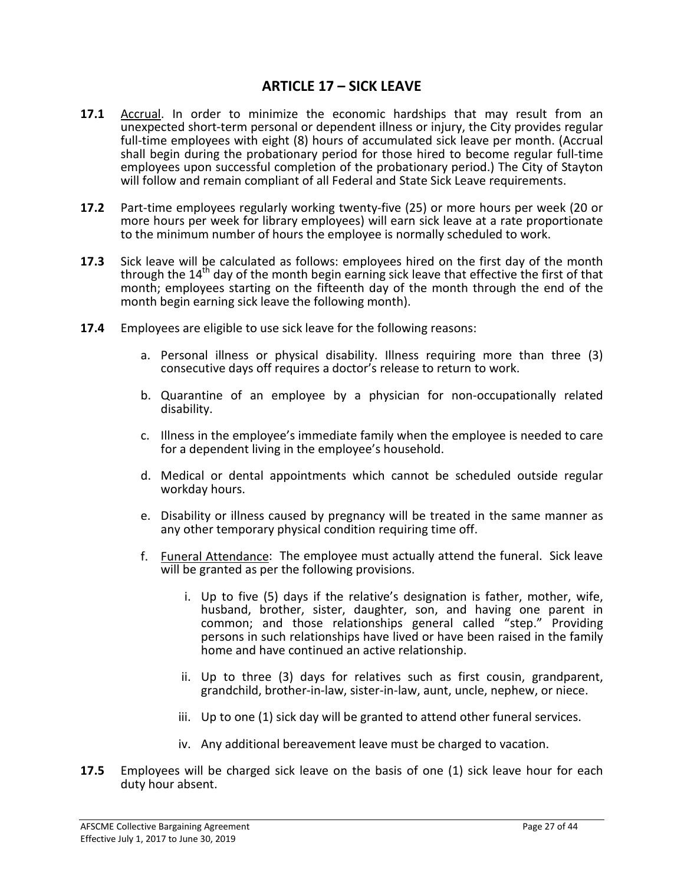# ARTICLE 17 – SICK LEAVE

**17.1** Accrual. In order to minimize the economic hardships that may result from an unexpected short-term personal or dependent illness or injury, the City provides regular full-time employees with eight (8) hours of accumulated sick leave per month. (Accrual shall begin during the probationary period for those hired to become regular full-time employees upon successful completion of the probationary period.) The City of Stayton will follow and remain compliant of all Federal and State Sick Leave requirements.

**17.2** Part-time employees regularly working twenty-five (25) or more hours per week (20 or more hours per week for library employees) will earn sick leave at a rate proportionate to the minimum number of hours the employee is normally scheduled to work.

**17.3** Sick leave will be calculated as follows: employees hired on the first day of the month through the 14th day of the month begin earning sick leave that effective the first of that month; employees starting on the fifteenth day of the month through the end of the month begin earning sick leave the following month).

**17.4** Employees are eligible to use sick leave for the following reasons:

a. Personal illness or physical disability. Illness requiring more than three (3) consecutive days off requires a doctor's release to return to work.

b. Quarantine of an employee by a physician for non-occupationally related disability.

c. Illness in the employee's immediate family when the employee is needed to care for a dependent living in the employee's household.

d. Medical or dental appointments which cannot be scheduled outside regular workday hours.

e. Disability or illness caused by pregnancy will be treated in the same manner as any other temporary physical condition requiring time off.

f. Funeral Attendance: The employee must actually attend the funeral. Sick leave will be granted as per the following provisions.

   i. Up to five (5) days if the relative's designation is father, mother, wife, husband, brother, sister, daughter, son, and having one parent in common; and those relationships general called "step." Providing persons in such relationships have lived or have been raised in the family home and have continued an active relationship.

   ii. Up to three (3) days for relatives such as first cousin, grandparent, grandchild, brother-in-law, sister-in-law, aunt, uncle, nephew, or niece.

   iii. Up to one (1) sick day will be granted to attend other funeral services.

   iv. Any additional bereavement leave must be charged to vacation.

**17.5** Employees will be charged sick leave on the basis of one (1) sick leave hour for each duty hour absent.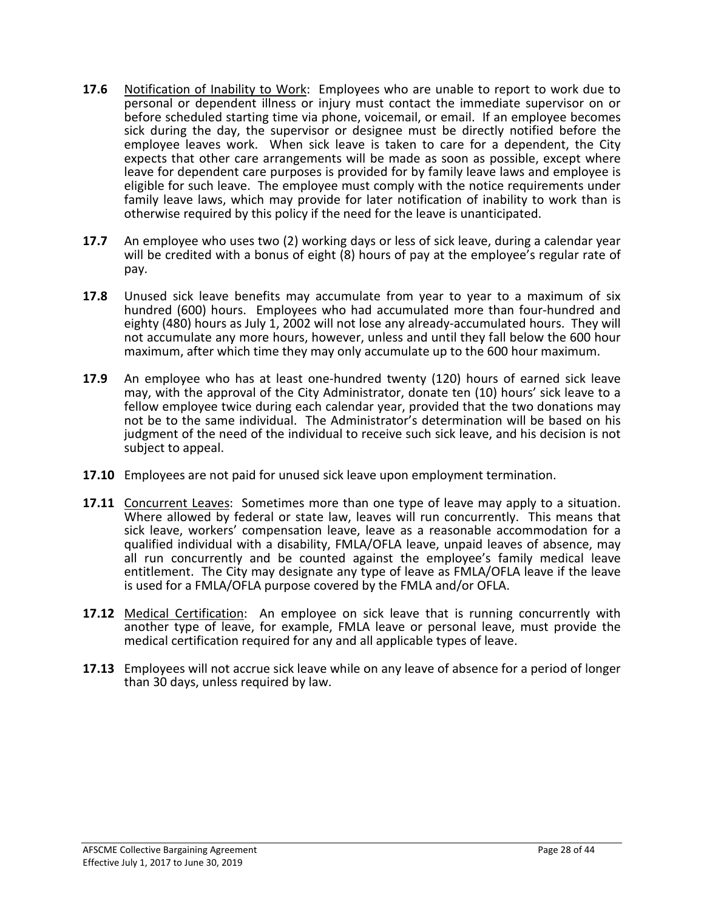**17.6** Notification of Inability to Work: Employees who are unable to report to work due to personal or dependent illness or injury must contact the immediate supervisor on or before scheduled starting time via phone, voicemail, or email. If an employee becomes sick during the day, the supervisor or designee must be directly notified before the employee leaves work. When sick leave is taken to care for a dependent, the City expects that other care arrangements will be made as soon as possible, except where leave for dependent care purposes is provided for by family leave laws and employee is eligible for such leave. The employee must comply with the notice requirements under family leave laws, which may provide for later notification of inability to work than is otherwise required by this policy if the need for the leave is unanticipated.

**17.7** An employee who uses two (2) working days or less of sick leave, during a calendar year will be credited with a bonus of eight (8) hours of pay at the employee's regular rate of pay.

**17.8** Unused sick leave benefits may accumulate from year to year to a maximum of six hundred (600) hours. Employees who had accumulated more than four-hundred and eighty (480) hours as July 1, 2002 will not lose any already-accumulated hours. They will not accumulate any more hours, however, unless and until they fall below the 600 hour maximum, after which time they may only accumulate up to the 600 hour maximum.

**17.9** An employee who has at least one-hundred twenty (120) hours of earned sick leave may, with the approval of the City Administrator, donate ten (10) hours' sick leave to a fellow employee twice during each calendar year, provided that the two donations may not be to the same individual. The Administrator's determination will be based on his judgment of the need of the individual to receive such sick leave, and his decision is not subject to appeal.

**17.10** Employees are not paid for unused sick leave upon employment termination.

**17.11** Concurrent Leaves: Sometimes more than one type of leave may apply to a situation. Where allowed by federal or state law, leaves will run concurrently. This means that sick leave, workers' compensation leave, leave as a reasonable accommodation for a qualified individual with a disability, FMLA/OFLA leave, unpaid leaves of absence, may all run concurrently and be counted against the employee's family medical leave entitlement. The City may designate any type of leave as FMLA/OFLA leave if the leave is used for a FMLA/OFLA purpose covered by the FMLA and/or OFLA.

**17.12** Medical Certification: An employee on sick leave that is running concurrently with another type of leave, for example, FMLA leave or personal leave, must provide the medical certification required for any and all applicable types of leave.

**17.13** Employees will not accrue sick leave while on any leave of absence for a period of longer than 30 days, unless required by law.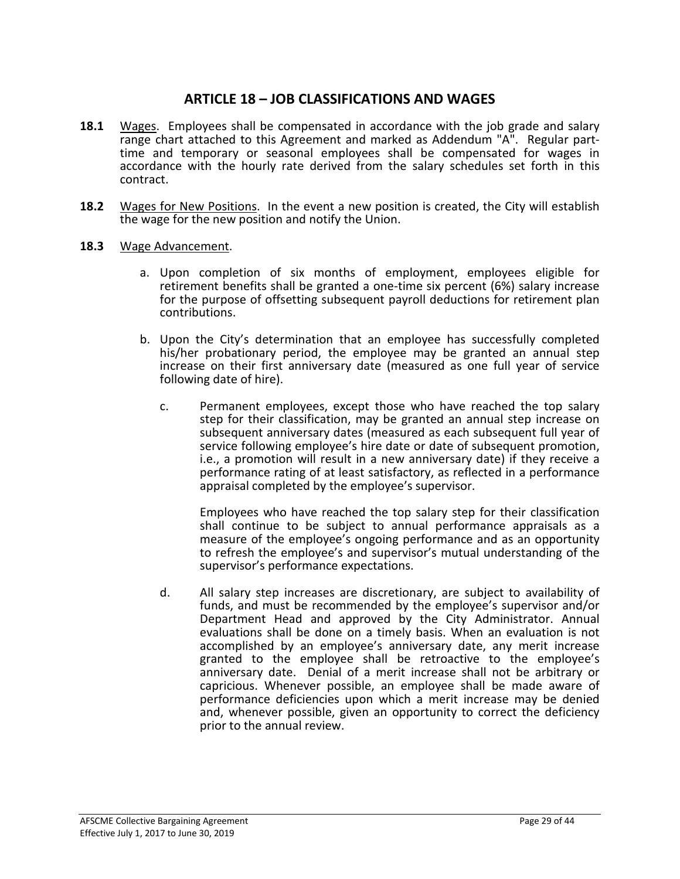# ARTICLE 18 – JOB CLASSIFICATIONS AND WAGES

**18.1** Wages. Employees shall be compensated in accordance with the job grade and salary range chart attached to this Agreement and marked as Addendum "A". Regular part-time and temporary or seasonal employees shall be compensated for wages in accordance with the hourly rate derived from the salary schedules set forth in this contract.

**18.2** Wages for New Positions. In the event a new position is created, the City will establish the wage for the new position and notify the Union.

**18.3** Wage Advancement.

a. Upon completion of six months of employment, employees eligible for retirement benefits shall be granted a one-time six percent (6%) salary increase for the purpose of offsetting subsequent payroll deductions for retirement plan contributions.

b. Upon the City's determination that an employee has successfully completed his/her probationary period, the employee may be granted an annual step increase on their first anniversary date (measured as one full year of service following date of hire).

c. Permanent employees, except those who have reached the top salary step for their classification, may be granted an annual step increase on subsequent anniversary dates (measured as each subsequent full year of service following employee's hire date or date of subsequent promotion, i.e., a promotion will result in a new anniversary date) if they receive a performance rating of at least satisfactory, as reflected in a performance appraisal completed by the employee's supervisor.

Employees who have reached the top salary step for their classification shall continue to be subject to annual performance appraisals as a measure of the employee's ongoing performance and as an opportunity to refresh the employee's and supervisor's mutual understanding of the supervisor's performance expectations.

d. All salary step increases are discretionary, are subject to availability of funds, and must be recommended by the employee's supervisor and/or Department Head and approved by the City Administrator. Annual evaluations shall be done on a timely basis. When an evaluation is not accomplished by an employee's anniversary date, any merit increase granted to the employee shall be retroactive to the employee's anniversary date. Denial of a merit increase shall not be arbitrary or capricious. Whenever possible, an employee shall be made aware of performance deficiencies upon which a merit increase may be denied and, whenever possible, given an opportunity to correct the deficiency prior to the annual review.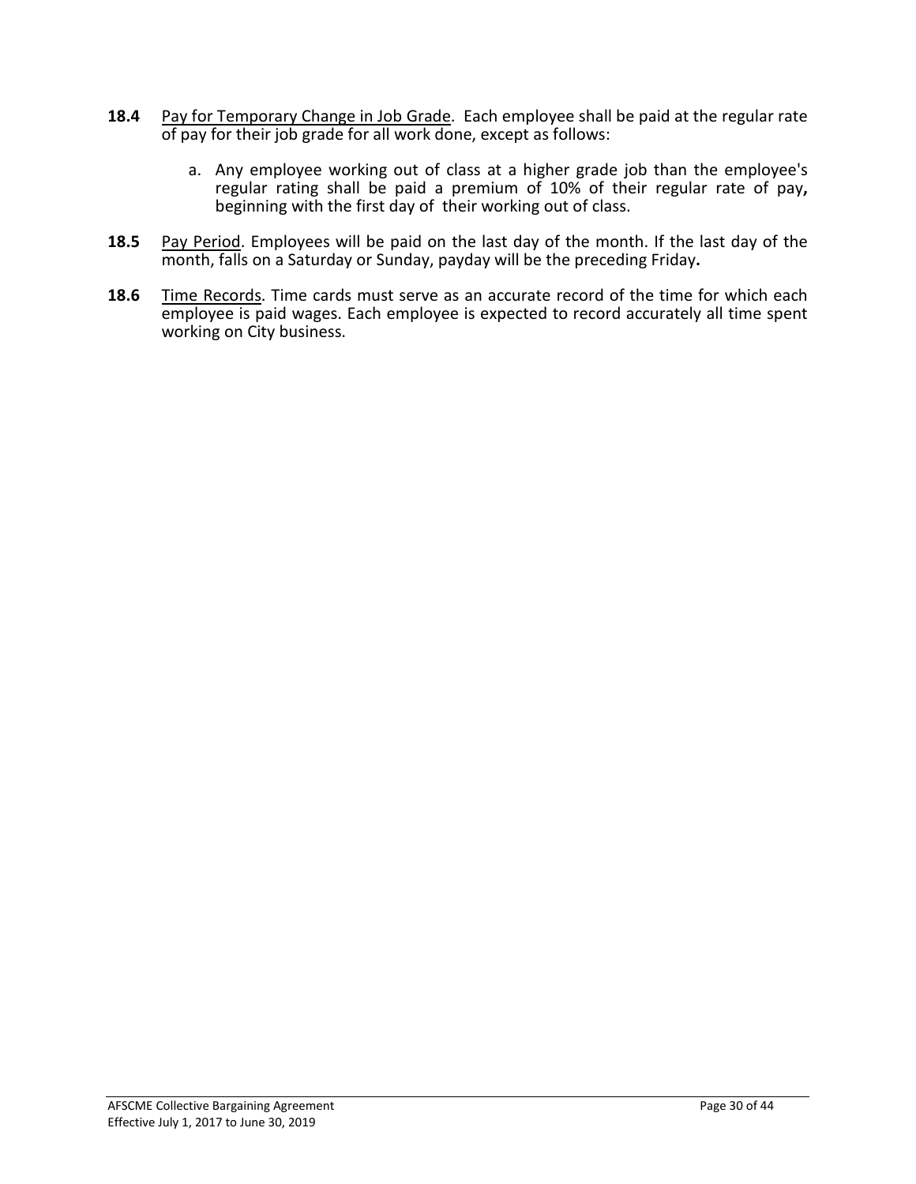**18.4** Pay for Temporary Change in Job Grade. Each employee shall be paid at the regular rate of pay for their job grade for all work done, except as follows:

a. Any employee working out of class at a higher grade job than the employee's regular rating shall be paid a premium of 10% of their regular rate of pay**,** beginning with the first day of their working out of class.

**18.5** Pay Period. Employees will be paid on the last day of the month. If the last day of the month, falls on a Saturday or Sunday, payday will be the preceding Friday**.**

**18.6** Time Records. Time cards must serve as an accurate record of the time for which each employee is paid wages. Each employee is expected to record accurately all time spent working on City business.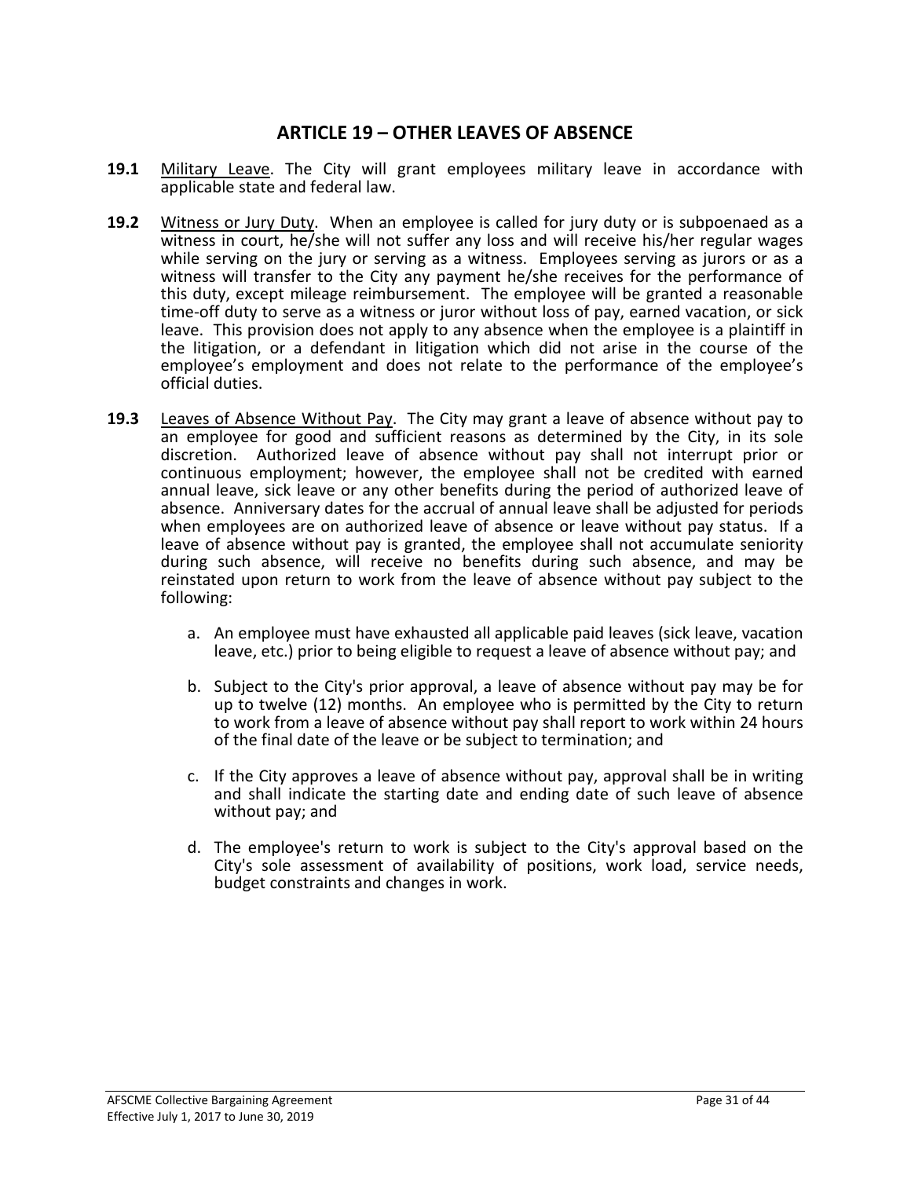## ARTICLE 19 – OTHER LEAVES OF ABSENCE

**19.1** Military Leave. The City will grant employees military leave in accordance with applicable state and federal law.

**19.2** Witness or Jury Duty. When an employee is called for jury duty or is subpoenaed as a witness in court, he/she will not suffer any loss and will receive his/her regular wages while serving on the jury or serving as a witness. Employees serving as jurors or as a witness will transfer to the City any payment he/she receives for the performance of this duty, except mileage reimbursement. The employee will be granted a reasonable time-off duty to serve as a witness or juror without loss of pay, earned vacation, or sick leave. This provision does not apply to any absence when the employee is a plaintiff in the litigation, or a defendant in litigation which did not arise in the course of the employee's employment and does not relate to the performance of the employee's official duties.

**19.3** Leaves of Absence Without Pay. The City may grant a leave of absence without pay to an employee for good and sufficient reasons as determined by the City, in its sole discretion. Authorized leave of absence without pay shall not interrupt prior or continuous employment; however, the employee shall not be credited with earned annual leave, sick leave or any other benefits during the period of authorized leave of absence. Anniversary dates for the accrual of annual leave shall be adjusted for periods when employees are on authorized leave of absence or leave without pay status. If a leave of absence without pay is granted, the employee shall not accumulate seniority during such absence, will receive no benefits during such absence, and may be reinstated upon return to work from the leave of absence without pay subject to the following:

a. An employee must have exhausted all applicable paid leaves (sick leave, vacation leave, etc.) prior to being eligible to request a leave of absence without pay; and

b. Subject to the City's prior approval, a leave of absence without pay may be for up to twelve (12) months. An employee who is permitted by the City to return to work from a leave of absence without pay shall report to work within 24 hours of the final date of the leave or be subject to termination; and

c. If the City approves a leave of absence without pay, approval shall be in writing and shall indicate the starting date and ending date of such leave of absence without pay; and

d. The employee's return to work is subject to the City's approval based on the City's sole assessment of availability of positions, work load, service needs, budget constraints and changes in work.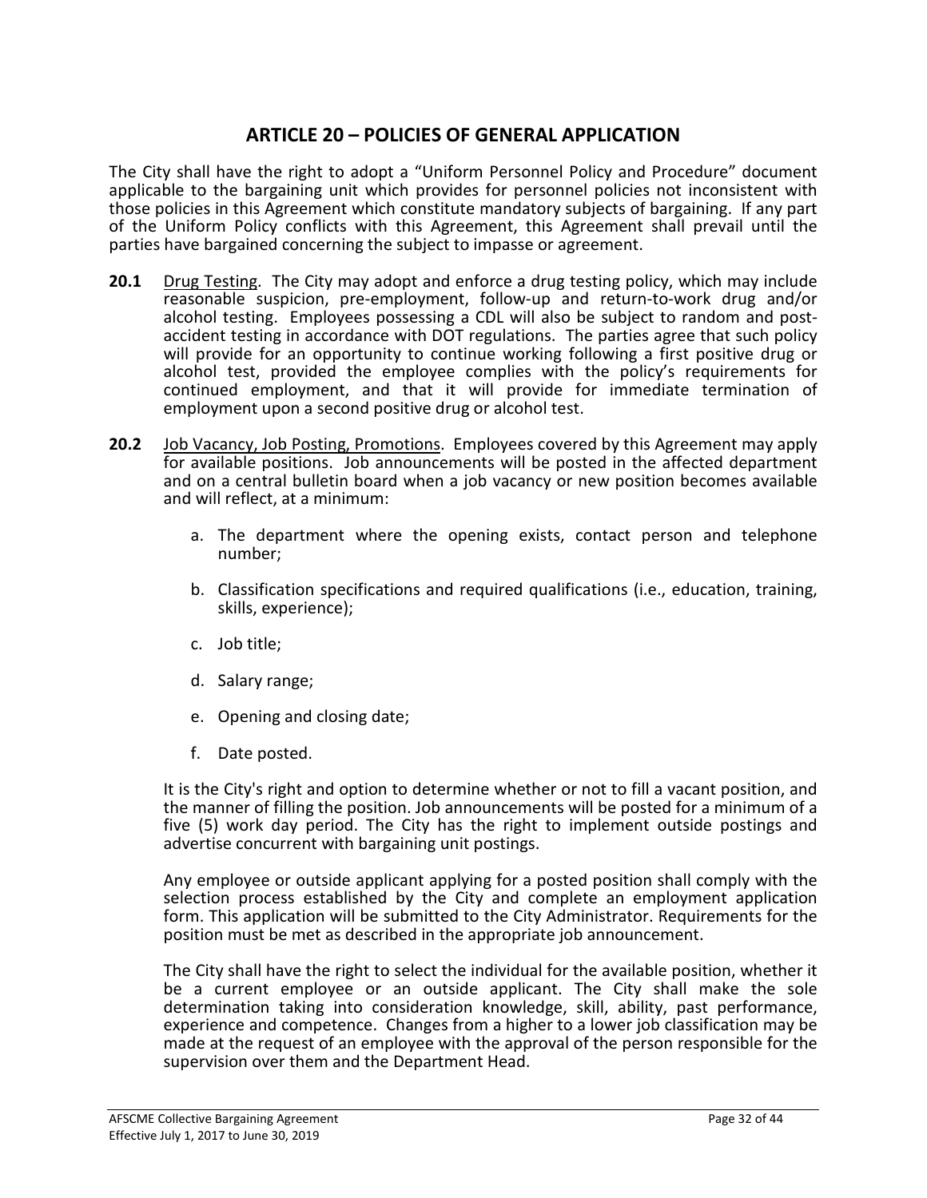## ARTICLE 20 – POLICIES OF GENERAL APPLICATION

The City shall have the right to adopt a "Uniform Personnel Policy and Procedure" document applicable to the bargaining unit which provides for personnel policies not inconsistent with those policies in this Agreement which constitute mandatory subjects of bargaining. If any part of the Uniform Policy conflicts with this Agreement, this Agreement shall prevail until the parties have bargained concerning the subject to impasse or agreement.

**20.1** Drug Testing. The City may adopt and enforce a drug testing policy, which may include reasonable suspicion, pre-employment, follow-up and return-to-work drug and/or alcohol testing. Employees possessing a CDL will also be subject to random and post-accident testing in accordance with DOT regulations. The parties agree that such policy will provide for an opportunity to continue working following a first positive drug or alcohol test, provided the employee complies with the policy's requirements for continued employment, and that it will provide for immediate termination of employment upon a second positive drug or alcohol test.

**20.2** Job Vacancy, Job Posting, Promotions. Employees covered by this Agreement may apply for available positions. Job announcements will be posted in the affected department and on a central bulletin board when a job vacancy or new position becomes available and will reflect, at a minimum:

a. The department where the opening exists, contact person and telephone number;

b. Classification specifications and required qualifications (i.e., education, training, skills, experience);

c. Job title;

d. Salary range;

e. Opening and closing date;

f. Date posted.

It is the City's right and option to determine whether or not to fill a vacant position, and the manner of filling the position. Job announcements will be posted for a minimum of a five (5) work day period. The City has the right to implement outside postings and advertise concurrent with bargaining unit postings.

Any employee or outside applicant applying for a posted position shall comply with the selection process established by the City and complete an employment application form. This application will be submitted to the City Administrator. Requirements for the position must be met as described in the appropriate job announcement.

The City shall have the right to select the individual for the available position, whether it be a current employee or an outside applicant. The City shall make the sole determination taking into consideration knowledge, skill, ability, past performance, experience and competence. Changes from a higher to a lower job classification may be made at the request of an employee with the approval of the person responsible for the supervision over them and the Department Head.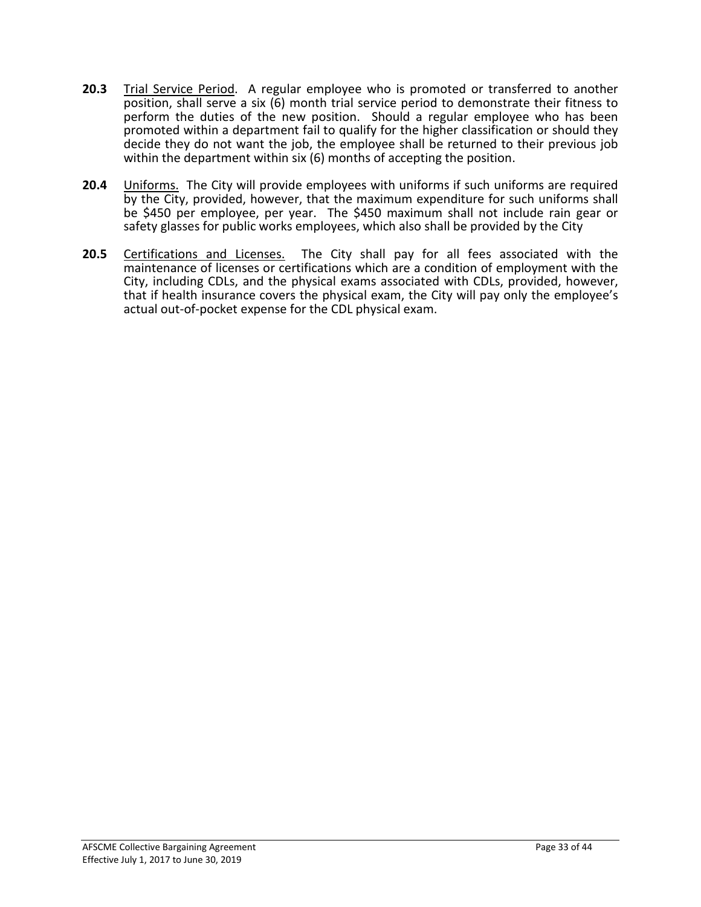**20.3** Trial Service Period. A regular employee who is promoted or transferred to another position, shall serve a six (6) month trial service period to demonstrate their fitness to perform the duties of the new position. Should a regular employee who has been promoted within a department fail to qualify for the higher classification or should they decide they do not want the job, the employee shall be returned to their previous job within the department within six (6) months of accepting the position.

**20.4** Uniforms. The City will provide employees with uniforms if such uniforms are required by the City, provided, however, that the maximum expenditure for such uniforms shall be $450 per employee, per year. The $450 maximum shall not include rain gear or safety glasses for public works employees, which also shall be provided by the City

**20.5** Certifications and Licenses. The City shall pay for all fees associated with the maintenance of licenses or certifications which are a condition of employment with the City, including CDLs, and the physical exams associated with CDLs, provided, however, that if health insurance covers the physical exam, the City will pay only the employee's actual out-of-pocket expense for the CDL physical exam.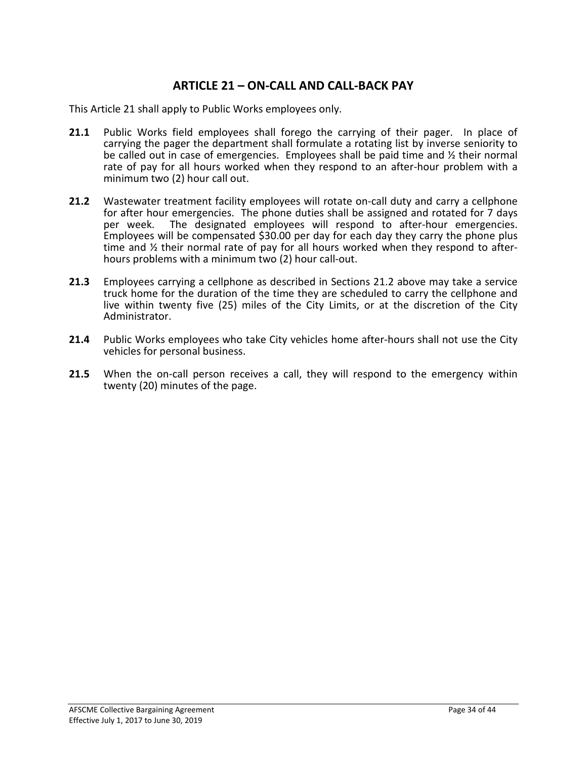## ARTICLE 21 – ON-CALL AND CALL-BACK PAY

This Article 21 shall apply to Public Works employees only.

**21.1** Public Works field employees shall forego the carrying of their pager. In place of carrying the pager the department shall formulate a rotating list by inverse seniority to be called out in case of emergencies. Employees shall be paid time and ½ their normal rate of pay for all hours worked when they respond to an after-hour problem with a minimum two (2) hour call out.

**21.2** Wastewater treatment facility employees will rotate on-call duty and carry a cellphone for after hour emergencies. The phone duties shall be assigned and rotated for 7 days per week. The designated employees will respond to after-hour emergencies. Employees will be compensated $30.00 per day for each day they carry the phone plus time and ½ their normal rate of pay for all hours worked when they respond to after-hours problems with a minimum two (2) hour call-out.

**21.3** Employees carrying a cellphone as described in Sections 21.2 above may take a service truck home for the duration of the time they are scheduled to carry the cellphone and live within twenty five (25) miles of the City Limits, or at the discretion of the City Administrator.

**21.4** Public Works employees who take City vehicles home after-hours shall not use the City vehicles for personal business.

**21.5** When the on-call person receives a call, they will respond to the emergency within twenty (20) minutes of the page.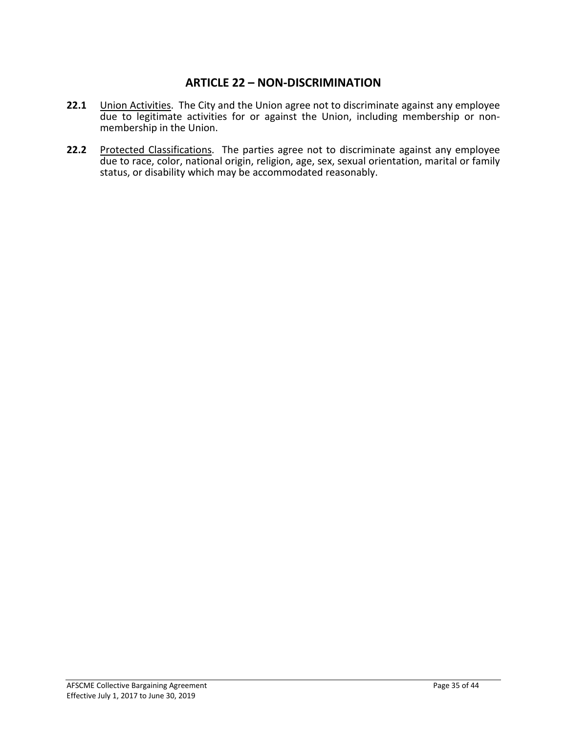## ARTICLE 22 – NON-DISCRIMINATION

**22.1** Union Activities. The City and the Union agree not to discriminate against any employee due to legitimate activities for or against the Union, including membership or non-membership in the Union.

**22.2** Protected Classifications. The parties agree not to discriminate against any employee due to race, color, national origin, religion, age, sex, sexual orientation, marital or family status, or disability which may be accommodated reasonably.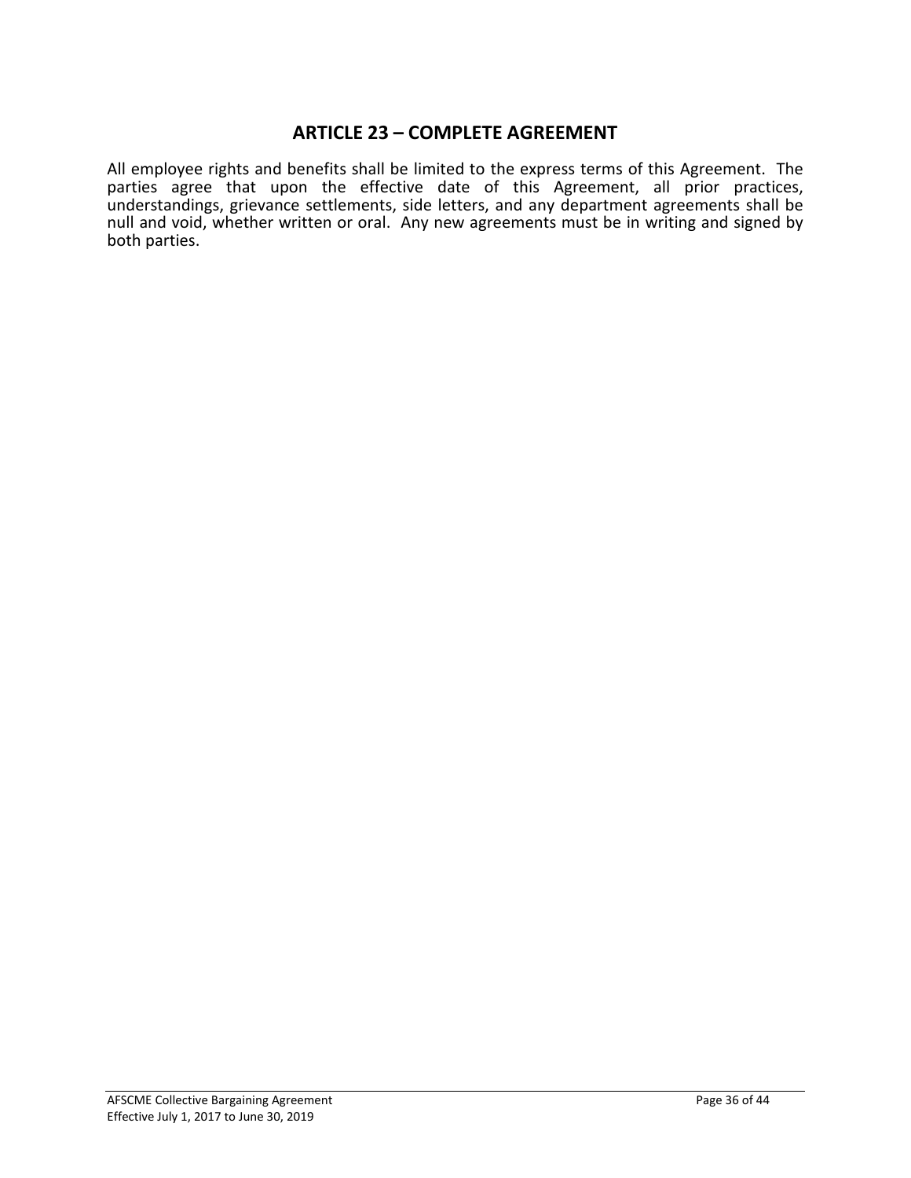## ARTICLE 23 – COMPLETE AGREEMENT

All employee rights and benefits shall be limited to the express terms of this Agreement. The parties agree that upon the effective date of this Agreement, all prior practices, understandings, grievance settlements, side letters, and any department agreements shall be null and void, whether written or oral. Any new agreements must be in writing and signed by both parties.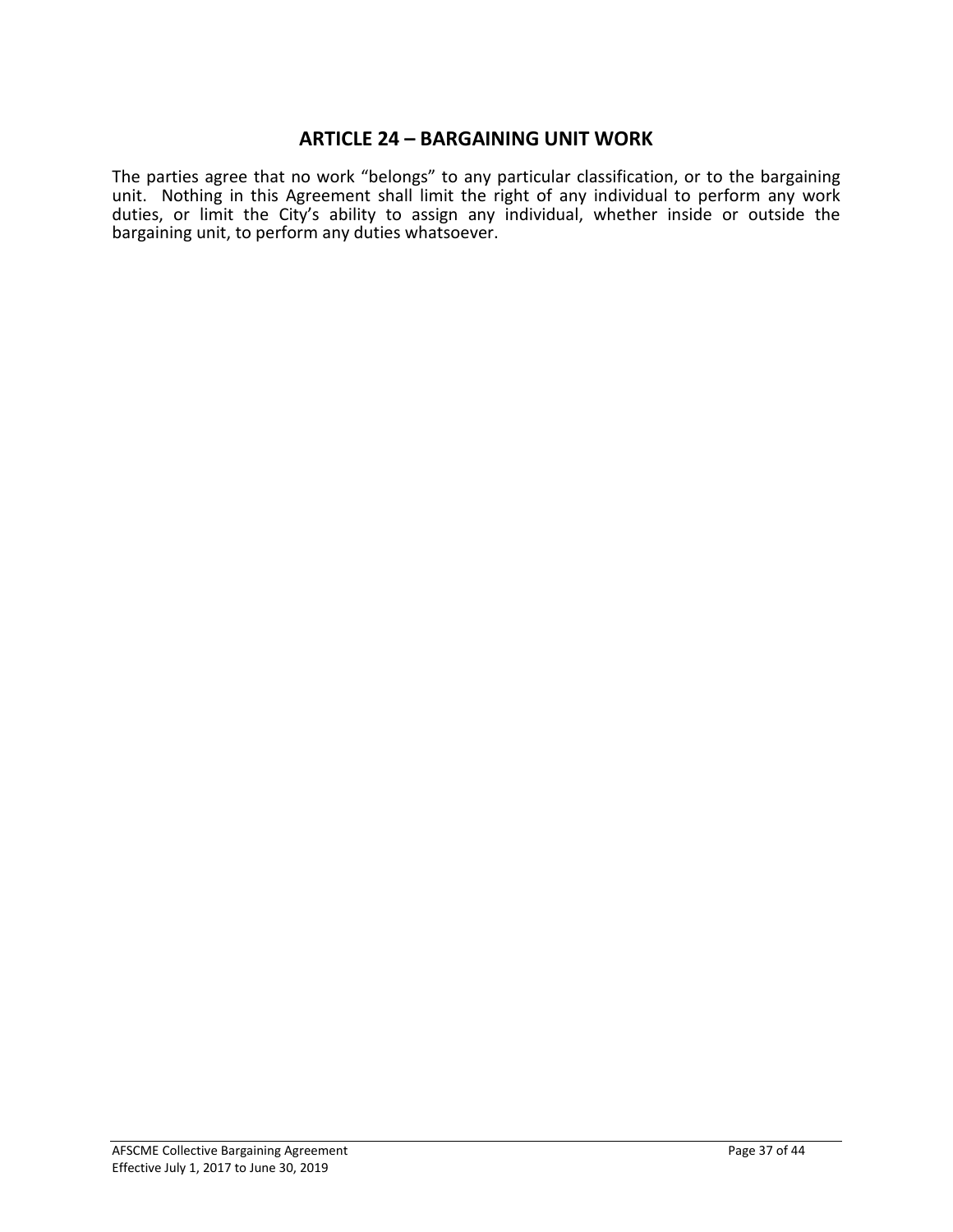# ARTICLE 24 – BARGAINING UNIT WORK

The parties agree that no work "belongs" to any particular classification, or to the bargaining unit. Nothing in this Agreement shall limit the right of any individual to perform any work duties, or limit the City's ability to assign any individual, whether inside or outside the bargaining unit, to perform any duties whatsoever.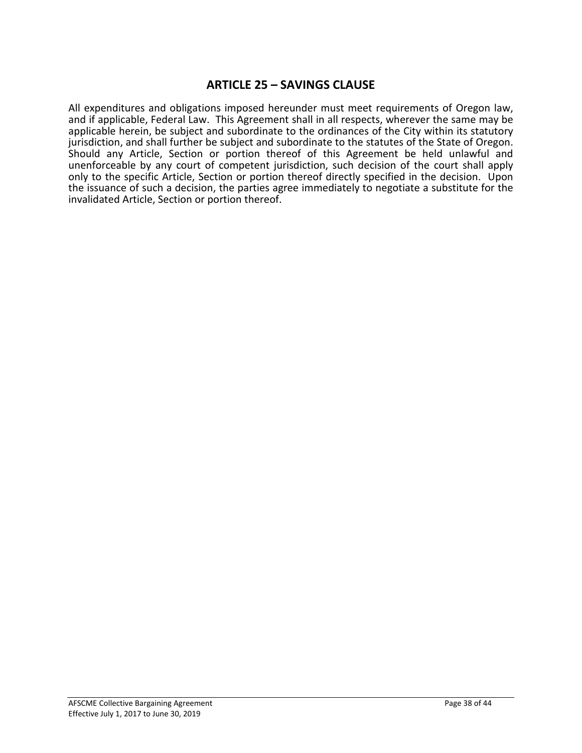## ARTICLE 25 – SAVINGS CLAUSE

All expenditures and obligations imposed hereunder must meet requirements of Oregon law, and if applicable, Federal Law. This Agreement shall in all respects, wherever the same may be applicable herein, be subject and subordinate to the ordinances of the City within its statutory jurisdiction, and shall further be subject and subordinate to the statutes of the State of Oregon. Should any Article, Section or portion thereof of this Agreement be held unlawful and unenforceable by any court of competent jurisdiction, such decision of the court shall apply only to the specific Article, Section or portion thereof directly specified in the decision. Upon the issuance of such a decision, the parties agree immediately to negotiate a substitute for the invalidated Article, Section or portion thereof.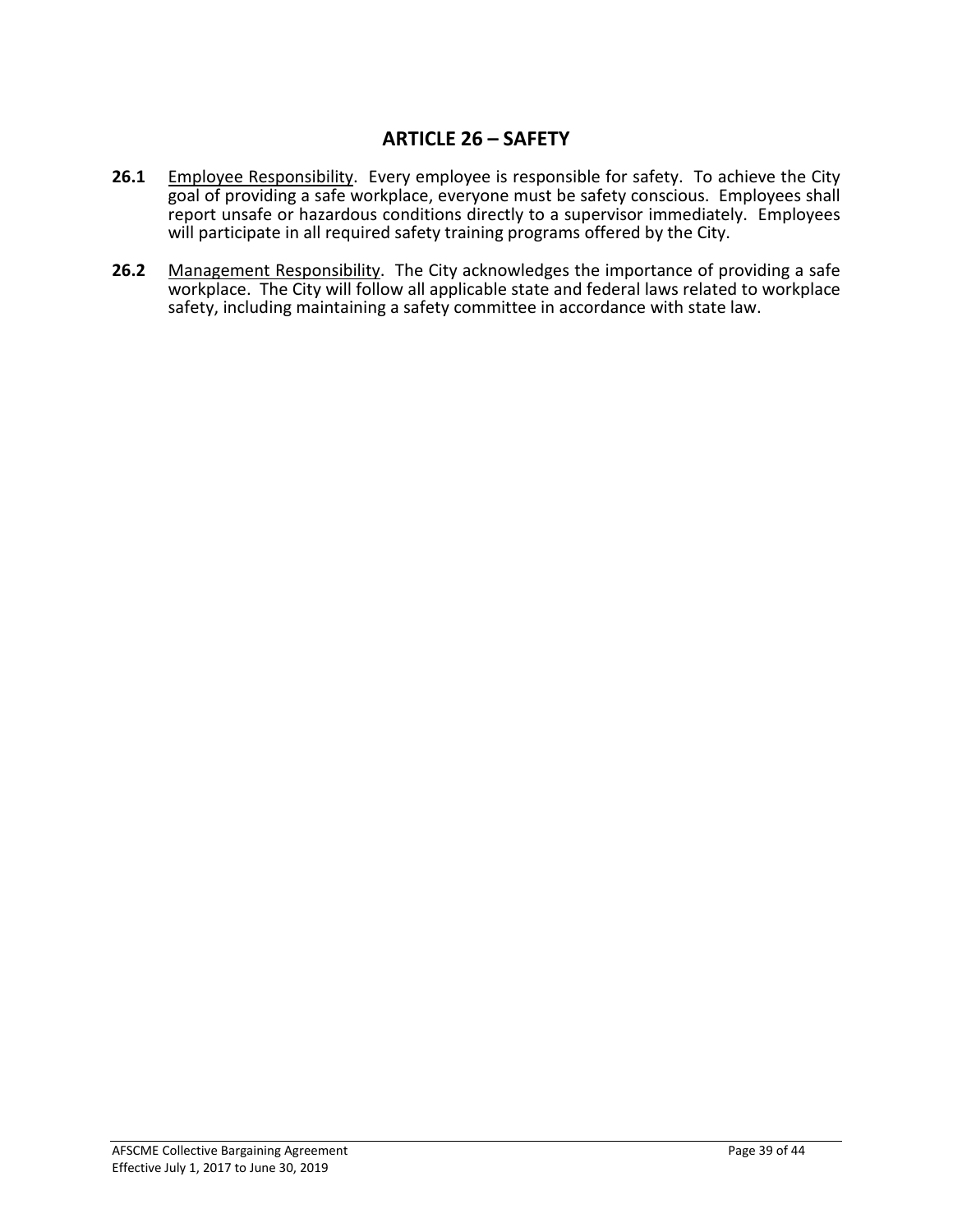# ARTICLE 26 – SAFETY

**26.1** Employee Responsibility. Every employee is responsible for safety. To achieve the City goal of providing a safe workplace, everyone must be safety conscious. Employees shall report unsafe or hazardous conditions directly to a supervisor immediately. Employees will participate in all required safety training programs offered by the City.

**26.2** Management Responsibility. The City acknowledges the importance of providing a safe workplace. The City will follow all applicable state and federal laws related to workplace safety, including maintaining a safety committee in accordance with state law.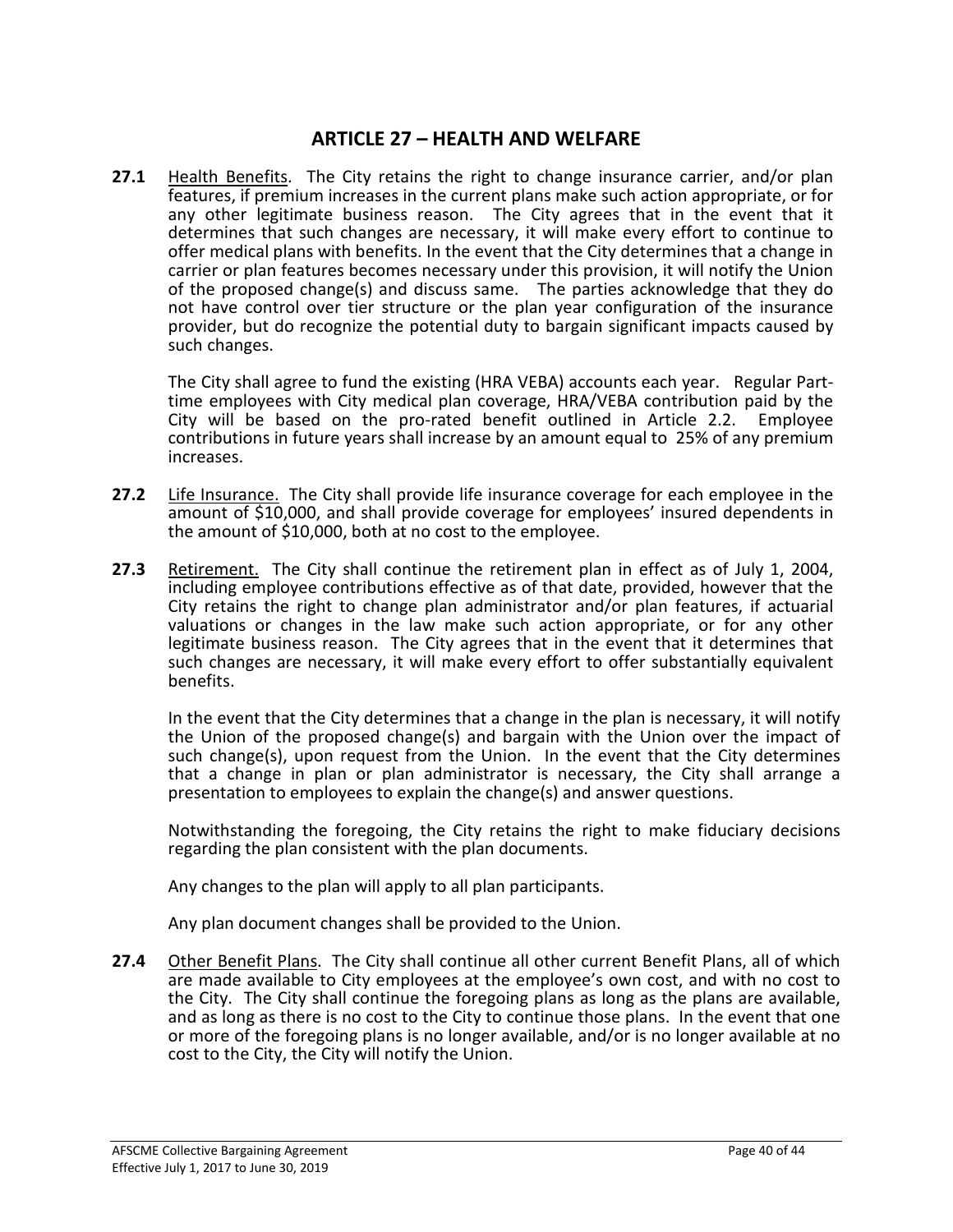## ARTICLE 27 – HEALTH AND WELFARE

**27.1** Health Benefits. The City retains the right to change insurance carrier, and/or plan features, if premium increases in the current plans make such action appropriate, or for any other legitimate business reason. The City agrees that in the event that it determines that such changes are necessary, it will make every effort to continue to offer medical plans with benefits. In the event that the City determines that a change in carrier or plan features becomes necessary under this provision, it will notify the Union of the proposed change(s) and discuss same. The parties acknowledge that they do not have control over tier structure or the plan year configuration of the insurance provider, but do recognize the potential duty to bargain significant impacts caused by such changes.

The City shall agree to fund the existing (HRA VEBA) accounts each year. Regular Part-time employees with City medical plan coverage, HRA/VEBA contribution paid by the City will be based on the pro-rated benefit outlined in Article 2.2. Employee contributions in future years shall increase by an amount equal to 25% of any premium increases.

**27.2** Life Insurance. The City shall provide life insurance coverage for each employee in the amount of $10,000, and shall provide coverage for employees' insured dependents in the amount of $10,000, both at no cost to the employee.

**27.3** Retirement. The City shall continue the retirement plan in effect as of July 1, 2004, including employee contributions effective as of that date, provided, however that the City retains the right to change plan administrator and/or plan features, if actuarial valuations or changes in the law make such action appropriate, or for any other legitimate business reason. The City agrees that in the event that it determines that such changes are necessary, it will make every effort to offer substantially equivalent benefits.

In the event that the City determines that a change in the plan is necessary, it will notify the Union of the proposed change(s) and bargain with the Union over the impact of such change(s), upon request from the Union. In the event that the City determines that a change in plan or plan administrator is necessary, the City shall arrange a presentation to employees to explain the change(s) and answer questions.

Notwithstanding the foregoing, the City retains the right to make fiduciary decisions regarding the plan consistent with the plan documents.

Any changes to the plan will apply to all plan participants.

Any plan document changes shall be provided to the Union.

**27.4** Other Benefit Plans. The City shall continue all other current Benefit Plans, all of which are made available to City employees at the employee's own cost, and with no cost to the City. The City shall continue the foregoing plans as long as the plans are available, and as long as there is no cost to the City to continue those plans. In the event that one or more of the foregoing plans is no longer available, and/or is no longer available at no cost to the City, the City will notify the Union.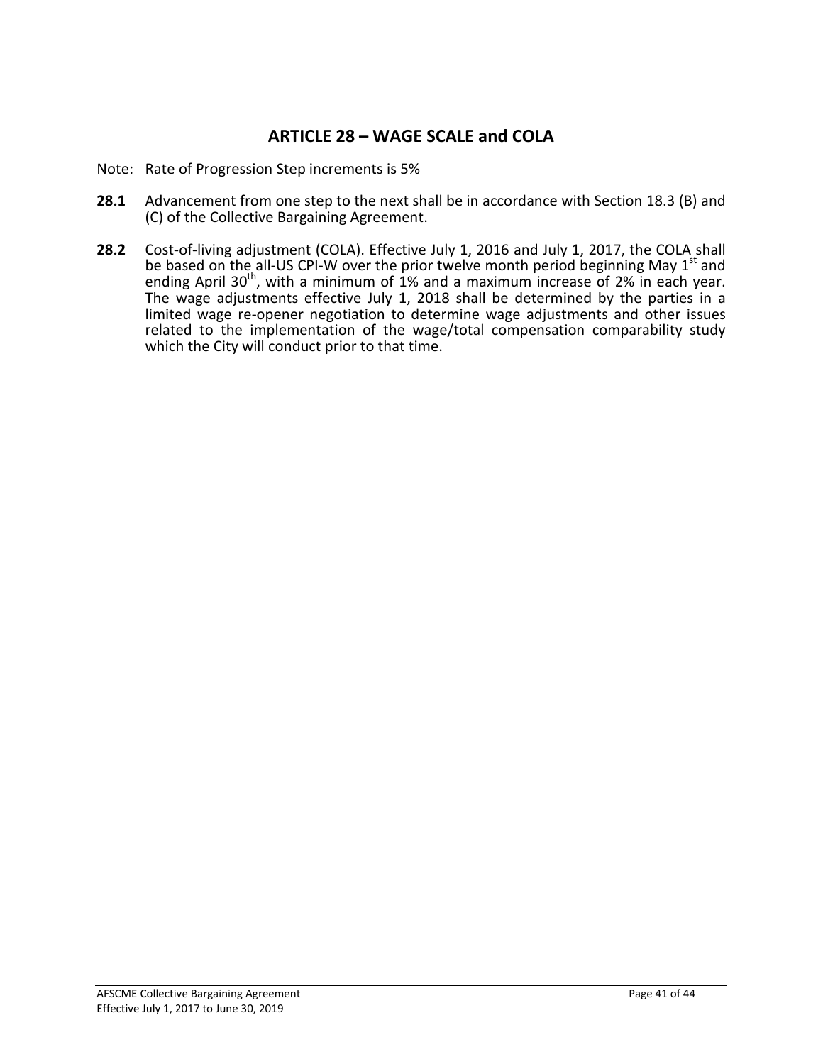## ARTICLE 28 – WAGE SCALE and COLA

Note: Rate of Progression Step increments is 5%

**28.1** Advancement from one step to the next shall be in accordance with Section 18.3 (B) and (C) of the Collective Bargaining Agreement.

**28.2** Cost-of-living adjustment (COLA). Effective July 1, 2016 and July 1, 2017, the COLA shall be based on the all-US CPI-W over the prior twelve month period beginning May 1st and ending April 30th, with a minimum of 1% and a maximum increase of 2% in each year. The wage adjustments effective July 1, 2018 shall be determined by the parties in a limited wage re-opener negotiation to determine wage adjustments and other issues related to the implementation of the wage/total compensation comparability study which the City will conduct prior to that time.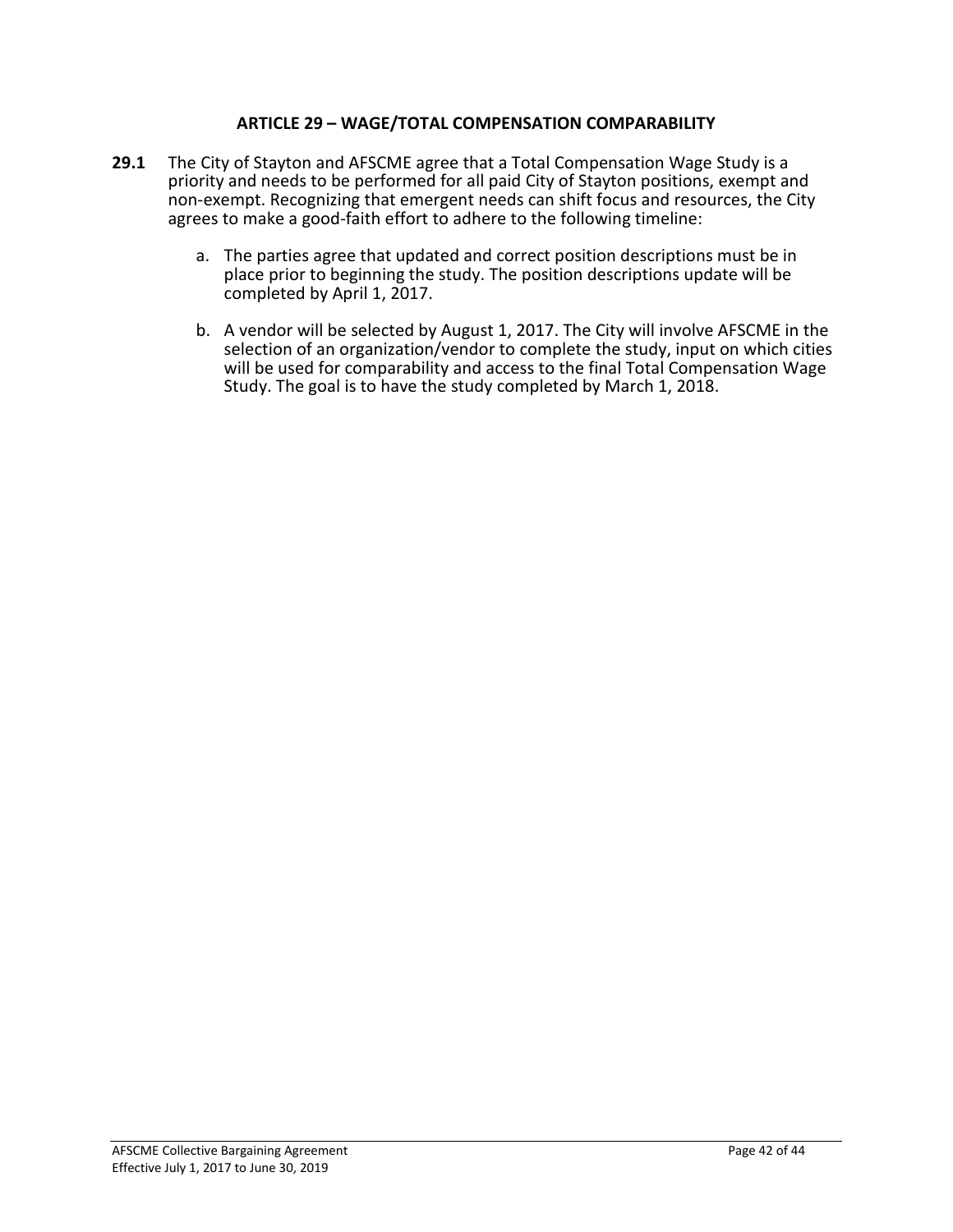## ARTICLE 29 – WAGE/TOTAL COMPENSATION COMPARABILITY

**29.1** The City of Stayton and AFSCME agree that a Total Compensation Wage Study is a priority and needs to be performed for all paid City of Stayton positions, exempt and non-exempt. Recognizing that emergent needs can shift focus and resources, the City agrees to make a good-faith effort to adhere to the following timeline:

a. The parties agree that updated and correct position descriptions must be in place prior to beginning the study. The position descriptions update will be completed by April 1, 2017.

b. A vendor will be selected by August 1, 2017. The City will involve AFSCME in the selection of an organization/vendor to complete the study, input on which cities will be used for comparability and access to the final Total Compensation Wage Study. The goal is to have the study completed by March 1, 2018.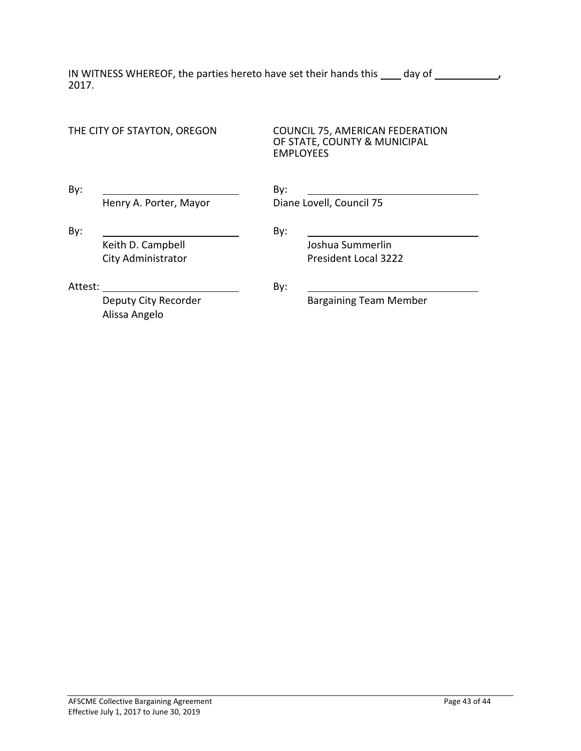IN WITNESS WHEREOF, the parties hereto have set their hands this ____ day of ___________, 2017.

| THE CITY OF STAYTON, OREGON | COUNCIL 75, AMERICAN FEDERATION OF STATE, COUNTY & MUNICIPAL EMPLOYEES |
|---|---|
| By: ______________________ <br> Henry A. Porter, Mayor | By: ______________________ <br> Diane Lovell, Council 75 |
| By: ______________________ <br> Keith D. Campbell <br> City Administrator | By: ______________________ <br> Joshua Summerlin <br> President Local 3222 |
| Attest: ______________________ <br> Deputy City Recorder <br> Alissa Angelo | By: ______________________ <br> Bargaining Team Member |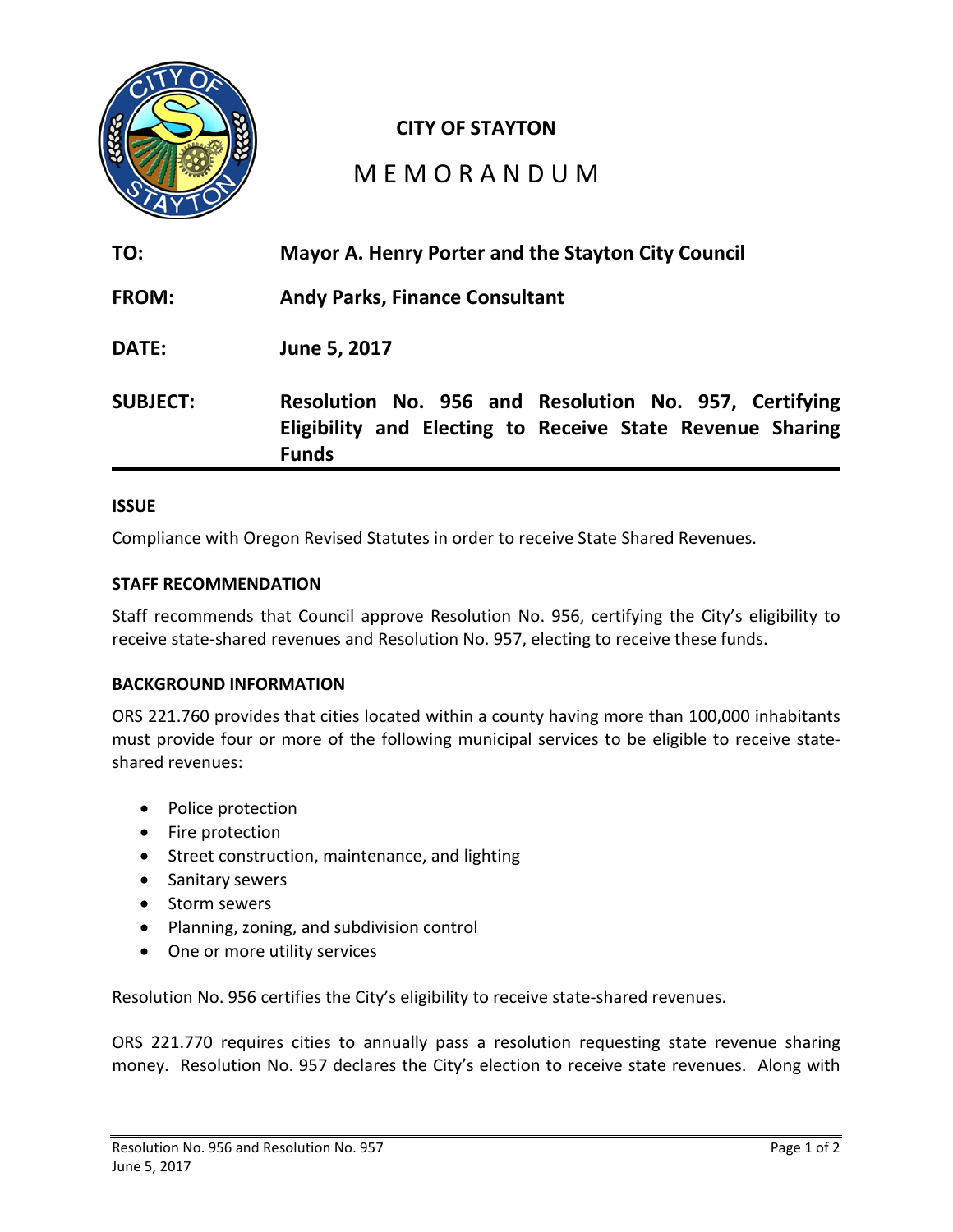# CITY OF STAYTON

## MEMORANDUM

**TO:** Mayor A. Henry Porter and the Stayton City Council

**FROM:** Andy Parks, Finance Consultant

**DATE:** June 5, 2017

**SUBJECT:** Resolution No. 956 and Resolution No. 957, Certifying Eligibility and Electing to Receive State Revenue Sharing Funds

---

### ISSUE

Compliance with Oregon Revised Statutes in order to receive State Shared Revenues.

### STAFF RECOMMENDATION

Staff recommends that Council approve Resolution No. 956, certifying the City's eligibility to receive state-shared revenues and Resolution No. 957, electing to receive these funds.

### BACKGROUND INFORMATION

ORS 221.760 provides that cities located within a county having more than 100,000 inhabitants must provide four or more of the following municipal services to be eligible to receive state-shared revenues:

- Police protection
- Fire protection
- Street construction, maintenance, and lighting
- Sanitary sewers
- Storm sewers
- Planning, zoning, and subdivision control
- One or more utility services

Resolution No. 956 certifies the City's eligibility to receive state-shared revenues.

ORS 221.770 requires cities to annually pass a resolution requesting state revenue sharing money. Resolution No. 957 declares the City's election to receive state revenues. Along with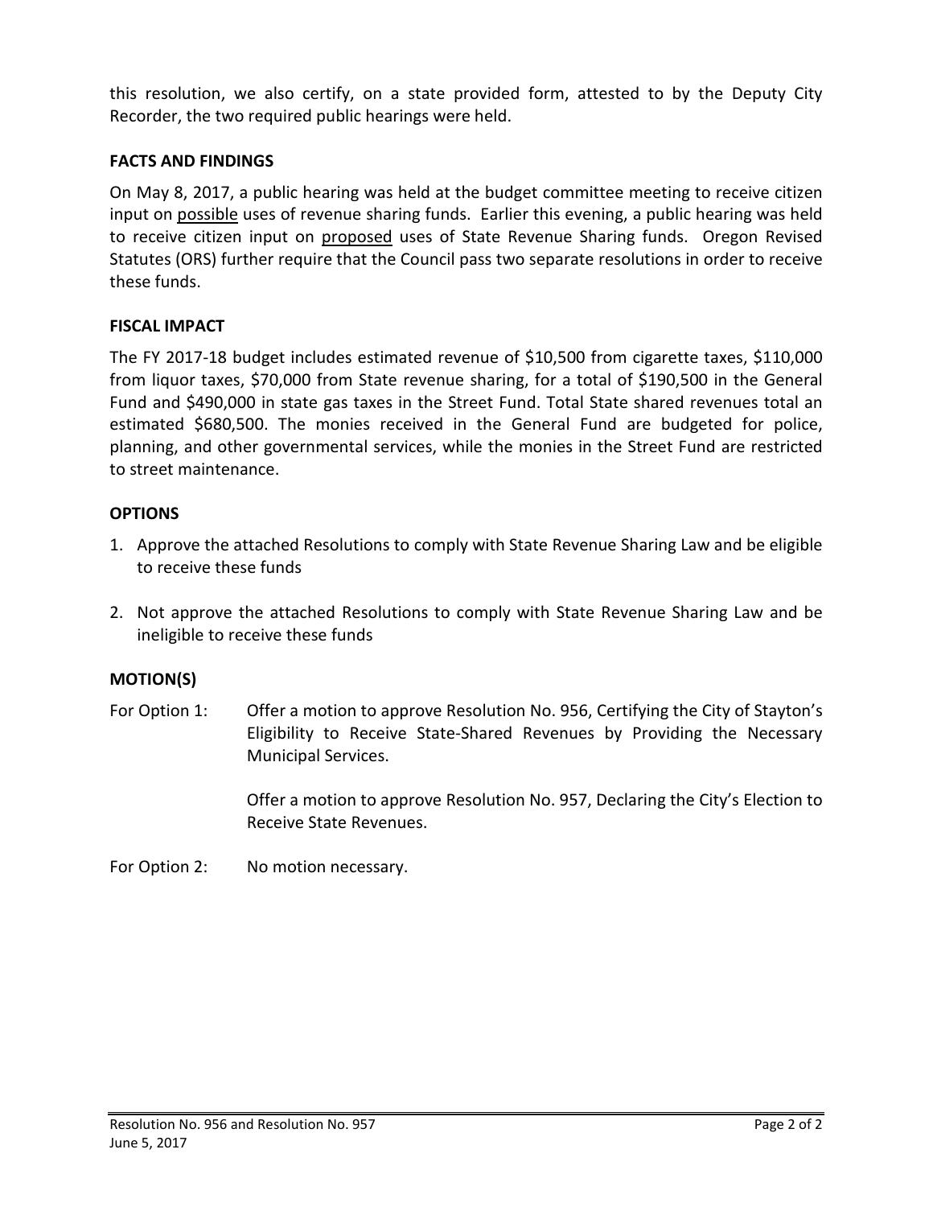this resolution, we also certify, on a state provided form, attested to by the Deputy City Recorder, the two required public hearings were held.

**FACTS AND FINDINGS**

On May 8, 2017, a public hearing was held at the budget committee meeting to receive citizen input on possible uses of revenue sharing funds. Earlier this evening, a public hearing was held to receive citizen input on proposed uses of State Revenue Sharing funds. Oregon Revised Statutes (ORS) further require that the Council pass two separate resolutions in order to receive these funds.

**FISCAL IMPACT**

The FY 2017-18 budget includes estimated revenue of $10,500 from cigarette taxes, $110,000 from liquor taxes, $70,000 from State revenue sharing, for a total of $190,500 in the General Fund and $490,000 in state gas taxes in the Street Fund. Total State shared revenues total an estimated $680,500. The monies received in the General Fund are budgeted for police, planning, and other governmental services, while the monies in the Street Fund are restricted to street maintenance.

**OPTIONS**

1. Approve the attached Resolutions to comply with State Revenue Sharing Law and be eligible to receive these funds
2. Not approve the attached Resolutions to comply with State Revenue Sharing Law and be ineligible to receive these funds

**MOTION(S)**

For Option 1: Offer a motion to approve Resolution No. 956, Certifying the City of Stayton's Eligibility to Receive State-Shared Revenues by Providing the Necessary Municipal Services.

Offer a motion to approve Resolution No. 957, Declaring the City's Election to Receive State Revenues.

For Option 2: No motion necessary.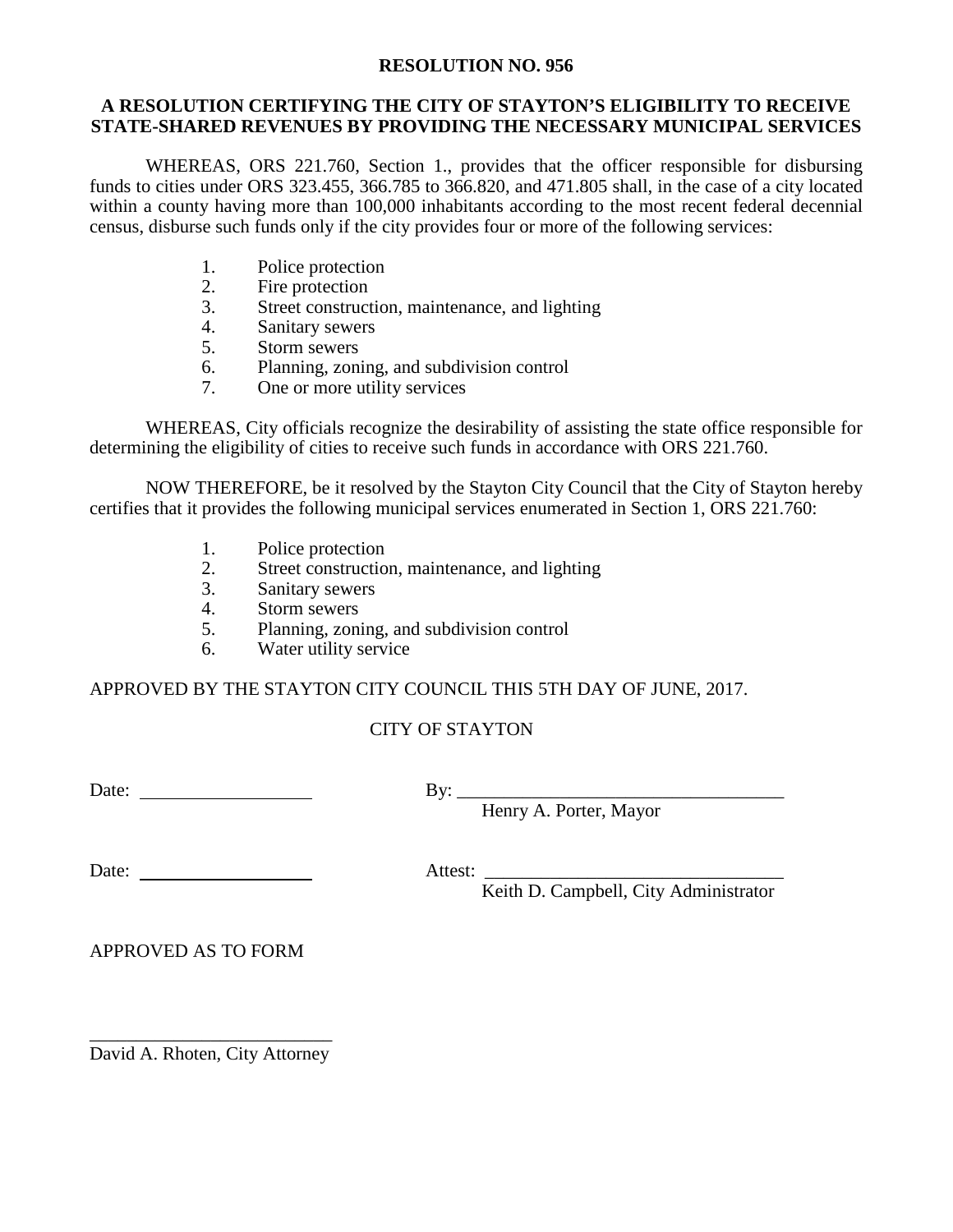**RESOLUTION NO. 956**

**A RESOLUTION CERTIFYING THE CITY OF STAYTON'S ELIGIBILITY TO RECEIVE STATE-SHARED REVENUES BY PROVIDING THE NECESSARY MUNICIPAL SERVICES**

WHEREAS, ORS 221.760, Section 1., provides that the officer responsible for disbursing funds to cities under ORS 323.455, 366.785 to 366.820, and 471.805 shall, in the case of a city located within a county having more than 100,000 inhabitants according to the most recent federal decennial census, disburse such funds only if the city provides four or more of the following services:

1. Police protection
2. Fire protection
3. Street construction, maintenance, and lighting
4. Sanitary sewers
5. Storm sewers
6. Planning, zoning, and subdivision control
7. One or more utility services

WHEREAS, City officials recognize the desirability of assisting the state office responsible for determining the eligibility of cities to receive such funds in accordance with ORS 221.760.

NOW THEREFORE, be it resolved by the Stayton City Council that the City of Stayton hereby certifies that it provides the following municipal services enumerated in Section 1, ORS 221.760:

1. Police protection
2. Street construction, maintenance, and lighting
3. Sanitary sewers
4. Storm sewers
5. Planning, zoning, and subdivision control
6. Water utility service

APPROVED BY THE STAYTON CITY COUNCIL THIS 5TH DAY OF JUNE, 2017.

CITY OF STAYTON

Date: ____________________ By: ____________________________________
Henry A. Porter, Mayor

Date: ____________________ Attest: ________________________________
Keith D. Campbell, City Administrator

APPROVED AS TO FORM

__________________________
David A. Rhoten, City Attorney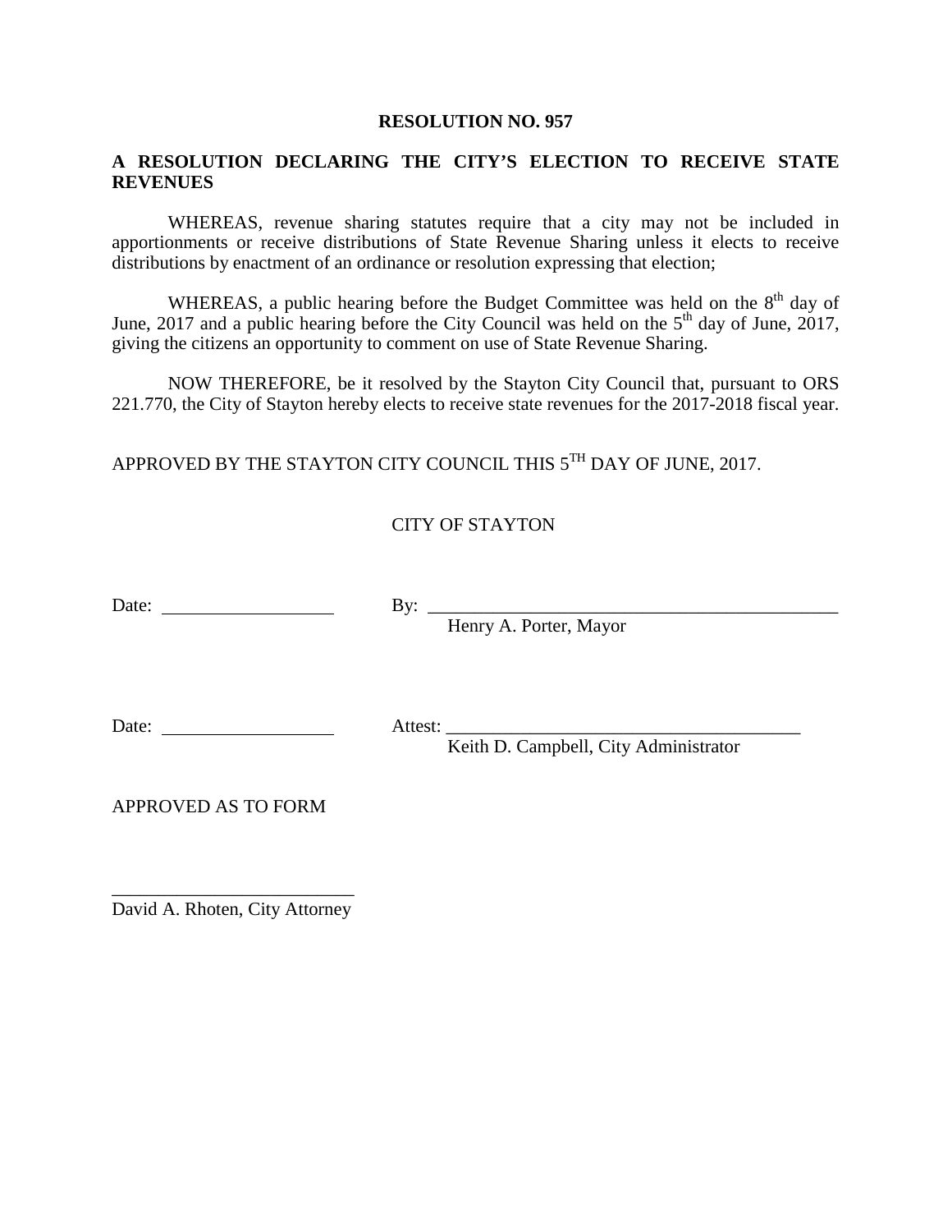# RESOLUTION NO. 957

## A RESOLUTION DECLARING THE CITY'S ELECTION TO RECEIVE STATE REVENUES

WHEREAS, revenue sharing statutes require that a city may not be included in apportionments or receive distributions of State Revenue Sharing unless it elects to receive distributions by enactment of an ordinance or resolution expressing that election;

WHEREAS, a public hearing before the Budget Committee was held on the 8th day of June, 2017 and a public hearing before the City Council was held on the 5th day of June, 2017, giving the citizens an opportunity to comment on use of State Revenue Sharing.

NOW THEREFORE, be it resolved by the Stayton City Council that, pursuant to ORS 221.770, the City of Stayton hereby elects to receive state revenues for the 2017-2018 fiscal year.

APPROVED BY THE STAYTON CITY COUNCIL THIS 5TH DAY OF JUNE, 2017.

CITY OF STAYTON

Date: ________________ By: ________________________________
Henry A. Porter, Mayor

Date: ________________ Attest: ________________________________
Keith D. Campbell, City Administrator

APPROVED AS TO FORM

________________________________
David A. Rhoten, City Attorney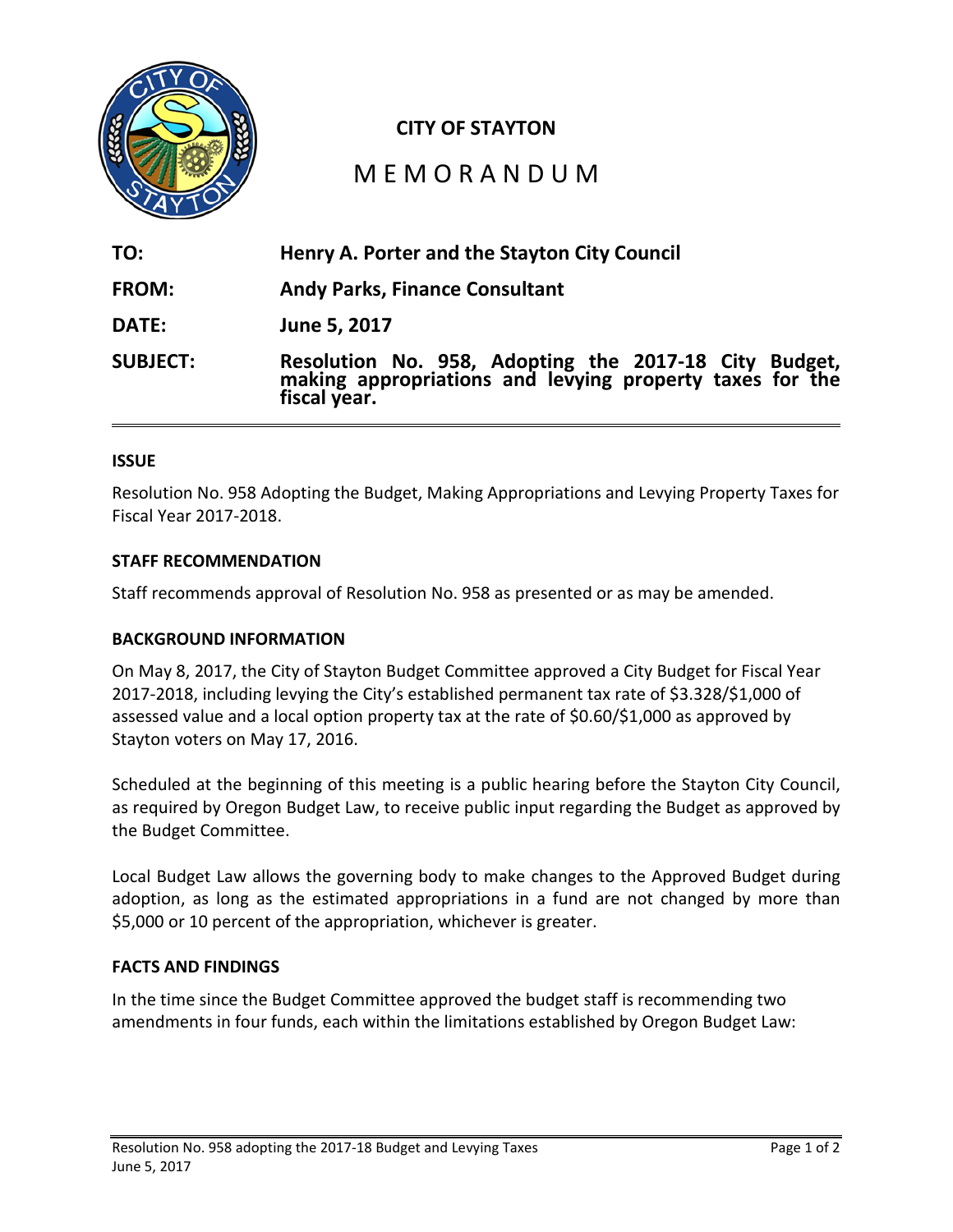**CITY OF STAYTON**

# MEMORANDUM

| | |
|---|---|
| **TO:** | **Henry A. Porter and the Stayton City Council** |
| **FROM:** | **Andy Parks, Finance Consultant** |
| **DATE:** | **June 5, 2017** |
| **SUBJECT:** | **Resolution No. 958, Adopting the 2017-18 City Budget, making appropriations and levying property taxes for the fiscal year.** |

## ISSUE

Resolution No. 958 Adopting the Budget, Making Appropriations and Levying Property Taxes for Fiscal Year 2017-2018.

## STAFF RECOMMENDATION

Staff recommends approval of Resolution No. 958 as presented or as may be amended.

## BACKGROUND INFORMATION

On May 8, 2017, the City of Stayton Budget Committee approved a City Budget for Fiscal Year 2017-2018, including levying the City's established permanent tax rate of $3.328/$1,000 of assessed value and a local option property tax at the rate of $0.60/$1,000 as approved by Stayton voters on May 17, 2016.

Scheduled at the beginning of this meeting is a public hearing before the Stayton City Council, as required by Oregon Budget Law, to receive public input regarding the Budget as approved by the Budget Committee.

Local Budget Law allows the governing body to make changes to the Approved Budget during adoption, as long as the estimated appropriations in a fund are not changed by more than $5,000 or 10 percent of the appropriation, whichever is greater.

## FACTS AND FINDINGS

In the time since the Budget Committee approved the budget staff is recommending two amendments in four funds, each within the limitations established by Oregon Budget Law: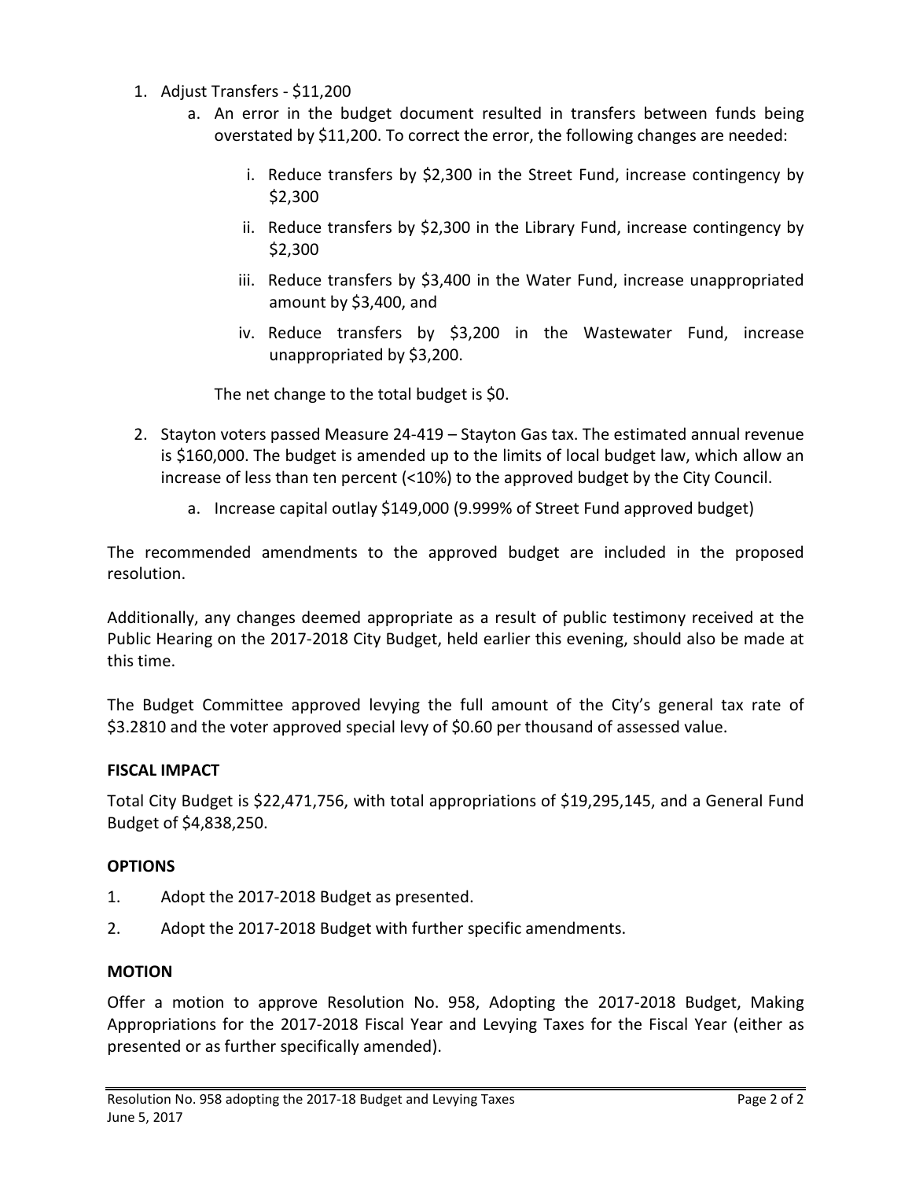1. Adjust Transfers - $11,200
   a. An error in the budget document resulted in transfers between funds being overstated by $11,200. To correct the error, the following changes are needed:
      i. Reduce transfers by $2,300 in the Street Fund, increase contingency by $2,300
      ii. Reduce transfers by $2,300 in the Library Fund, increase contingency by $2,300
      iii. Reduce transfers by $3,400 in the Water Fund, increase unappropriated amount by $3,400, and
      iv. Reduce transfers by $3,200 in the Wastewater Fund, increase unappropriated by $3,200.

      The net change to the total budget is $0.

2. Stayton voters passed Measure 24-419 – Stayton Gas tax. The estimated annual revenue is $160,000. The budget is amended up to the limits of local budget law, which allow an increase of less than ten percent (<10%) to the approved budget by the City Council.
   a. Increase capital outlay $149,000 (9.999% of Street Fund approved budget)

The recommended amendments to the approved budget are included in the proposed resolution.

Additionally, any changes deemed appropriate as a result of public testimony received at the Public Hearing on the 2017-2018 City Budget, held earlier this evening, should also be made at this time.

The Budget Committee approved levying the full amount of the City's general tax rate of $3.2810 and the voter approved special levy of $0.60 per thousand of assessed value.

**FISCAL IMPACT**

Total City Budget is $22,471,756, with total appropriations of $19,295,145, and a General Fund Budget of $4,838,250.

**OPTIONS**

1. Adopt the 2017-2018 Budget as presented.
2. Adopt the 2017-2018 Budget with further specific amendments.

**MOTION**

Offer a motion to approve Resolution No. 958, Adopting the 2017-2018 Budget, Making Appropriations for the 2017-2018 Fiscal Year and Levying Taxes for the Fiscal Year (either as presented or as further specifically amended).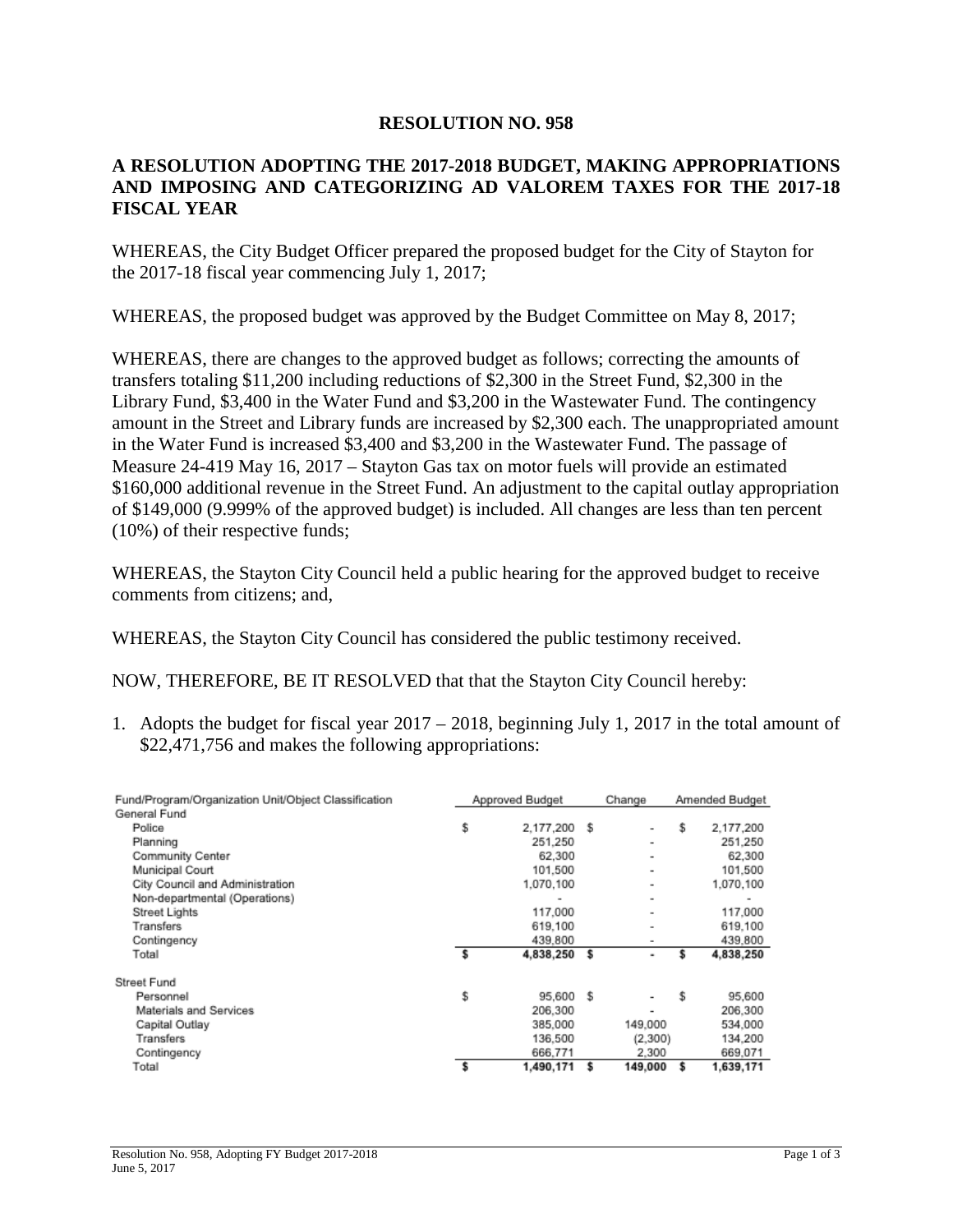## RESOLUTION NO. 958

### A RESOLUTION ADOPTING THE 2017-2018 BUDGET, MAKING APPROPRIATIONS AND IMPOSING AND CATEGORIZING AD VALOREM TAXES FOR THE 2017-18 FISCAL YEAR

WHEREAS, the City Budget Officer prepared the proposed budget for the City of Stayton for the 2017-18 fiscal year commencing July 1, 2017;

WHEREAS, the proposed budget was approved by the Budget Committee on May 8, 2017;

WHEREAS, there are changes to the approved budget as follows; correcting the amounts of transfers totaling $11,200 including reductions of $2,300 in the Street Fund, $2,300 in the Library Fund, $3,400 in the Water Fund and $3,200 in the Wastewater Fund. The contingency amount in the Street and Library funds are increased by $2,300 each. The unappropriated amount in the Water Fund is increased $3,400 and $3,200 in the Wastewater Fund. The passage of Measure 24-419 May 16, 2017 – Stayton Gas tax on motor fuels will provide an estimated $160,000 additional revenue in the Street Fund. An adjustment to the capital outlay appropriation of $149,000 (9.999% of the approved budget) is included. All changes are less than ten percent (10%) of their respective funds;

WHEREAS, the Stayton City Council held a public hearing for the approved budget to receive comments from citizens; and,

WHEREAS, the Stayton City Council has considered the public testimony received.

NOW, THEREFORE, BE IT RESOLVED that that the Stayton City Council hereby:

1. Adopts the budget for fiscal year 2017 – 2018, beginning July 1, 2017 in the total amount of $22,471,756 and makes the following appropriations:

| Fund/Program/Organization Unit/Object Classification | Approved Budget | Change | Amended Budget |
|---|---|---|---|
| **General Fund** | | | |
| Police | $ 2,177,200 | $ - | $ 2,177,200 |
| Planning | 251,250 | - | 251,250 |
| Community Center | 62,300 | - | 62,300 |
| Municipal Court | 101,500 | - | 101,500 |
| City Council and Administration | 1,070,100 | - | 1,070,100 |
| Non-departmental (Operations) | - | - | - |
| Street Lights | 117,000 | - | 117,000 |
| Transfers | 619,100 | - | 619,100 |
| Contingency | 439,800 | - | 439,800 |
| Total | $ 4,838,250 | $ - | $ 4,838,250 |
| **Street Fund** | | | |
| Personnel | $ 95,600 | $ - | $ 95,600 |
| Materials and Services | 206,300 | - | 206,300 |
| Capital Outlay | 385,000 | 149,000 | 534,000 |
| Transfers | 136,500 | (2,300) | 134,200 |
| Contingency | 666,771 | 2,300 | 669,071 |
| Total | $ 1,490,171 | $ 149,000 | $ 1,639,171 |

Resolution No. 958, Adopting FY Budget 2017-2018
June 5, 2017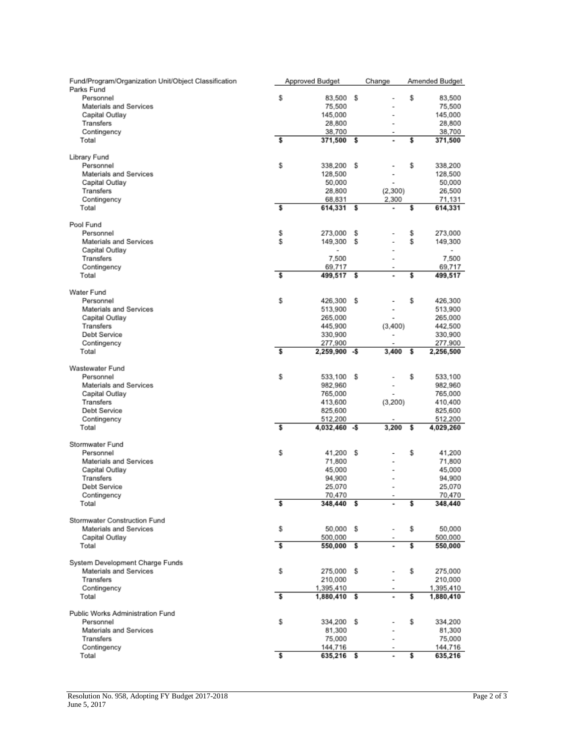| Fund/Program/Organization Unit/Object Classification | Approved Budget | Change | Amended Budget |
|---|---|---|---|
| **Parks Fund** | | | |
| Personnel | $ 83,500 | $ - | $ 83,500 |
| Materials and Services | 75,500 | - | 75,500 |
| Capital Outlay | 145,000 | - | 145,000 |
| Transfers | 28,800 | - | 28,800 |
| Contingency | 38,700 | - | 38,700 |
| Total | **$ 371,500** | **$ -** | **$ 371,500** |
| **Library Fund** | | | |
| Personnel | $ 338,200 | $ - | $ 338,200 |
| Materials and Services | 128,500 | - | 128,500 |
| Capital Outlay | 50,000 | - | 50,000 |
| Transfers | 28,800 | (2,300) | 26,500 |
| Contingency | 68,831 | 2,300 | 71,131 |
| Total | **$ 614,331** | **$ -** | **$ 614,331** |
| **Pool Fund** | | | |
| Personnel | $ 273,000 | $ - | $ 273,000 |
| Materials and Services | $ 149,300 | $ - | $ 149,300 |
| Capital Outlay | - | - | - |
| Transfers | 7,500 | - | 7,500 |
| Contingency | 69,717 | - | 69,717 |
| Total | **$ 499,517** | **$ -** | **$ 499,517** |
| **Water Fund** | | | |
| Personnel | $ 426,300 | $ - | $ 426,300 |
| Materials and Services | 513,900 | - | 513,900 |
| Capital Outlay | 265,000 | - | 265,000 |
| Transfers | 445,900 | (3,400) | 442,500 |
| Debt Service | 330,900 | - | 330,900 |
| Contingency | 277,900 | - | 277,900 |
| Total | **$ 2,259,900** | **-$ 3,400** | **$ 2,256,500** |
| **Wastewater Fund** | | | |
| Personnel | $ 533,100 | $ - | $ 533,100 |
| Materials and Services | 982,960 | - | 982,960 |
| Capital Outlay | 765,000 | - | 765,000 |
| Transfers | 413,600 | (3,200) | 410,400 |
| Debt Service | 825,600 | - | 825,600 |
| Contingency | 512,200 | - | 512,200 |
| Total | **$ 4,032,460** | **-$ 3,200** | **$ 4,029,260** |
| **Stormwater Fund** | | | |
| Personnel | $ 41,200 | $ - | $ 41,200 |
| Materials and Services | 71,800 | - | 71,800 |
| Capital Outlay | 45,000 | - | 45,000 |
| Transfers | 94,900 | - | 94,900 |
| Debt Service | 25,070 | - | 25,070 |
| Contingency | 70,470 | - | 70,470 |
| Total | **$ 348,440** | **$ -** | **$ 348,440** |
| **Stormwater Construction Fund** | | | |
| Materials and Services | $ 50,000 | $ - | $ 50,000 |
| Capital Outlay | 500,000 | - | 500,000 |
| Total | **$ 550,000** | **$ -** | **$ 550,000** |
| **System Development Charge Funds** | | | |
| Materials and Services | $ 275,000 | $ - | $ 275,000 |
| Transfers | 210,000 | - | 210,000 |
| Contingency | 1,395,410 | - | 1,395,410 |
| Total | **$ 1,880,410** | **$ -** | **$ 1,880,410** |
| **Public Works Administration Fund** | | | |
| Personnel | $ 334,200 | $ - | $ 334,200 |
| Materials and Services | 81,300 | - | 81,300 |
| Transfers | 75,000 | - | 75,000 |
| Contingency | 144,716 | - | 144,716 |
| Total | **$ 635,216** | **$ -** | **$ 635,216** |

Resolution No. 958, Adopting FY Budget 2017-2018
June 5, 2017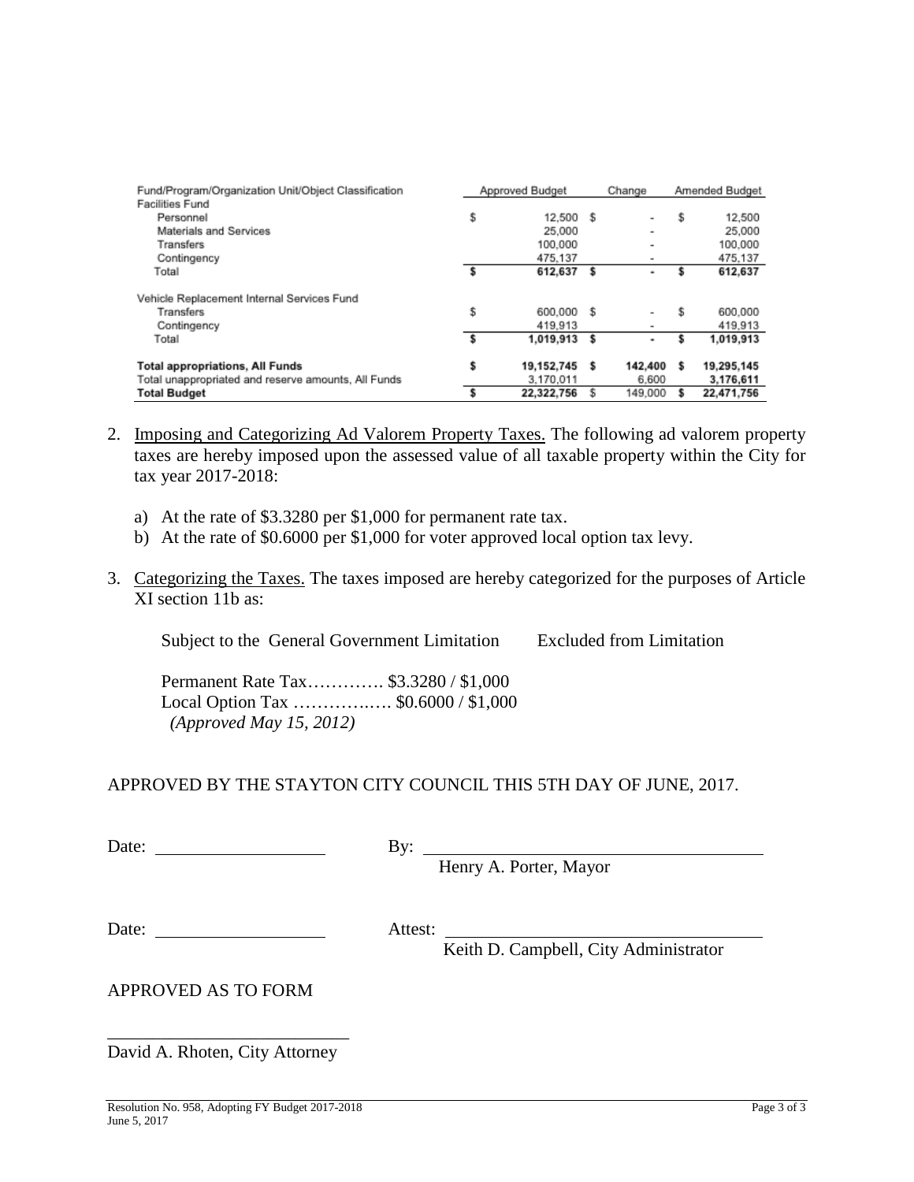| Fund/Program/Organization Unit/Object Classification | Approved Budget | Change | Amended Budget |
|---|---|---|---|
| Facilities Fund | | | |
| Personnel | $ 12,500 | $ - | $ 12,500 |
| Materials and Services | 25,000 | - | 25,000 |
| Transfers | 100,000 | - | 100,000 |
| Contingency | 475,137 | - | 475,137 |
| Total | $ 612,637 | $ - | $ 612,637 |
| | | | |
| Vehicle Replacement Internal Services Fund | | | |
| Transfers | $ 600,000 | $ - | $ 600,000 |
| Contingency | 419,913 | - | 419,913 |
| Total | $ 1,019,913 | $ - | $ 1,019,913 |
| | | | |
| **Total appropriations, All Funds** | **$ 19,152,745** | **$ 142,400** | **$ 19,295,145** |
| Total unappropriated and reserve amounts, All Funds | 3,170,011 | 6,600 | **3,176,611** |
| **Total Budget** | **$ 22,322,756** | $ 149,000 | **$ 22,471,756** |

2. Imposing and Categorizing Ad Valorem Property Taxes. The following ad valorem property taxes are hereby imposed upon the assessed value of all taxable property within the City for tax year 2017-2018:

   a) At the rate of $3.3280 per $1,000 for permanent rate tax.
   b) At the rate of $0.6000 per $1,000 for voter approved local option tax levy.

3. Categorizing the Taxes. The taxes imposed are hereby categorized for the purposes of Article XI section 11b as:

   Subject to the General Government Limitation    Excluded from Limitation

   Permanent Rate Tax…………. $3.3280 / $1,000
   Local Option Tax ……………. $0.6000 / $1,000
   *(Approved May 15, 2012)*

APPROVED BY THE STAYTON CITY COUNCIL THIS 5TH DAY OF JUNE, 2017.

Date: ____________________ By: ________________________________
Henry A. Porter, Mayor

Date: ____________________ Attest: ________________________________
Keith D. Campbell, City Administrator

APPROVED AS TO FORM

____________________________
David A. Rhoten, City Attorney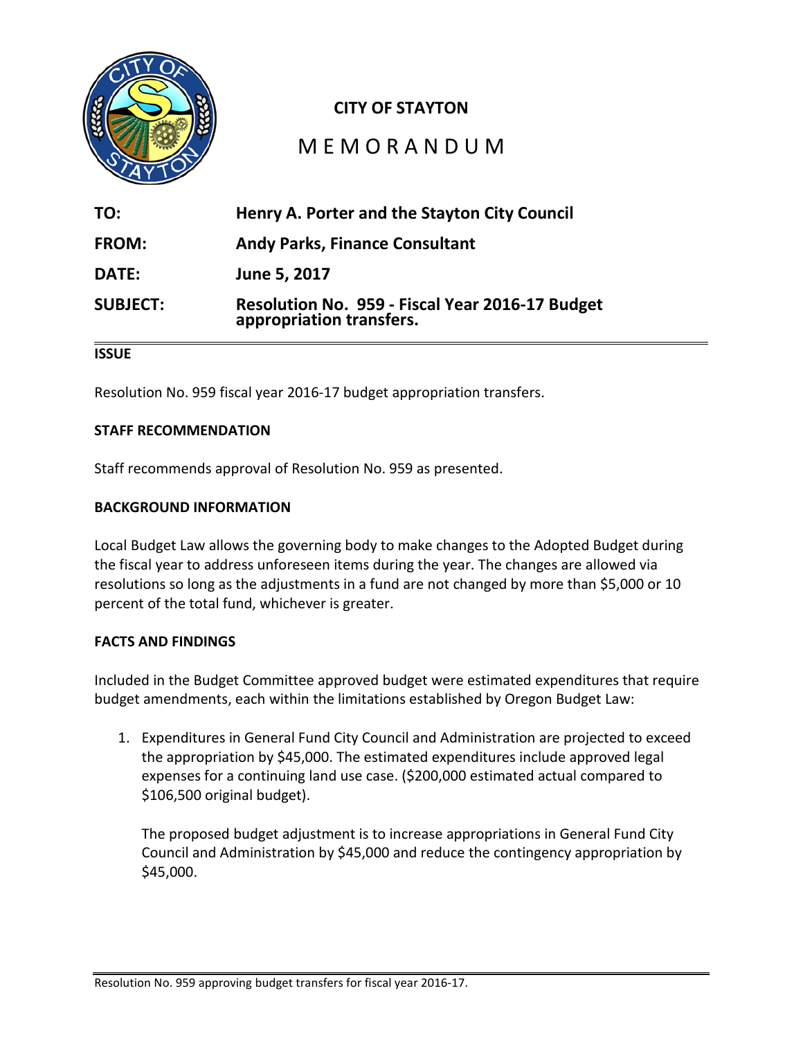**CITY OF STAYTON**

# MEMORANDUM

**TO:** Henry A. Porter and the Stayton City Council

**FROM:** Andy Parks, Finance Consultant

**DATE:** June 5, 2017

**SUBJECT:** Resolution No. 959 - Fiscal Year 2016-17 Budget appropriation transfers.

## ISSUE

Resolution No. 959 fiscal year 2016-17 budget appropriation transfers.

## STAFF RECOMMENDATION

Staff recommends approval of Resolution No. 959 as presented.

## BACKGROUND INFORMATION

Local Budget Law allows the governing body to make changes to the Adopted Budget during the fiscal year to address unforeseen items during the year. The changes are allowed via resolutions so long as the adjustments in a fund are not changed by more than $5,000 or 10 percent of the total fund, whichever is greater.

## FACTS AND FINDINGS

Included in the Budget Committee approved budget were estimated expenditures that require budget amendments, each within the limitations established by Oregon Budget Law:

1. Expenditures in General Fund City Council and Administration are projected to exceed the appropriation by $45,000. The estimated expenditures include approved legal expenses for a continuing land use case. ($200,000 estimated actual compared to $106,500 original budget).

   The proposed budget adjustment is to increase appropriations in General Fund City Council and Administration by $45,000 and reduce the contingency appropriation by $45,000.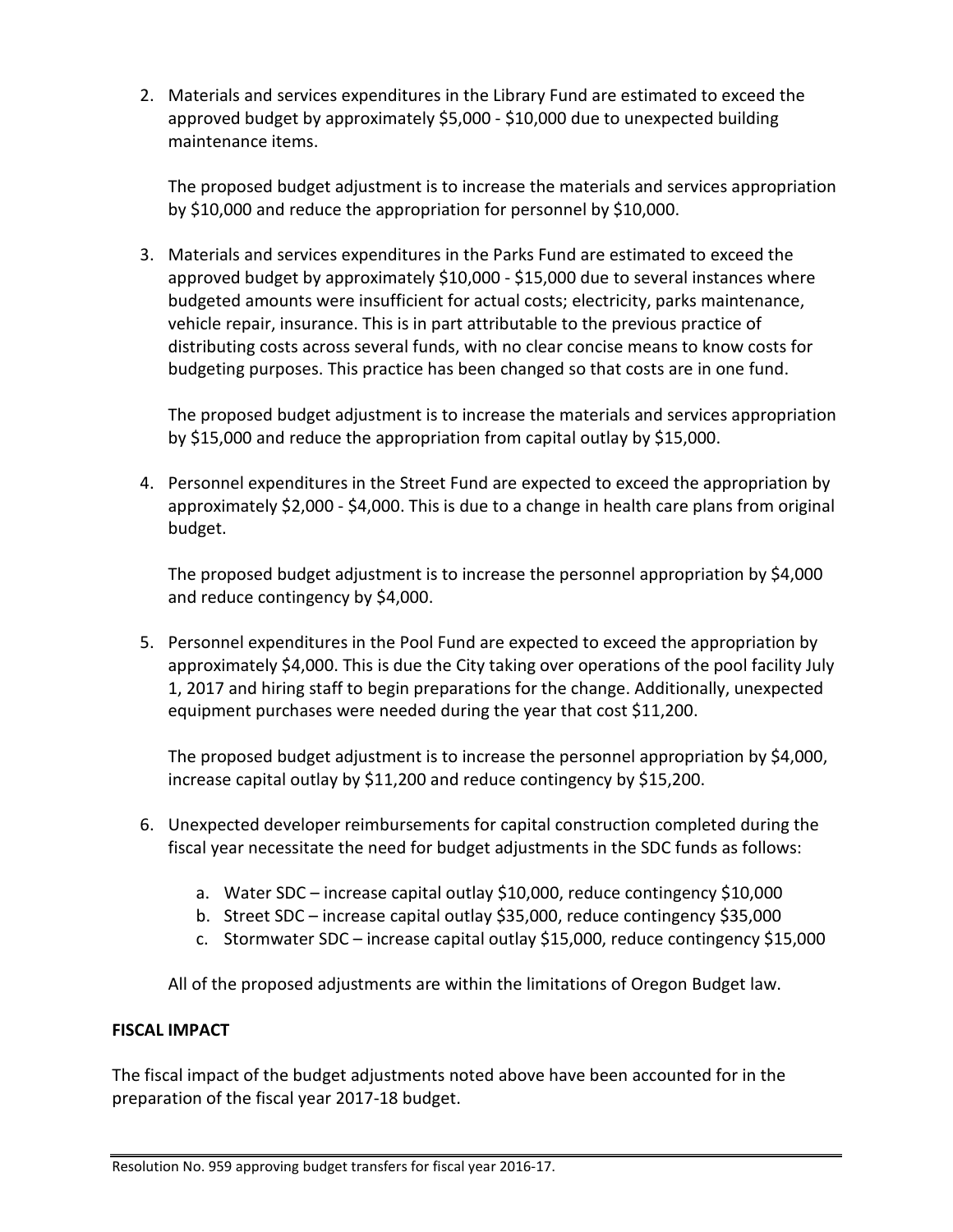2. Materials and services expenditures in the Library Fund are estimated to exceed the approved budget by approximately $5,000 - $10,000 due to unexpected building maintenance items.

   The proposed budget adjustment is to increase the materials and services appropriation by $10,000 and reduce the appropriation for personnel by $10,000.

3. Materials and services expenditures in the Parks Fund are estimated to exceed the approved budget by approximately $10,000 - $15,000 due to several instances where budgeted amounts were insufficient for actual costs; electricity, parks maintenance, vehicle repair, insurance. This is in part attributable to the previous practice of distributing costs across several funds, with no clear concise means to know costs for budgeting purposes. This practice has been changed so that costs are in one fund.

   The proposed budget adjustment is to increase the materials and services appropriation by $15,000 and reduce the appropriation from capital outlay by $15,000.

4. Personnel expenditures in the Street Fund are expected to exceed the appropriation by approximately $2,000 - $4,000. This is due to a change in health care plans from original budget.

   The proposed budget adjustment is to increase the personnel appropriation by $4,000 and reduce contingency by $4,000.

5. Personnel expenditures in the Pool Fund are expected to exceed the appropriation by approximately $4,000. This is due the City taking over operations of the pool facility July 1, 2017 and hiring staff to begin preparations for the change. Additionally, unexpected equipment purchases were needed during the year that cost $11,200.

   The proposed budget adjustment is to increase the personnel appropriation by $4,000, increase capital outlay by $11,200 and reduce contingency by $15,200.

6. Unexpected developer reimbursements for capital construction completed during the fiscal year necessitate the need for budget adjustments in the SDC funds as follows:

   a. Water SDC – increase capital outlay $10,000, reduce contingency $10,000
   b. Street SDC – increase capital outlay $35,000, reduce contingency $35,000
   c. Stormwater SDC – increase capital outlay $15,000, reduce contingency $15,000

   All of the proposed adjustments are within the limitations of Oregon Budget law.

**FISCAL IMPACT**

The fiscal impact of the budget adjustments noted above have been accounted for in the preparation of the fiscal year 2017-18 budget.

Resolution No. 959 approving budget transfers for fiscal year 2016-17.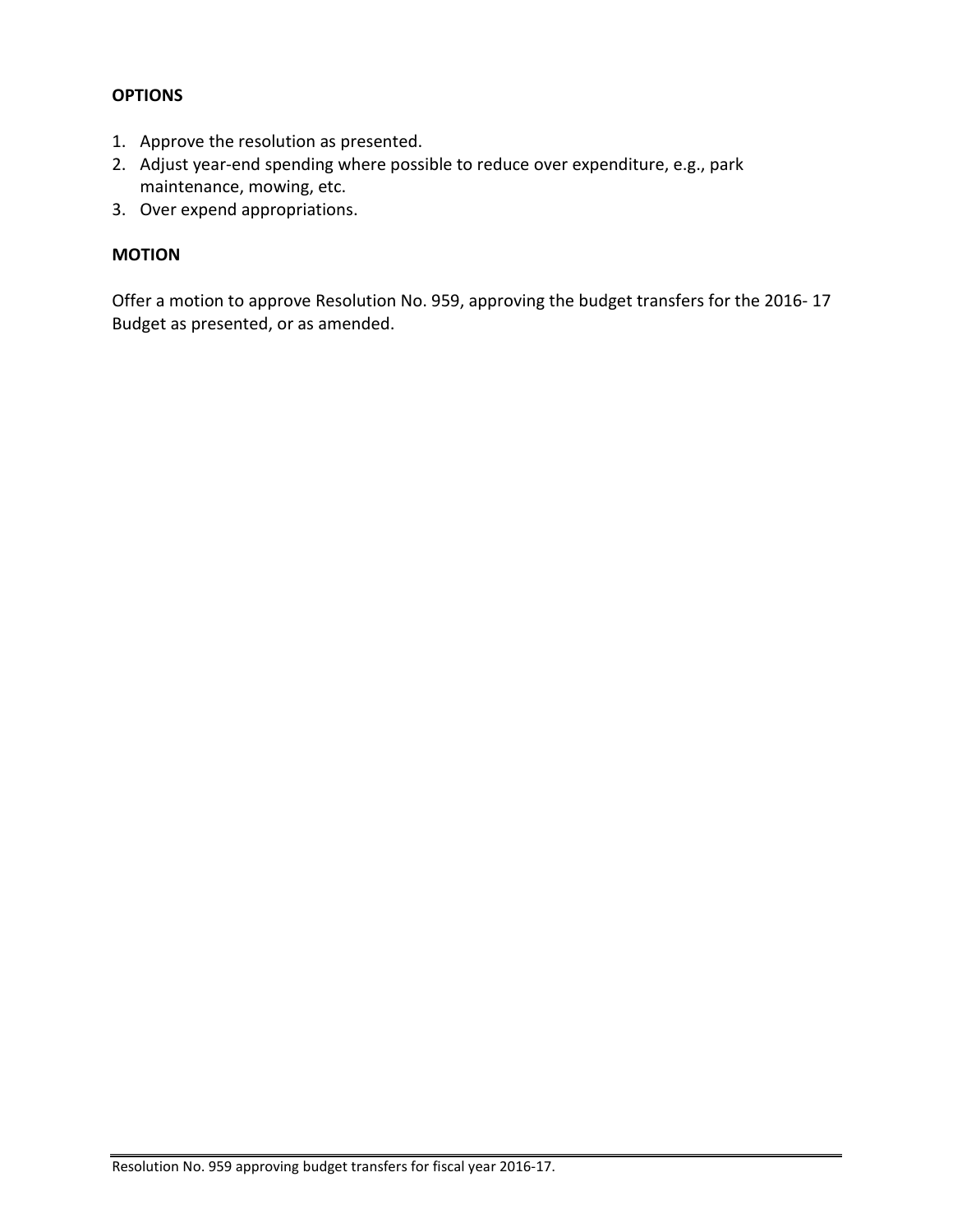**OPTIONS**

1. Approve the resolution as presented.
2. Adjust year-end spending where possible to reduce over expenditure, e.g., park maintenance, mowing, etc.
3. Over expend appropriations.

**MOTION**

Offer a motion to approve Resolution No. 959, approving the budget transfers for the 2016- 17 Budget as presented, or as amended.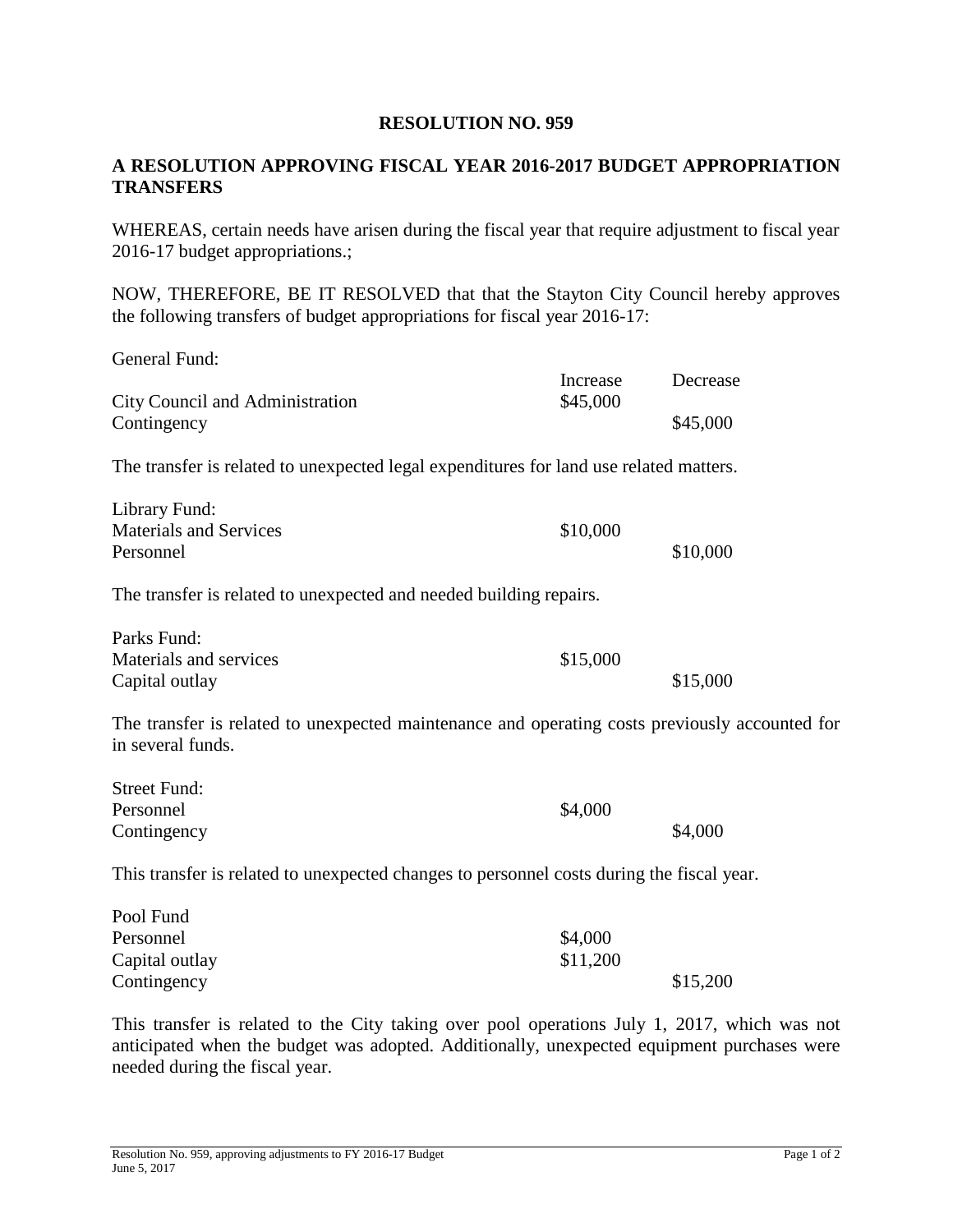**RESOLUTION NO. 959**

**A RESOLUTION APPROVING FISCAL YEAR 2016-2017 BUDGET APPROPRIATION TRANSFERS**

WHEREAS, certain needs have arisen during the fiscal year that require adjustment to fiscal year 2016-17 budget appropriations.;

NOW, THEREFORE, BE IT RESOLVED that that the Stayton City Council hereby approves the following transfers of budget appropriations for fiscal year 2016-17:

General Fund:

| | Increase | Decrease |
|---|---|---|
| City Council and Administration | $45,000 | |
| Contingency | | $45,000 |

The transfer is related to unexpected legal expenditures for land use related matters.

| Library Fund: | | |
|---|---|---|
| Materials and Services | $10,000 | |
| Personnel | | $10,000 |

The transfer is related to unexpected and needed building repairs.

| Parks Fund: | | |
|---|---|---|
| Materials and services | $15,000 | |
| Capital outlay | | $15,000 |

The transfer is related to unexpected maintenance and operating costs previously accounted for in several funds.

| Street Fund: | | |
|---|---|---|
| Personnel | $4,000 | |
| Contingency | | $4,000 |

This transfer is related to unexpected changes to personnel costs during the fiscal year.

| Pool Fund | | |
|---|---|---|
| Personnel | $4,000 | |
| Capital outlay | $11,200 | |
| Contingency | | $15,200 |

This transfer is related to the City taking over pool operations July 1, 2017, which was not anticipated when the budget was adopted. Additionally, unexpected equipment purchases were needed during the fiscal year.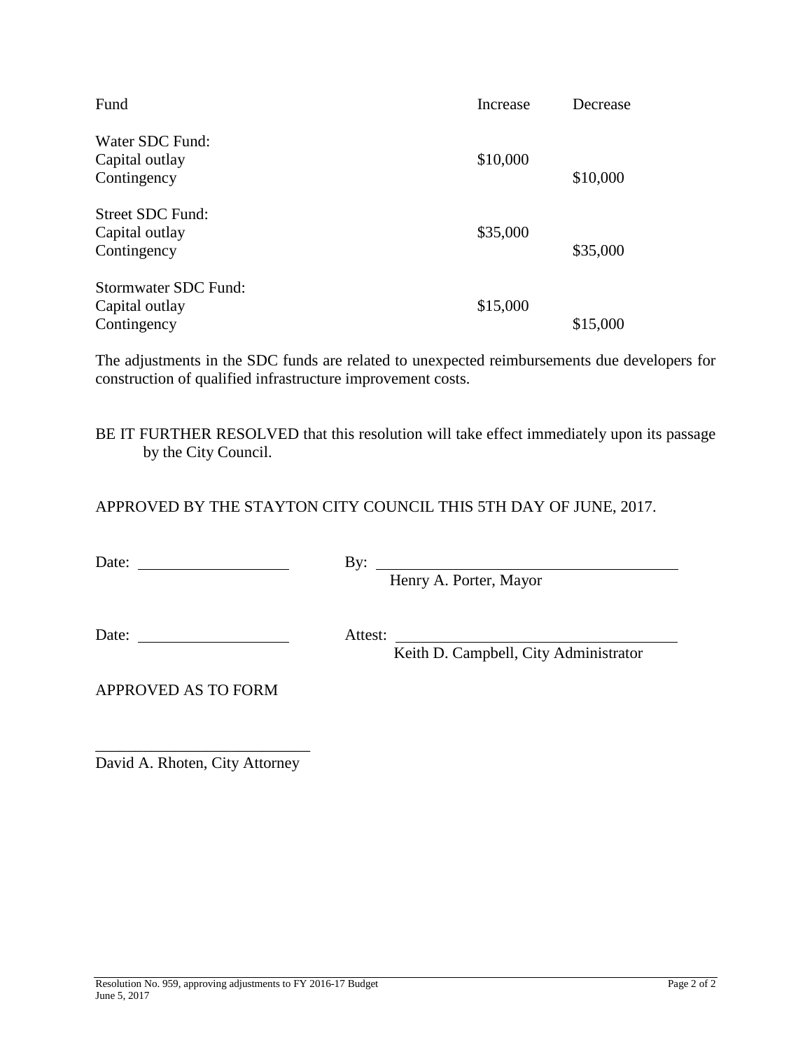| Fund | Increase | Decrease |
|---|---|---|
| Water SDC Fund: | | |
| Capital outlay | $10,000 | |
| Contingency | | $10,000 |
| Street SDC Fund: | | |
| Capital outlay | $35,000 | |
| Contingency | | $35,000 |
| Stormwater SDC Fund: | | |
| Capital outlay | $15,000 | |
| Contingency | | $15,000 |

The adjustments in the SDC funds are related to unexpected reimbursements due developers for construction of qualified infrastructure improvement costs.

BE IT FURTHER RESOLVED that this resolution will take effect immediately upon its passage by the City Council.

APPROVED BY THE STAYTON CITY COUNCIL THIS 5TH DAY OF JUNE, 2017.

Date: ____________________ By: ________________________________________
Henry A. Porter, Mayor

Date: ____________________ Attest: ________________________________________
Keith D. Campbell, City Administrator

APPROVED AS TO FORM

___________________________
David A. Rhoten, City Attorney